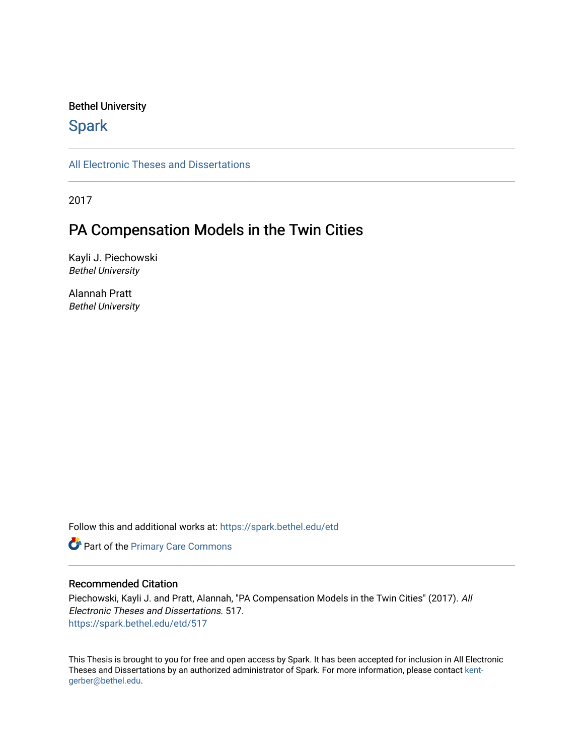Bethel University

## Spark

All Electronic Theses and Dissertations

2017

# PA Compensation Models in the Twin Cities

Kayli J. Piechowski
*Bethel University*

Alannah Pratt
*Bethel University*

Follow this and additional works at: https://spark.bethel.edu/etd

Part of the Primary Care Commons

### Recommended Citation

Piechowski, Kayli J. and Pratt, Alannah, "PA Compensation Models in the Twin Cities" (2017). *All Electronic Theses and Dissertations*. 517.
https://spark.bethel.edu/etd/517

This Thesis is brought to you for free and open access by Spark. It has been accepted for inclusion in All Electronic Theses and Dissertations by an authorized administrator of Spark. For more information, please contact kent-gerber@bethel.edu.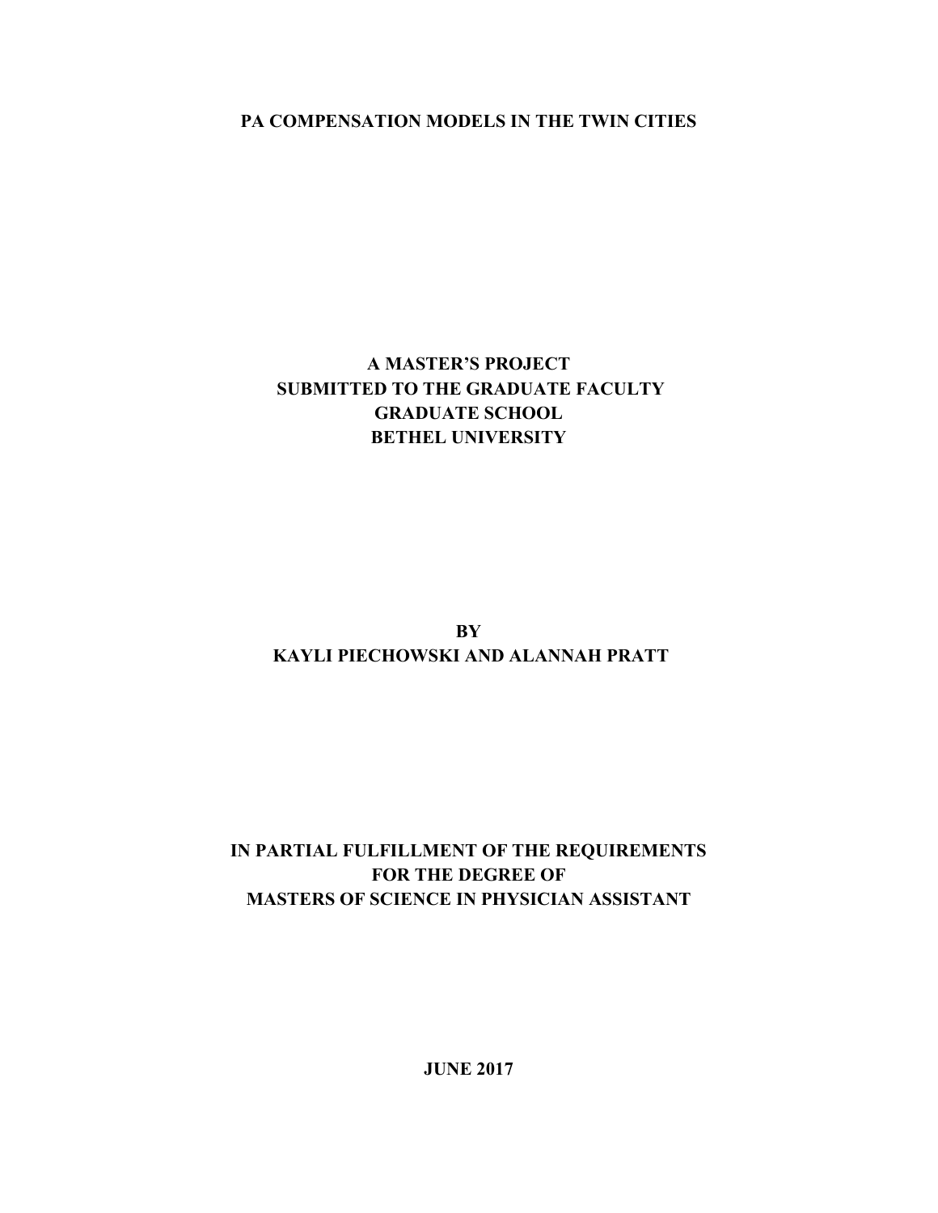# PA COMPENSATION MODELS IN THE TWIN CITIES

**A MASTER'S PROJECT**
**SUBMITTED TO THE GRADUATE FACULTY**
**GRADUATE SCHOOL**
**BETHEL UNIVERSITY**

**BY**
**KAYLI PIECHOWSKI AND ALANNAH PRATT**

**IN PARTIAL FULFILLMENT OF THE REQUIREMENTS**
**FOR THE DEGREE OF**
**MASTERS OF SCIENCE IN PHYSICIAN ASSISTANT**

**JUNE 2017**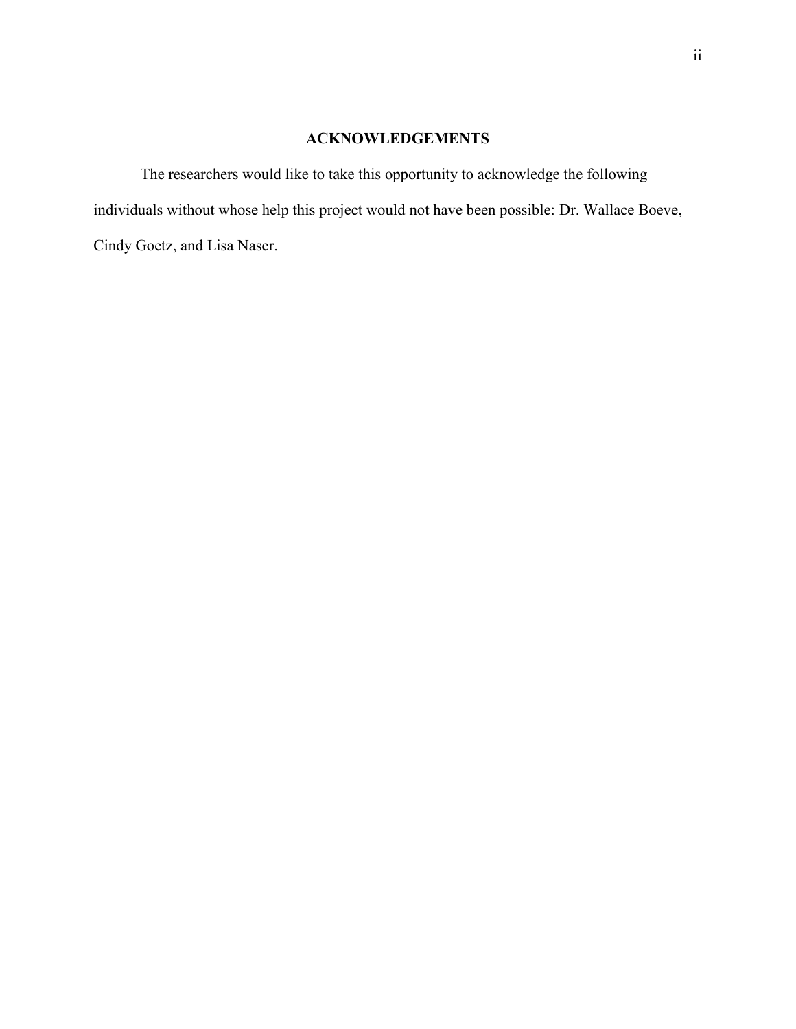## ACKNOWLEDGEMENTS

The researchers would like to take this opportunity to acknowledge the following individuals without whose help this project would not have been possible: Dr. Wallace Boeve, Cindy Goetz, and Lisa Naser.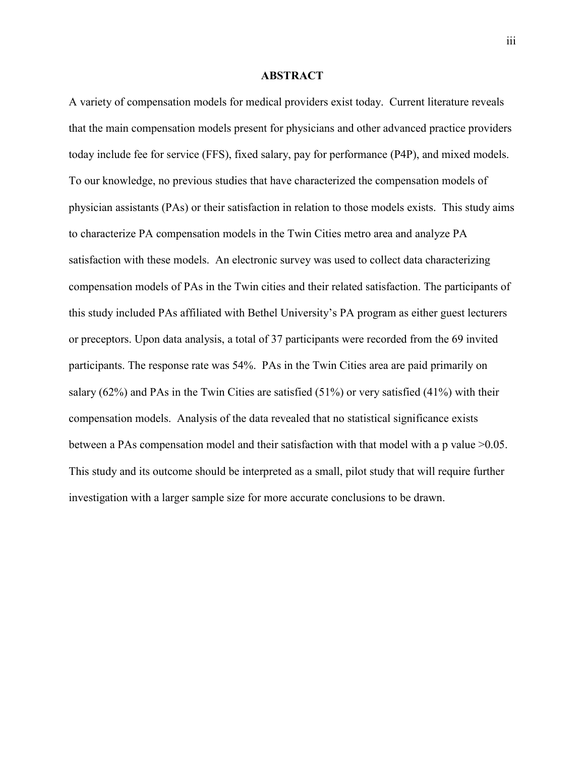# ABSTRACT

A variety of compensation models for medical providers exist today. Current literature reveals that the main compensation models present for physicians and other advanced practice providers today include fee for service (FFS), fixed salary, pay for performance (P4P), and mixed models. To our knowledge, no previous studies that have characterized the compensation models of physician assistants (PAs) or their satisfaction in relation to those models exists. This study aims to characterize PA compensation models in the Twin Cities metro area and analyze PA satisfaction with these models. An electronic survey was used to collect data characterizing compensation models of PAs in the Twin cities and their related satisfaction. The participants of this study included PAs affiliated with Bethel University's PA program as either guest lecturers or preceptors. Upon data analysis, a total of 37 participants were recorded from the 69 invited participants. The response rate was 54%. PAs in the Twin Cities area are paid primarily on salary (62%) and PAs in the Twin Cities are satisfied (51%) or very satisfied (41%) with their compensation models. Analysis of the data revealed that no statistical significance exists between a PAs compensation model and their satisfaction with that model with a p value $>0.05$. This study and its outcome should be interpreted as a small, pilot study that will require further investigation with a larger sample size for more accurate conclusions to be drawn.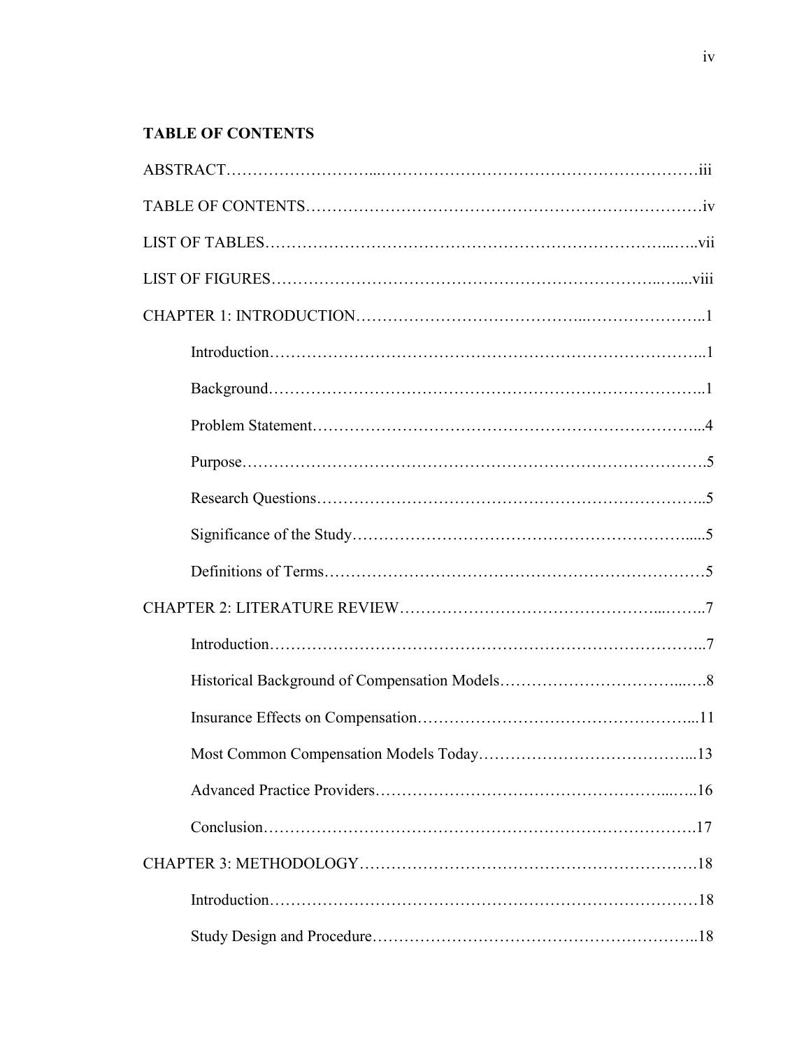**TABLE OF CONTENTS**

ABSTRACT………………………...……………………………………………………iii

TABLE OF CONTENTS………………………………………………………………iv

LIST OF TABLES……………………….…………………………………………...…..vii

LIST OF FIGURES…………………………………………………………..…....viii

CHAPTER 1: INTRODUCTION…………………………………..…………………..1

- Introduction…………………………………………………………………..1
- Background……………………………………………………………………..1
- Problem Statement……………………………………………………………...4
- Purpose………………………………………………………………………….5
- Research Questions……………………………………………………………..5
- Significance of the Study……………………………………………………….....5
- Definitions of Terms……………………………………………………………5

CHAPTER 2: LITERATURE REVIEW……………………………………...……..7

- Introduction…………………………………………………………………..7
- Historical Background of Compensation Models…………………………...….8
- Insurance Effects on Compensation…………………………………………...11
- Most Common Compensation Models Today………………………………...13
- Advanced Practice Providers……………………………………………...…..16
- Conclusion……………………………………………………………………….17

CHAPTER 3: METHODOLOGY……………………………………………………….18

- Introduction……………………………………………………………………18
- Study Design and Procedure……………………………………………………..18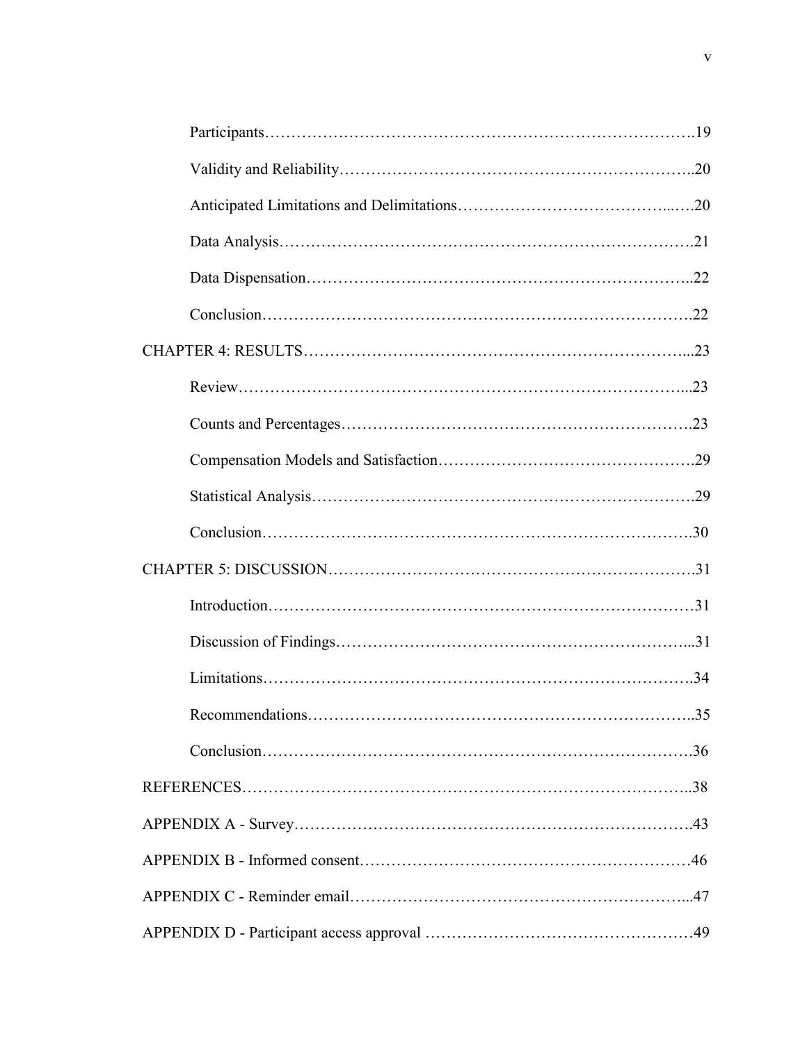Participants……………………………………………………………………….19

Validity and Reliability…………………………………………………………..20

Anticipated Limitations and Delimitations………………………………...….20

Data Analysis…………………………………………………………………….21

Data Dispensation………………………………………………………………..22

Conclusion……………………………………………………………………….22

CHAPTER 4: RESULTS…………………………………………………………….....23

Review…………………………………………………………………………...23

Counts and Percentages………………………………………………………….23

Compensation Models and Satisfaction………………………………………….29

Statistical Analysis……………………………………………………………….29

Conclusion………………………………………………………………………..30

CHAPTER 5: DISCUSSION………………………………………………………….31

Introduction………………………………………………………………………31

Discussion of Findings…………………………………………………………...31

Limitations……………………………………………………………………….34

Recommendations………………………………………………………………..35

Conclusion……………………………………………………………………….36

REFERENCES………………………………………………………………………...38

APPENDIX A - Survey………………………………………………………………..43

APPENDIX B - Informed consent……………………………………………………46

APPENDIX C - Reminder email……………………………………………………...47

APPENDIX D - Participant access approval …………………………………………49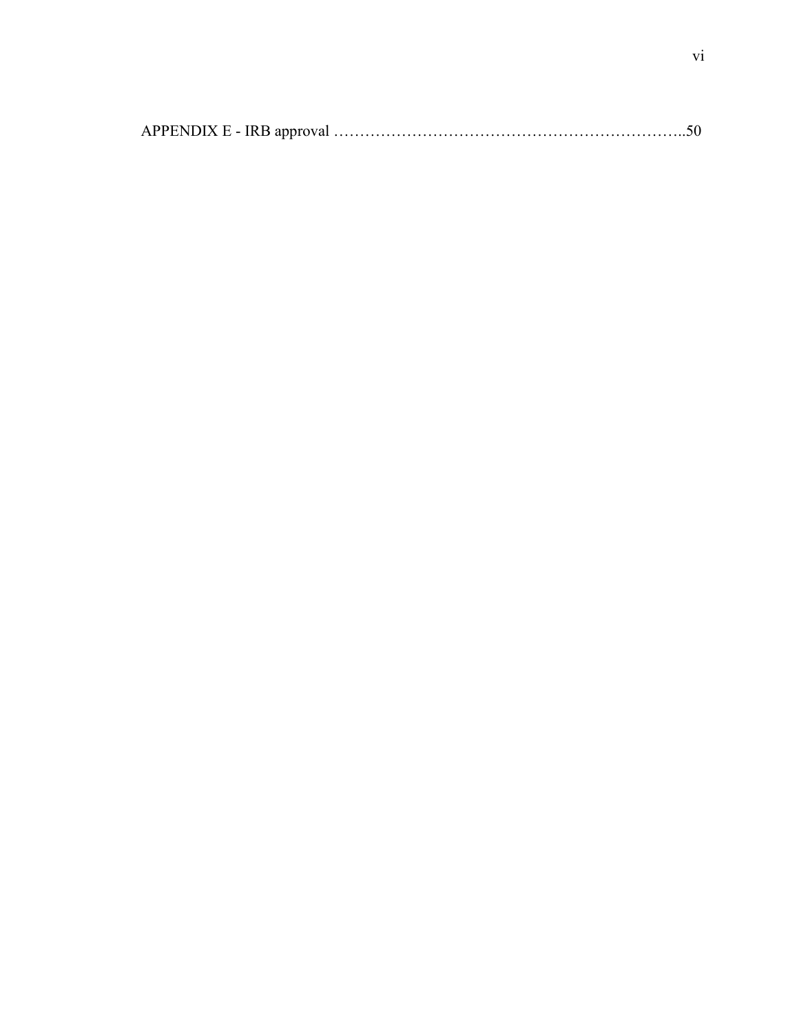APPENDIX E - IRB approval …………………………………………………………..50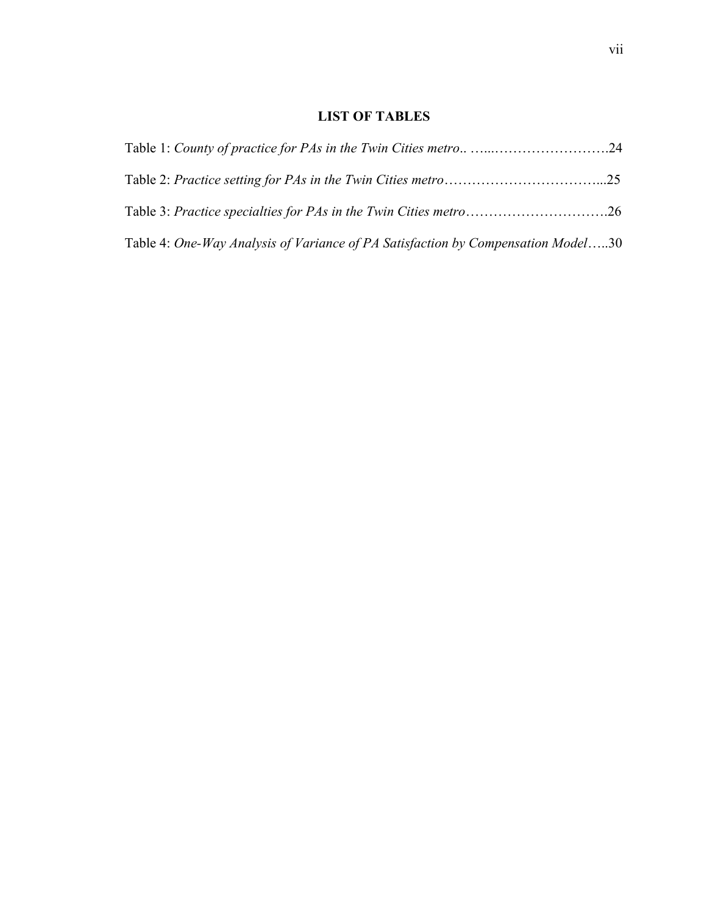# LIST OF TABLES

Table 1: *County of practice for PAs in the Twin Cities metro*.. …..…………………….24

Table 2: *Practice setting for PAs in the Twin Cities metro*……………………………...25

Table 3: *Practice specialties for PAs in the Twin Cities metro*………………………….26

Table 4: *One-Way Analysis of Variance of PA Satisfaction by Compensation Model*…..30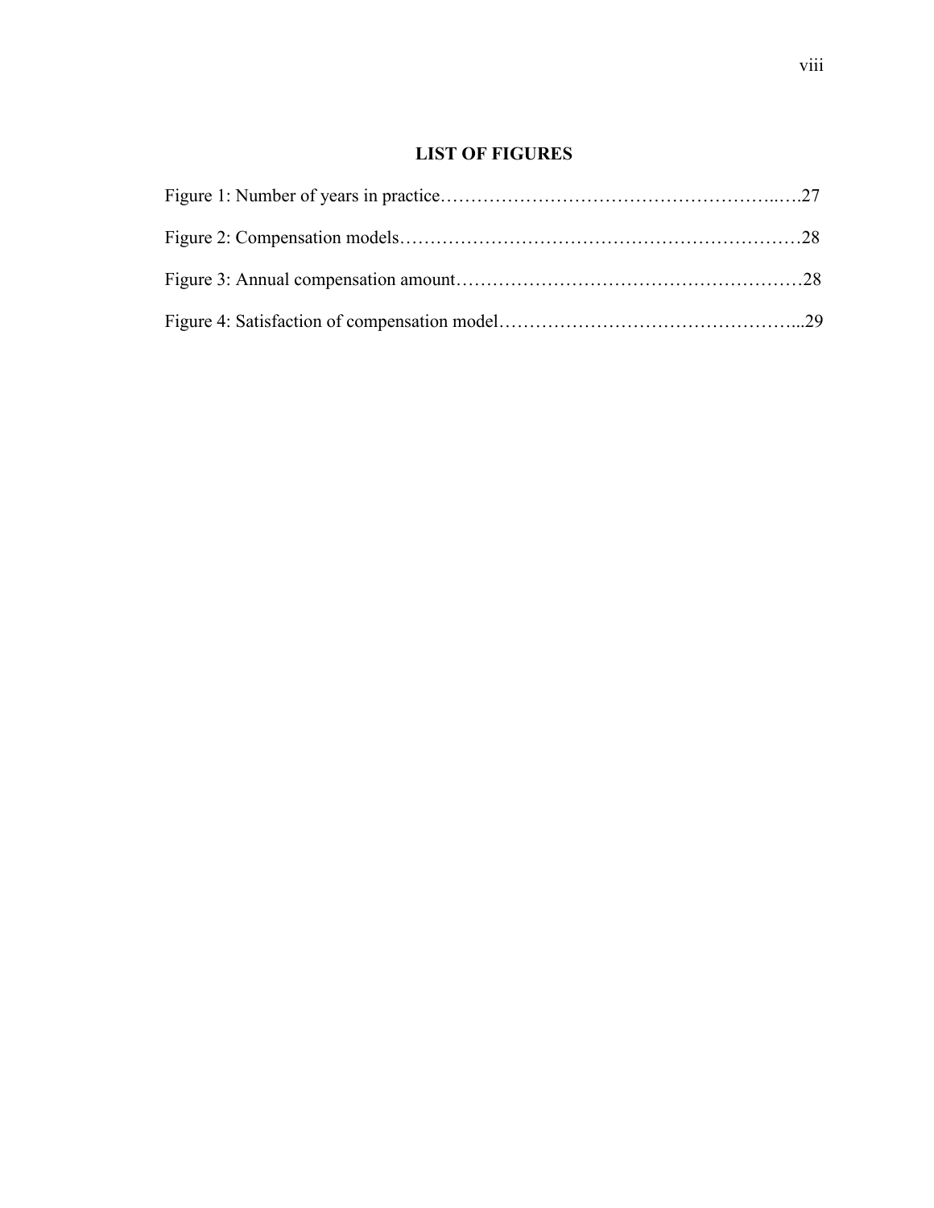# LIST OF FIGURES

Figure 1: Number of years in practice………………………………………………..….27

Figure 2: Compensation models………………………………………………………28

Figure 3: Annual compensation amount………………………………………………28

Figure 4: Satisfaction of compensation model………………………………………...29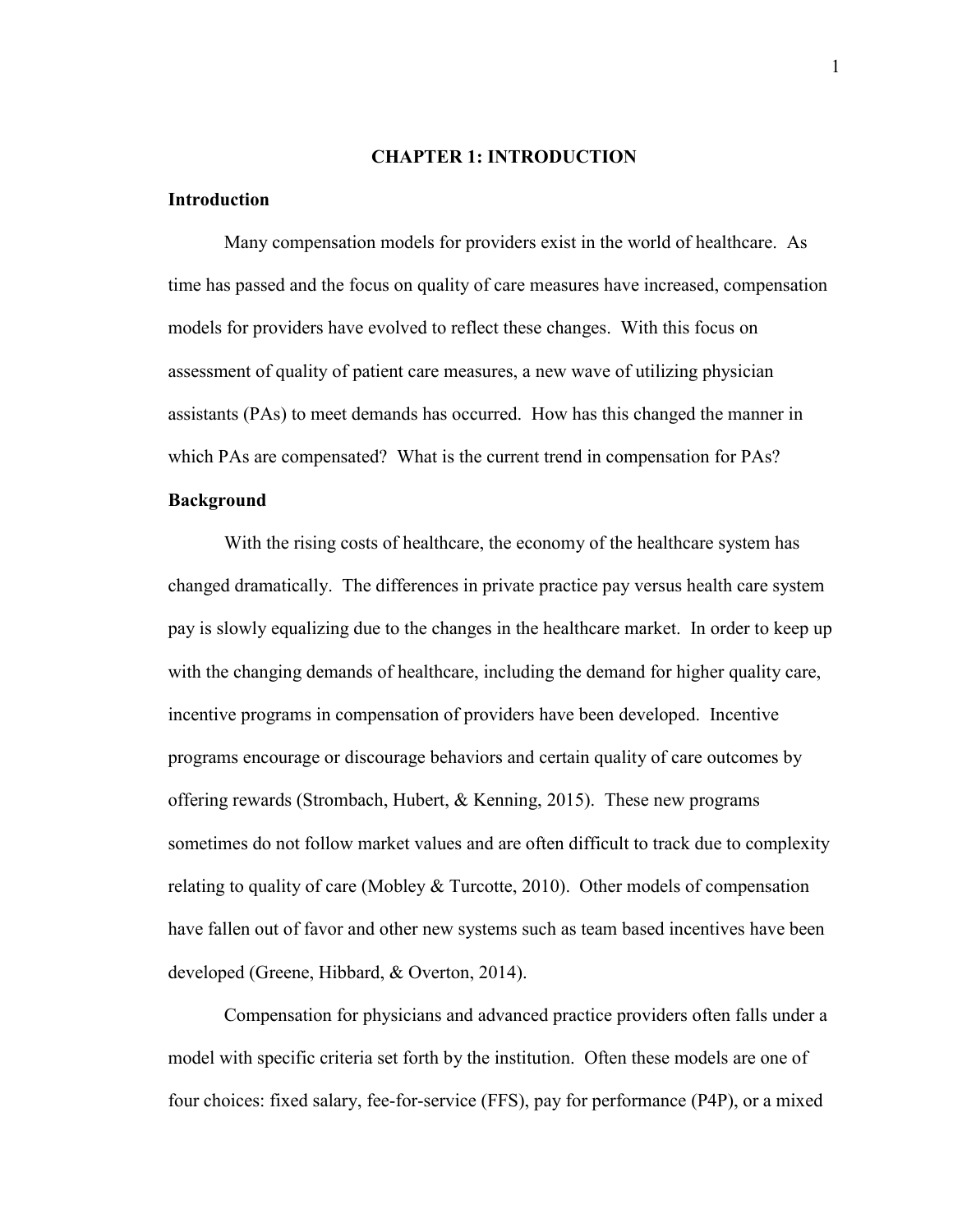# CHAPTER 1: INTRODUCTION

## Introduction

Many compensation models for providers exist in the world of healthcare. As time has passed and the focus on quality of care measures have increased, compensation models for providers have evolved to reflect these changes. With this focus on assessment of quality of patient care measures, a new wave of utilizing physician assistants (PAs) to meet demands has occurred. How has this changed the manner in which PAs are compensated? What is the current trend in compensation for PAs?

## Background

With the rising costs of healthcare, the economy of the healthcare system has changed dramatically. The differences in private practice pay versus health care system pay is slowly equalizing due to the changes in the healthcare market. In order to keep up with the changing demands of healthcare, including the demand for higher quality care, incentive programs in compensation of providers have been developed. Incentive programs encourage or discourage behaviors and certain quality of care outcomes by offering rewards (Strombach, Hubert, & Kenning, 2015). These new programs sometimes do not follow market values and are often difficult to track due to complexity relating to quality of care (Mobley & Turcotte, 2010). Other models of compensation have fallen out of favor and other new systems such as team based incentives have been developed (Greene, Hibbard, & Overton, 2014).

Compensation for physicians and advanced practice providers often falls under a model with specific criteria set forth by the institution. Often these models are one of four choices: fixed salary, fee-for-service (FFS), pay for performance (P4P), or a mixed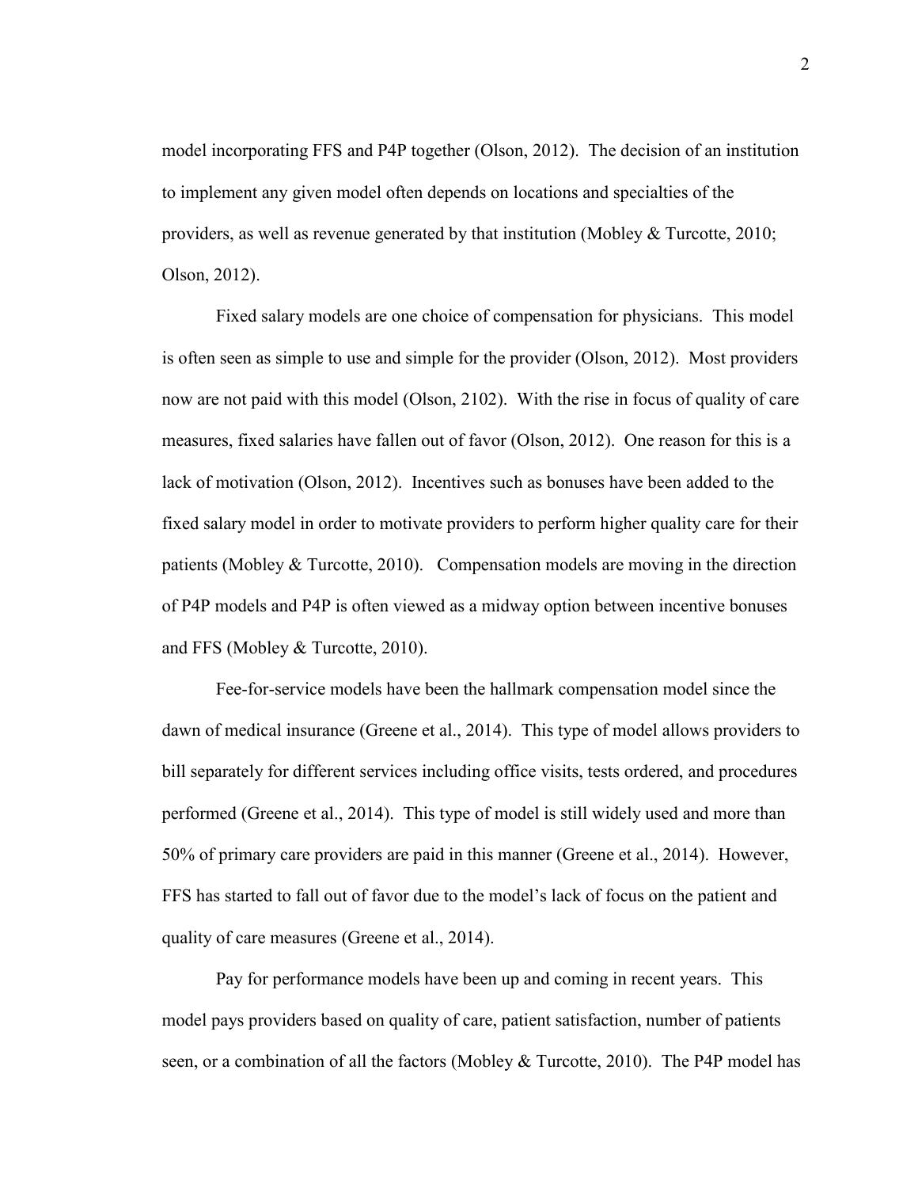model incorporating FFS and P4P together (Olson, 2012). The decision of an institution to implement any given model often depends on locations and specialties of the providers, as well as revenue generated by that institution (Mobley & Turcotte, 2010; Olson, 2012).

Fixed salary models are one choice of compensation for physicians. This model is often seen as simple to use and simple for the provider (Olson, 2012). Most providers now are not paid with this model (Olson, 2102). With the rise in focus of quality of care measures, fixed salaries have fallen out of favor (Olson, 2012). One reason for this is a lack of motivation (Olson, 2012). Incentives such as bonuses have been added to the fixed salary model in order to motivate providers to perform higher quality care for their patients (Mobley & Turcotte, 2010). Compensation models are moving in the direction of P4P models and P4P is often viewed as a midway option between incentive bonuses and FFS (Mobley & Turcotte, 2010).

Fee-for-service models have been the hallmark compensation model since the dawn of medical insurance (Greene et al., 2014). This type of model allows providers to bill separately for different services including office visits, tests ordered, and procedures performed (Greene et al., 2014). This type of model is still widely used and more than 50% of primary care providers are paid in this manner (Greene et al., 2014). However, FFS has started to fall out of favor due to the model's lack of focus on the patient and quality of care measures (Greene et al., 2014).

Pay for performance models have been up and coming in recent years. This model pays providers based on quality of care, patient satisfaction, number of patients seen, or a combination of all the factors (Mobley & Turcotte, 2010). The P4P model has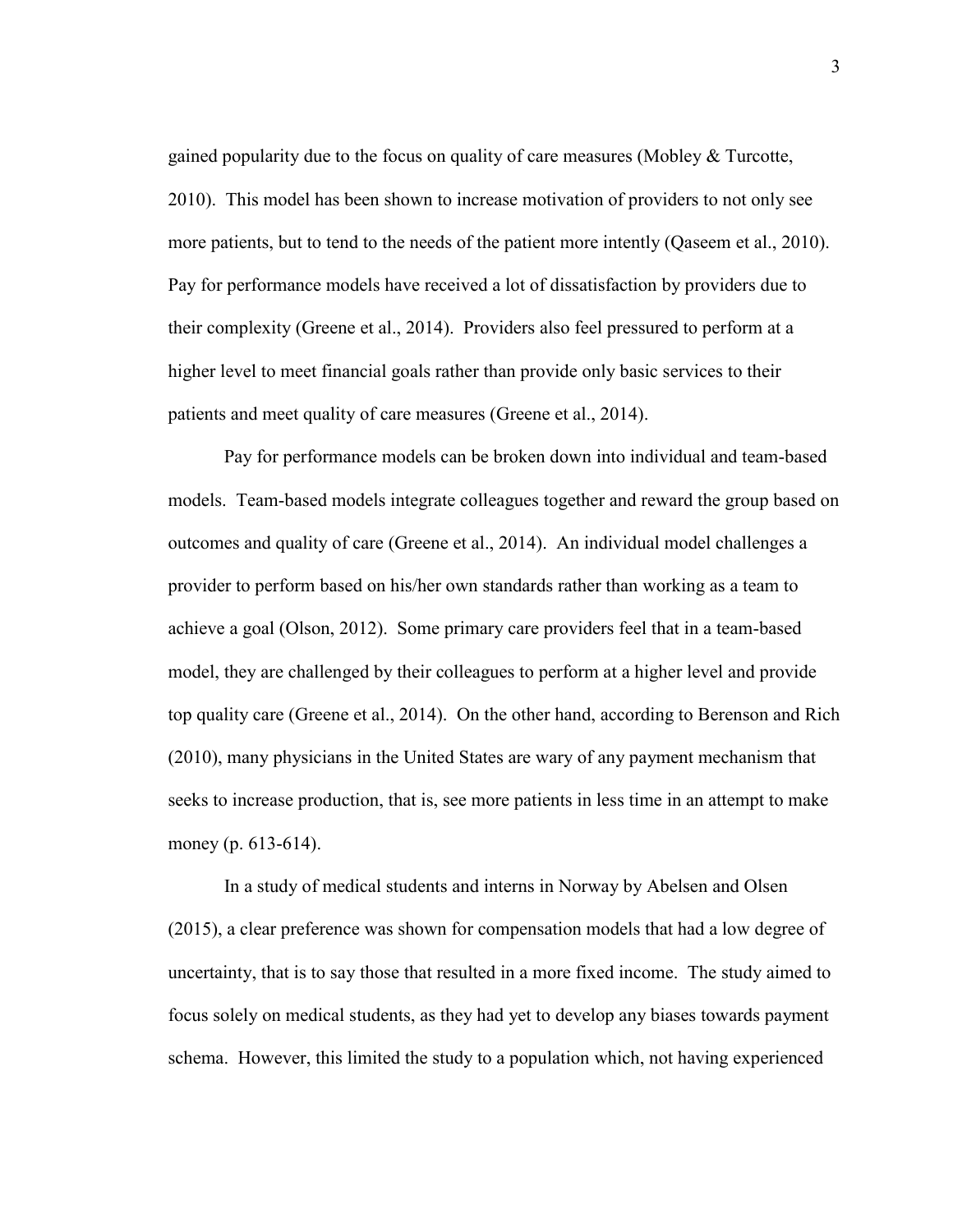gained popularity due to the focus on quality of care measures (Mobley & Turcotte, 2010). This model has been shown to increase motivation of providers to not only see more patients, but to tend to the needs of the patient more intently (Qaseem et al., 2010). Pay for performance models have received a lot of dissatisfaction by providers due to their complexity (Greene et al., 2014). Providers also feel pressured to perform at a higher level to meet financial goals rather than provide only basic services to their patients and meet quality of care measures (Greene et al., 2014).

Pay for performance models can be broken down into individual and team-based models. Team-based models integrate colleagues together and reward the group based on outcomes and quality of care (Greene et al., 2014). An individual model challenges a provider to perform based on his/her own standards rather than working as a team to achieve a goal (Olson, 2012). Some primary care providers feel that in a team-based model, they are challenged by their colleagues to perform at a higher level and provide top quality care (Greene et al., 2014). On the other hand, according to Berenson and Rich (2010), many physicians in the United States are wary of any payment mechanism that seeks to increase production, that is, see more patients in less time in an attempt to make money (p. 613-614).

In a study of medical students and interns in Norway by Abelsen and Olsen (2015), a clear preference was shown for compensation models that had a low degree of uncertainty, that is to say those that resulted in a more fixed income. The study aimed to focus solely on medical students, as they had yet to develop any biases towards payment schema. However, this limited the study to a population which, not having experienced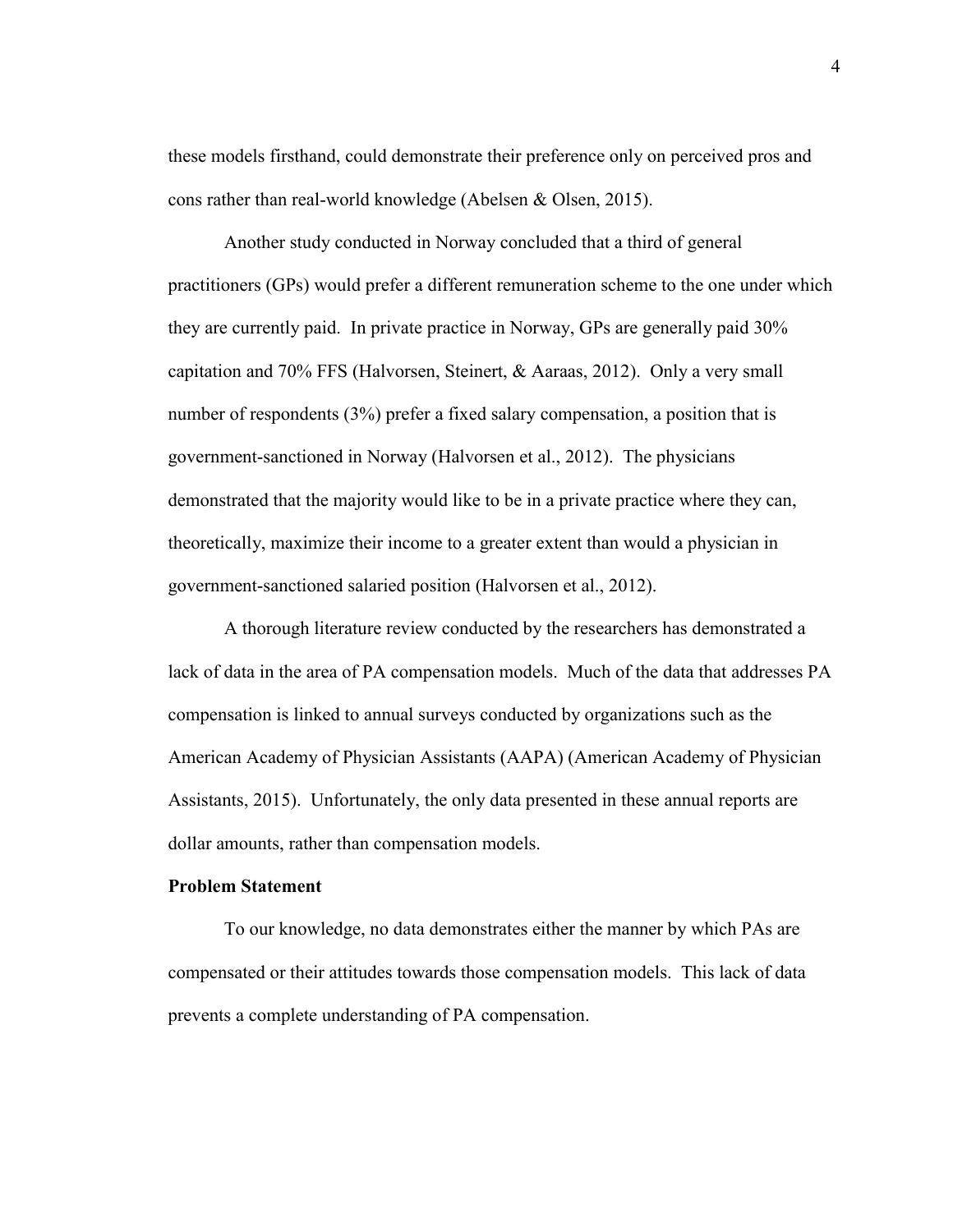these models firsthand, could demonstrate their preference only on perceived pros and cons rather than real-world knowledge (Abelsen & Olsen, 2015).

Another study conducted in Norway concluded that a third of general practitioners (GPs) would prefer a different remuneration scheme to the one under which they are currently paid. In private practice in Norway, GPs are generally paid 30% capitation and 70% FFS (Halvorsen, Steinert, & Aaraas, 2012). Only a very small number of respondents (3%) prefer a fixed salary compensation, a position that is government-sanctioned in Norway (Halvorsen et al., 2012). The physicians demonstrated that the majority would like to be in a private practice where they can, theoretically, maximize their income to a greater extent than would a physician in government-sanctioned salaried position (Halvorsen et al., 2012).

A thorough literature review conducted by the researchers has demonstrated a lack of data in the area of PA compensation models. Much of the data that addresses PA compensation is linked to annual surveys conducted by organizations such as the American Academy of Physician Assistants (AAPA) (American Academy of Physician Assistants, 2015). Unfortunately, the only data presented in these annual reports are dollar amounts, rather than compensation models.

**Problem Statement**

To our knowledge, no data demonstrates either the manner by which PAs are compensated or their attitudes towards those compensation models. This lack of data prevents a complete understanding of PA compensation.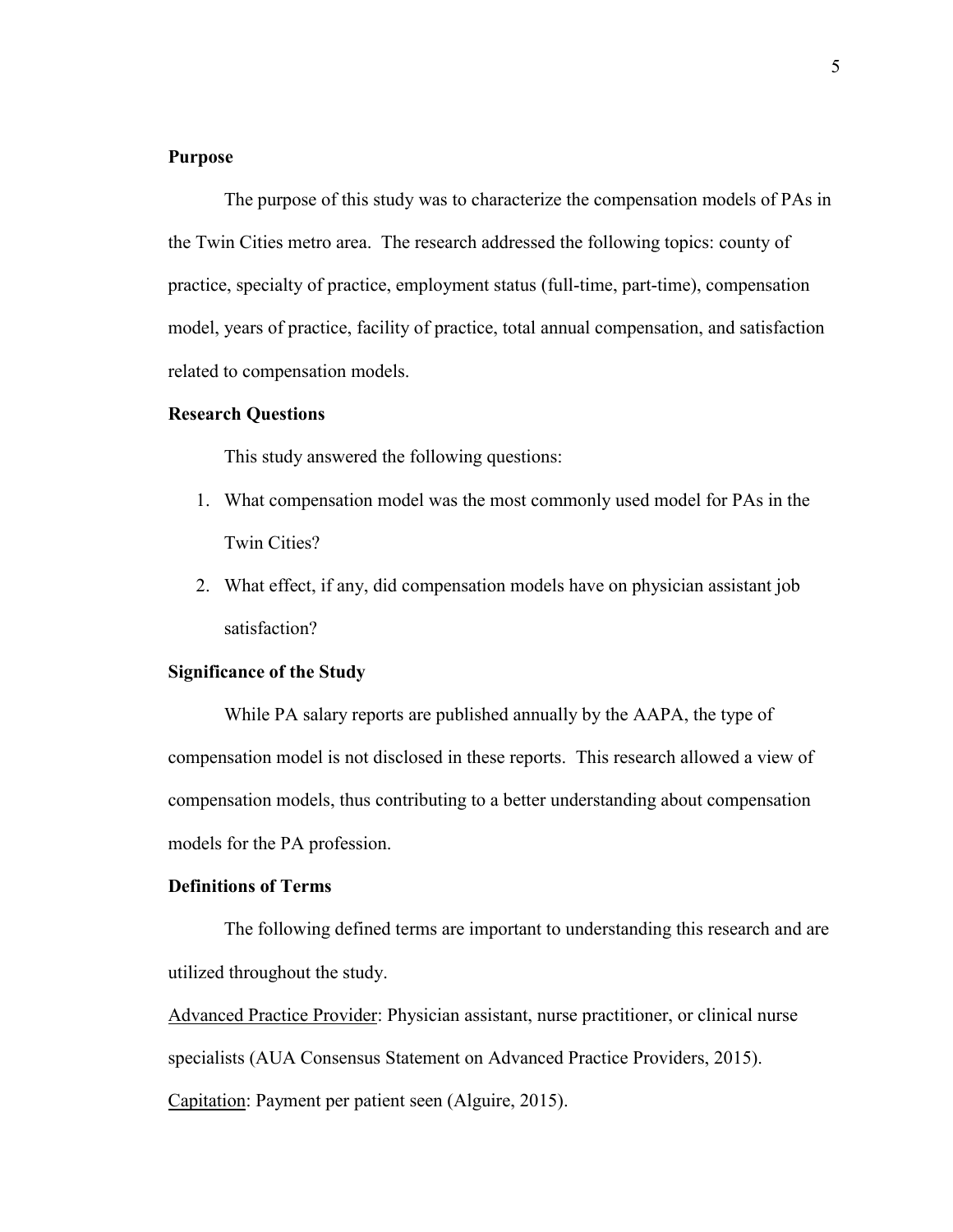**Purpose**

The purpose of this study was to characterize the compensation models of PAs in the Twin Cities metro area. The research addressed the following topics: county of practice, specialty of practice, employment status (full-time, part-time), compensation model, years of practice, facility of practice, total annual compensation, and satisfaction related to compensation models.

**Research Questions**

This study answered the following questions:

1. What compensation model was the most commonly used model for PAs in the Twin Cities?
2. What effect, if any, did compensation models have on physician assistant job satisfaction?

**Significance of the Study**

While PA salary reports are published annually by the AAPA, the type of compensation model is not disclosed in these reports. This research allowed a view of compensation models, thus contributing to a better understanding about compensation models for the PA profession.

**Definitions of Terms**

The following defined terms are important to understanding this research and are utilized throughout the study.

<u>Advanced Practice Provider</u>: Physician assistant, nurse practitioner, or clinical nurse specialists (AUA Consensus Statement on Advanced Practice Providers, 2015).

<u>Capitation</u>: Payment per patient seen (Alguire, 2015).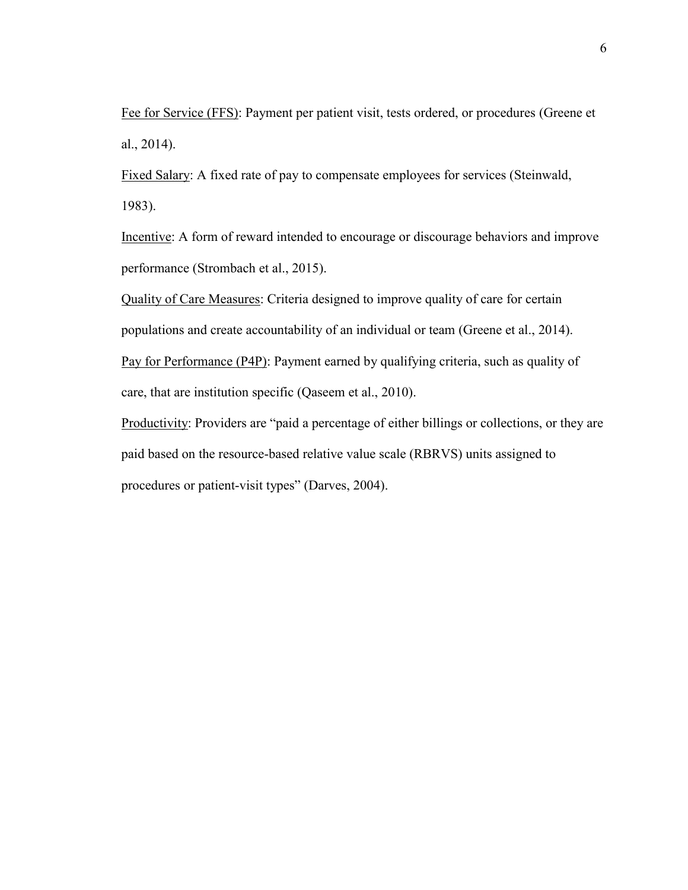<u>Fee for Service (FFS)</u>: Payment per patient visit, tests ordered, or procedures (Greene et al., 2014).

<u>Fixed Salary</u>: A fixed rate of pay to compensate employees for services (Steinwald, 1983).

<u>Incentive</u>: A form of reward intended to encourage or discourage behaviors and improve performance (Strombach et al., 2015).

<u>Quality of Care Measures</u>: Criteria designed to improve quality of care for certain populations and create accountability of an individual or team (Greene et al., 2014).

<u>Pay for Performance (P4P)</u>: Payment earned by qualifying criteria, such as quality of care, that are institution specific (Qaseem et al., 2010).

<u>Productivity</u>: Providers are "paid a percentage of either billings or collections, or they are paid based on the resource-based relative value scale (RBRVS) units assigned to procedures or patient-visit types" (Darves, 2004).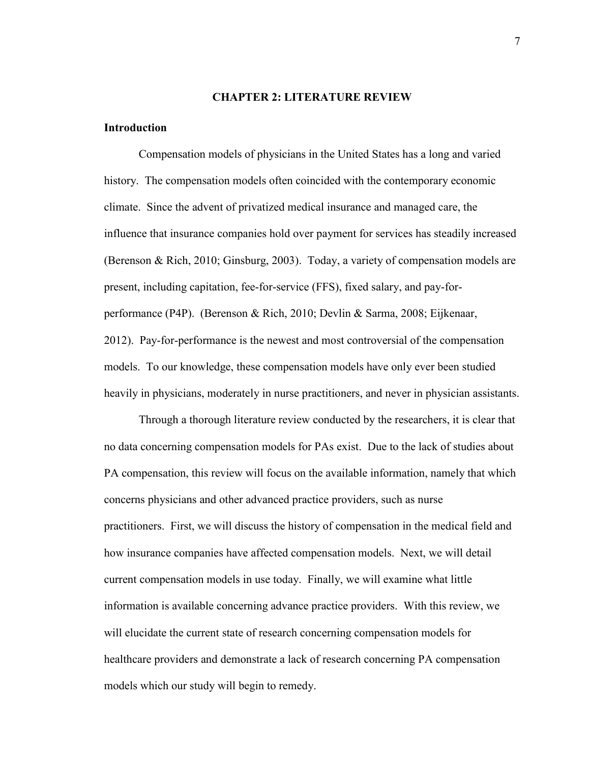## CHAPTER 2: LITERATURE REVIEW

### Introduction

Compensation models of physicians in the United States has a long and varied history. The compensation models often coincided with the contemporary economic climate. Since the advent of privatized medical insurance and managed care, the influence that insurance companies hold over payment for services has steadily increased (Berenson & Rich, 2010; Ginsburg, 2003). Today, a variety of compensation models are present, including capitation, fee-for-service (FFS), fixed salary, and pay-for-performance (P4P). (Berenson & Rich, 2010; Devlin & Sarma, 2008; Eijkenaar, 2012). Pay-for-performance is the newest and most controversial of the compensation models. To our knowledge, these compensation models have only ever been studied heavily in physicians, moderately in nurse practitioners, and never in physician assistants.

Through a thorough literature review conducted by the researchers, it is clear that no data concerning compensation models for PAs exist. Due to the lack of studies about PA compensation, this review will focus on the available information, namely that which concerns physicians and other advanced practice providers, such as nurse practitioners. First, we will discuss the history of compensation in the medical field and how insurance companies have affected compensation models. Next, we will detail current compensation models in use today. Finally, we will examine what little information is available concerning advance practice providers. With this review, we will elucidate the current state of research concerning compensation models for healthcare providers and demonstrate a lack of research concerning PA compensation models which our study will begin to remedy.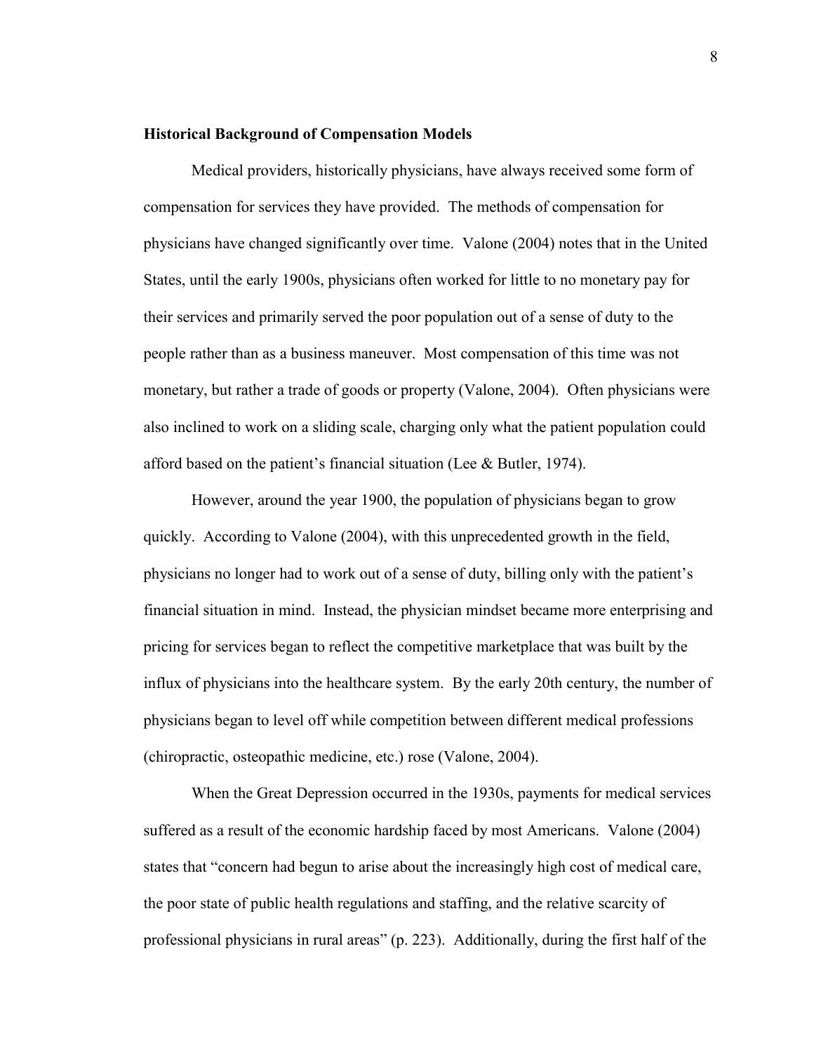**Historical Background of Compensation Models**

Medical providers, historically physicians, have always received some form of compensation for services they have provided. The methods of compensation for physicians have changed significantly over time. Valone (2004) notes that in the United States, until the early 1900s, physicians often worked for little to no monetary pay for their services and primarily served the poor population out of a sense of duty to the people rather than as a business maneuver. Most compensation of this time was not monetary, but rather a trade of goods or property (Valone, 2004). Often physicians were also inclined to work on a sliding scale, charging only what the patient population could afford based on the patient's financial situation (Lee & Butler, 1974).

However, around the year 1900, the population of physicians began to grow quickly. According to Valone (2004), with this unprecedented growth in the field, physicians no longer had to work out of a sense of duty, billing only with the patient's financial situation in mind. Instead, the physician mindset became more enterprising and pricing for services began to reflect the competitive marketplace that was built by the influx of physicians into the healthcare system. By the early 20th century, the number of physicians began to level off while competition between different medical professions (chiropractic, osteopathic medicine, etc.) rose (Valone, 2004).

When the Great Depression occurred in the 1930s, payments for medical services suffered as a result of the economic hardship faced by most Americans. Valone (2004) states that "concern had begun to arise about the increasingly high cost of medical care, the poor state of public health regulations and staffing, and the relative scarcity of professional physicians in rural areas" (p. 223). Additionally, during the first half of the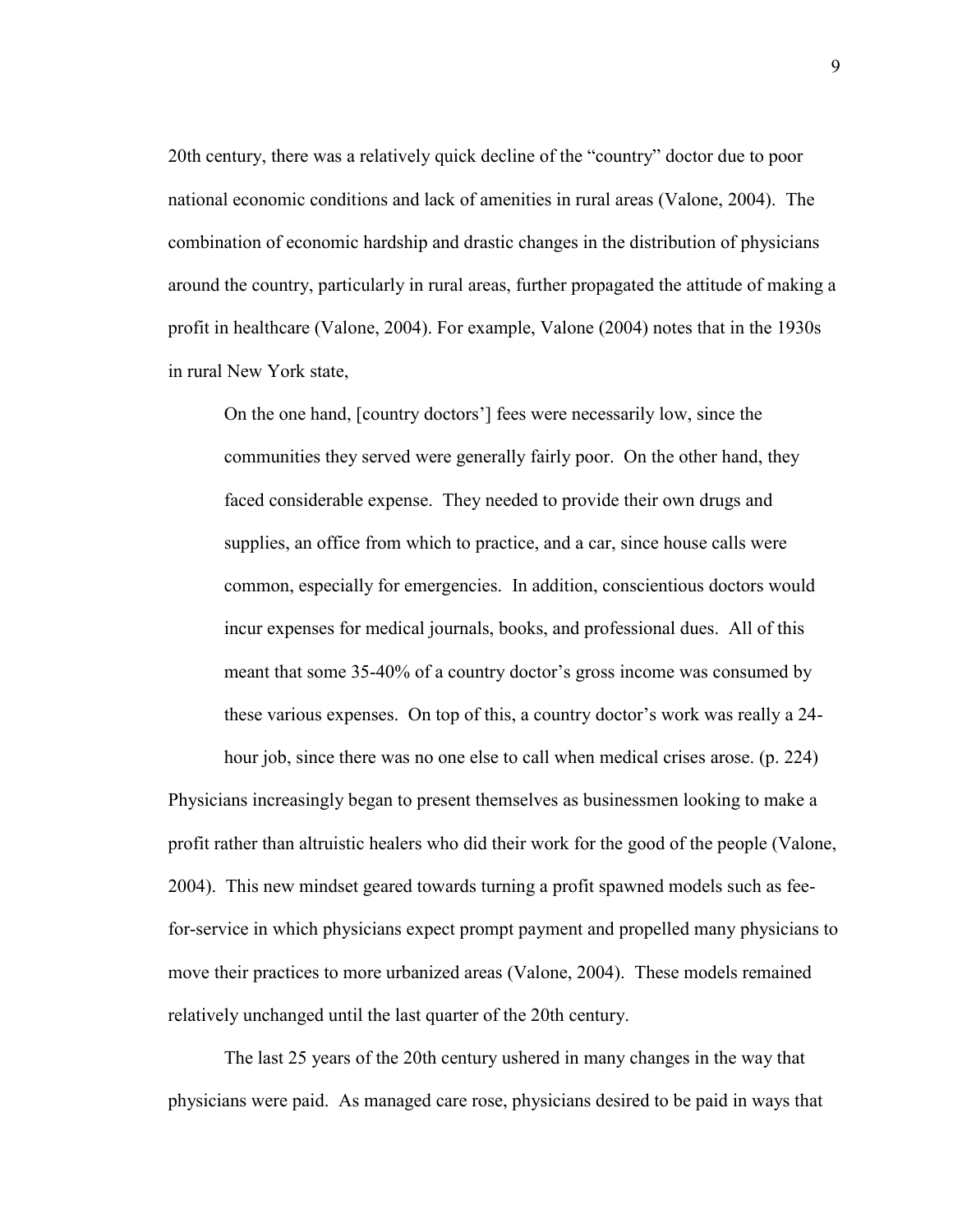20th century, there was a relatively quick decline of the "country" doctor due to poor national economic conditions and lack of amenities in rural areas (Valone, 2004). The combination of economic hardship and drastic changes in the distribution of physicians around the country, particularly in rural areas, further propagated the attitude of making a profit in healthcare (Valone, 2004). For example, Valone (2004) notes that in the 1930s in rural New York state,

> On the one hand, [country doctors'] fees were necessarily low, since the communities they served were generally fairly poor. On the other hand, they faced considerable expense. They needed to provide their own drugs and supplies, an office from which to practice, and a car, since house calls were common, especially for emergencies. In addition, conscientious doctors would incur expenses for medical journals, books, and professional dues. All of this meant that some 35-40% of a country doctor's gross income was consumed by these various expenses. On top of this, a country doctor's work was really a 24-hour job, since there was no one else to call when medical crises arose. (p. 224)

Physicians increasingly began to present themselves as businessmen looking to make a profit rather than altruistic healers who did their work for the good of the people (Valone, 2004). This new mindset geared towards turning a profit spawned models such as fee-for-service in which physicians expect prompt payment and propelled many physicians to move their practices to more urbanized areas (Valone, 2004). These models remained relatively unchanged until the last quarter of the 20th century.

The last 25 years of the 20th century ushered in many changes in the way that physicians were paid. As managed care rose, physicians desired to be paid in ways that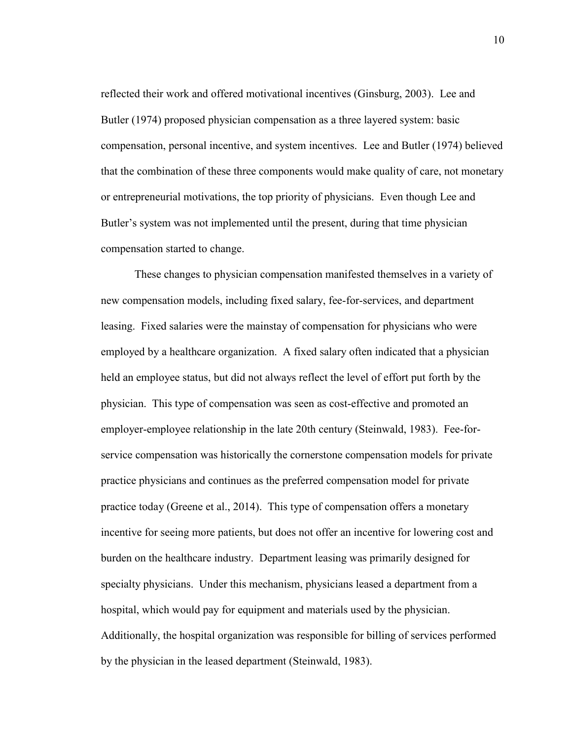reflected their work and offered motivational incentives (Ginsburg, 2003). Lee and Butler (1974) proposed physician compensation as a three layered system: basic compensation, personal incentive, and system incentives. Lee and Butler (1974) believed that the combination of these three components would make quality of care, not monetary or entrepreneurial motivations, the top priority of physicians. Even though Lee and Butler's system was not implemented until the present, during that time physician compensation started to change.

These changes to physician compensation manifested themselves in a variety of new compensation models, including fixed salary, fee-for-services, and department leasing. Fixed salaries were the mainstay of compensation for physicians who were employed by a healthcare organization. A fixed salary often indicated that a physician held an employee status, but did not always reflect the level of effort put forth by the physician. This type of compensation was seen as cost-effective and promoted an employer-employee relationship in the late 20th century (Steinwald, 1983). Fee-for-service compensation was historically the cornerstone compensation models for private practice physicians and continues as the preferred compensation model for private practice today (Greene et al., 2014). This type of compensation offers a monetary incentive for seeing more patients, but does not offer an incentive for lowering cost and burden on the healthcare industry. Department leasing was primarily designed for specialty physicians. Under this mechanism, physicians leased a department from a hospital, which would pay for equipment and materials used by the physician. Additionally, the hospital organization was responsible for billing of services performed by the physician in the leased department (Steinwald, 1983).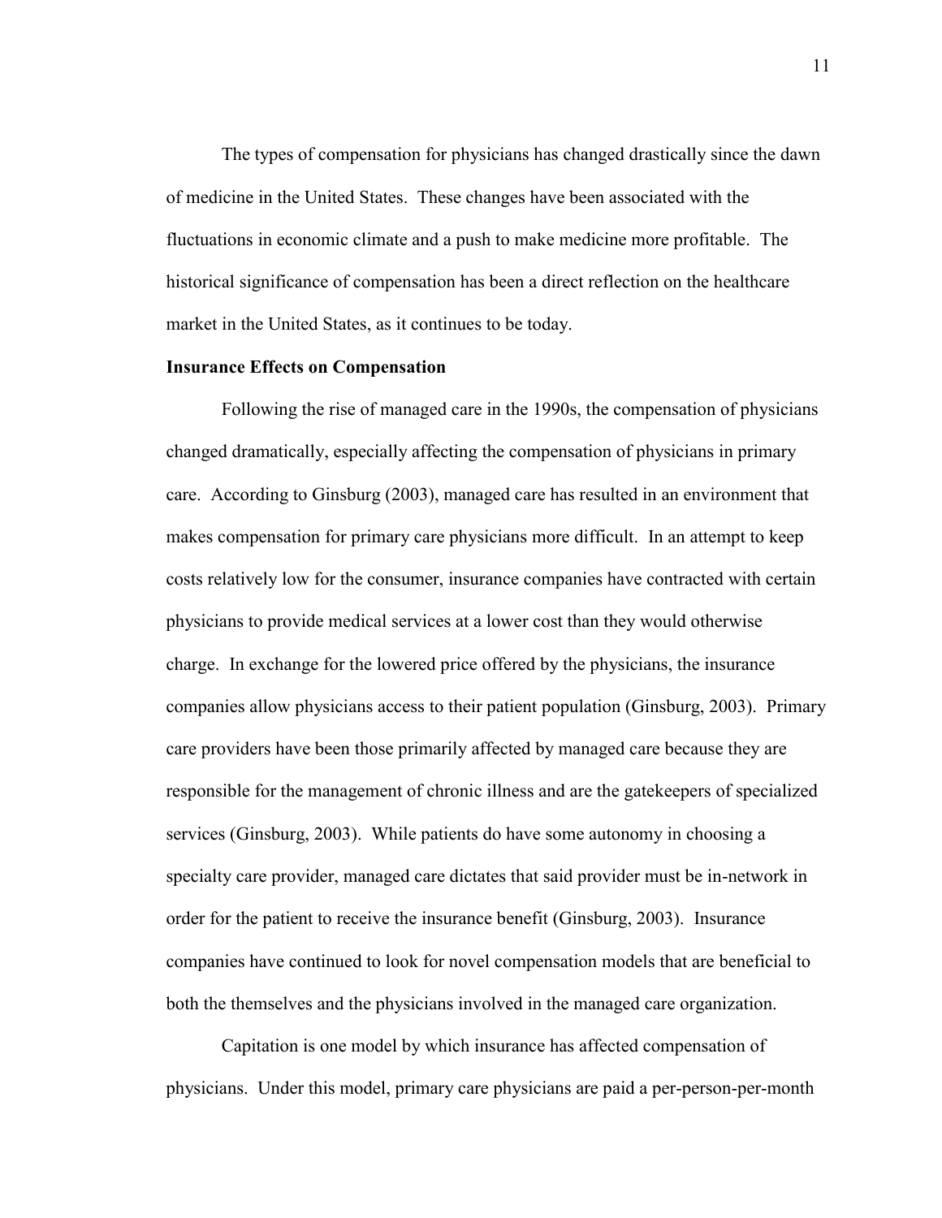The types of compensation for physicians has changed drastically since the dawn of medicine in the United States. These changes have been associated with the fluctuations in economic climate and a push to make medicine more profitable. The historical significance of compensation has been a direct reflection on the healthcare market in the United States, as it continues to be today.

**Insurance Effects on Compensation**

Following the rise of managed care in the 1990s, the compensation of physicians changed dramatically, especially affecting the compensation of physicians in primary care. According to Ginsburg (2003), managed care has resulted in an environment that makes compensation for primary care physicians more difficult. In an attempt to keep costs relatively low for the consumer, insurance companies have contracted with certain physicians to provide medical services at a lower cost than they would otherwise charge. In exchange for the lowered price offered by the physicians, the insurance companies allow physicians access to their patient population (Ginsburg, 2003). Primary care providers have been those primarily affected by managed care because they are responsible for the management of chronic illness and are the gatekeepers of specialized services (Ginsburg, 2003). While patients do have some autonomy in choosing a specialty care provider, managed care dictates that said provider must be in-network in order for the patient to receive the insurance benefit (Ginsburg, 2003). Insurance companies have continued to look for novel compensation models that are beneficial to both the themselves and the physicians involved in the managed care organization.

Capitation is one model by which insurance has affected compensation of physicians. Under this model, primary care physicians are paid a per-person-per-month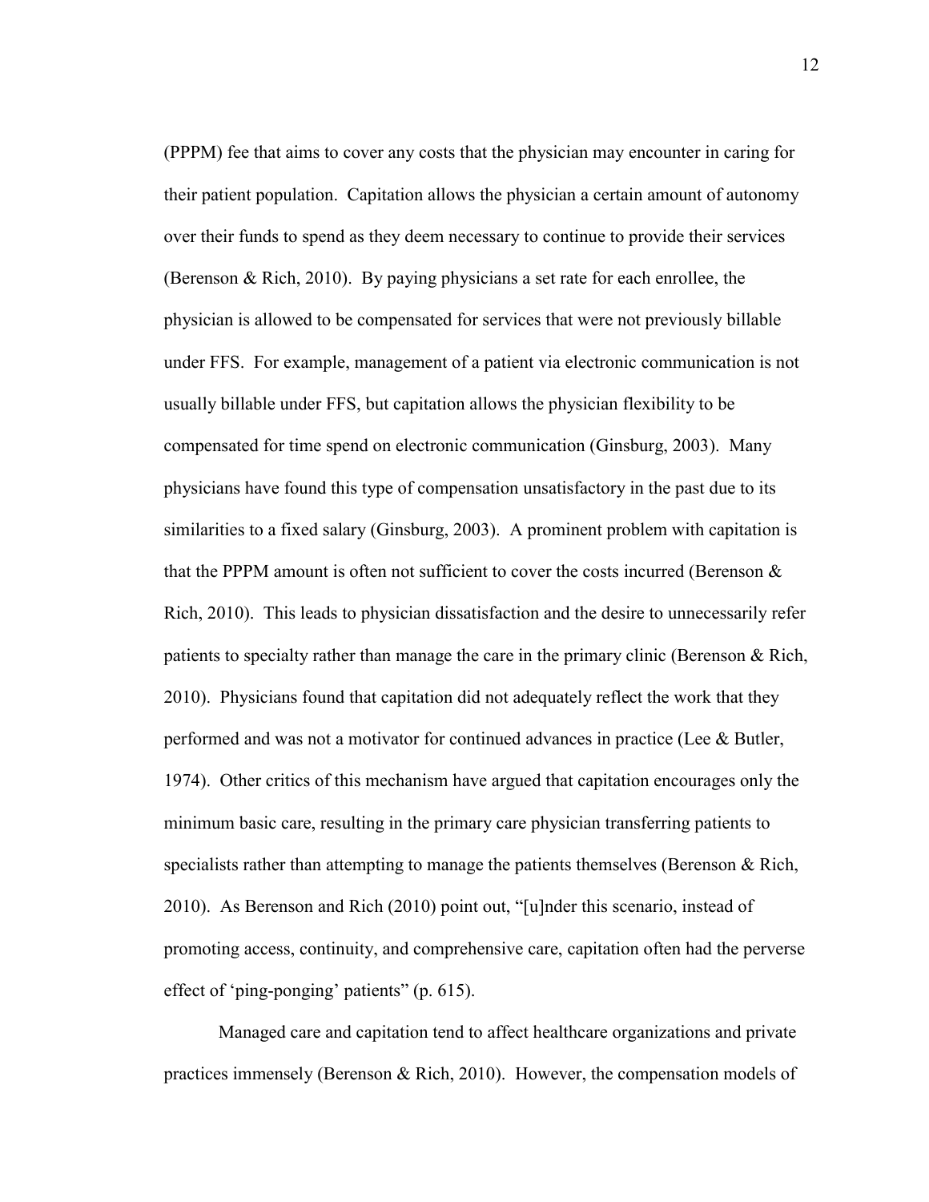(PPPM) fee that aims to cover any costs that the physician may encounter in caring for their patient population. Capitation allows the physician a certain amount of autonomy over their funds to spend as they deem necessary to continue to provide their services (Berenson & Rich, 2010). By paying physicians a set rate for each enrollee, the physician is allowed to be compensated for services that were not previously billable under FFS. For example, management of a patient via electronic communication is not usually billable under FFS, but capitation allows the physician flexibility to be compensated for time spend on electronic communication (Ginsburg, 2003). Many physicians have found this type of compensation unsatisfactory in the past due to its similarities to a fixed salary (Ginsburg, 2003). A prominent problem with capitation is that the PPPM amount is often not sufficient to cover the costs incurred (Berenson & Rich, 2010). This leads to physician dissatisfaction and the desire to unnecessarily refer patients to specialty rather than manage the care in the primary clinic (Berenson & Rich, 2010). Physicians found that capitation did not adequately reflect the work that they performed and was not a motivator for continued advances in practice (Lee & Butler, 1974). Other critics of this mechanism have argued that capitation encourages only the minimum basic care, resulting in the primary care physician transferring patients to specialists rather than attempting to manage the patients themselves (Berenson & Rich, 2010). As Berenson and Rich (2010) point out, "[u]nder this scenario, instead of promoting access, continuity, and comprehensive care, capitation often had the perverse effect of 'ping-ponging' patients" (p. 615).

Managed care and capitation tend to affect healthcare organizations and private practices immensely (Berenson & Rich, 2010). However, the compensation models of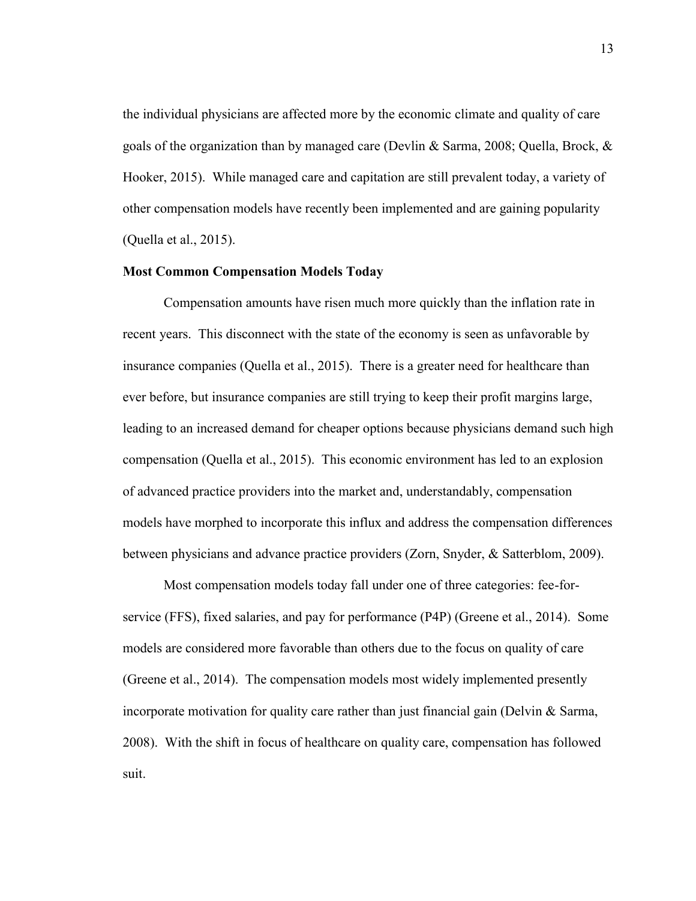the individual physicians are affected more by the economic climate and quality of care goals of the organization than by managed care (Devlin & Sarma, 2008; Quella, Brock, & Hooker, 2015). While managed care and capitation are still prevalent today, a variety of other compensation models have recently been implemented and are gaining popularity (Quella et al., 2015).

**Most Common Compensation Models Today**

Compensation amounts have risen much more quickly than the inflation rate in recent years. This disconnect with the state of the economy is seen as unfavorable by insurance companies (Quella et al., 2015). There is a greater need for healthcare than ever before, but insurance companies are still trying to keep their profit margins large, leading to an increased demand for cheaper options because physicians demand such high compensation (Quella et al., 2015). This economic environment has led to an explosion of advanced practice providers into the market and, understandably, compensation models have morphed to incorporate this influx and address the compensation differences between physicians and advance practice providers (Zorn, Snyder, & Satterblom, 2009).

Most compensation models today fall under one of three categories: fee-for-service (FFS), fixed salaries, and pay for performance (P4P) (Greene et al., 2014). Some models are considered more favorable than others due to the focus on quality of care (Greene et al., 2014). The compensation models most widely implemented presently incorporate motivation for quality care rather than just financial gain (Delvin & Sarma, 2008). With the shift in focus of healthcare on quality care, compensation has followed suit.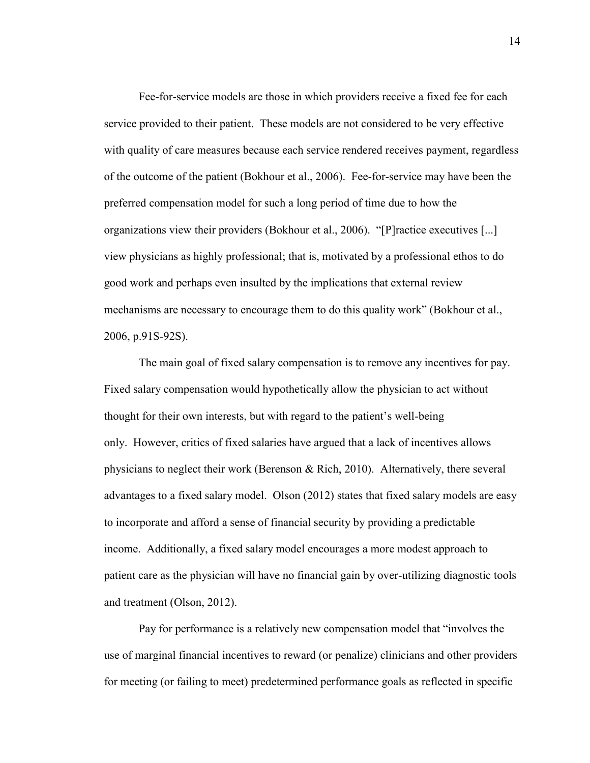Fee-for-service models are those in which providers receive a fixed fee for each service provided to their patient. These models are not considered to be very effective with quality of care measures because each service rendered receives payment, regardless of the outcome of the patient (Bokhour et al., 2006). Fee-for-service may have been the preferred compensation model for such a long period of time due to how the organizations view their providers (Bokhour et al., 2006). "[P]ractice executives [...] view physicians as highly professional; that is, motivated by a professional ethos to do good work and perhaps even insulted by the implications that external review mechanisms are necessary to encourage them to do this quality work" (Bokhour et al., 2006, p.91S-92S).

The main goal of fixed salary compensation is to remove any incentives for pay. Fixed salary compensation would hypothetically allow the physician to act without thought for their own interests, but with regard to the patient's well-being only. However, critics of fixed salaries have argued that a lack of incentives allows physicians to neglect their work (Berenson & Rich, 2010). Alternatively, there several advantages to a fixed salary model. Olson (2012) states that fixed salary models are easy to incorporate and afford a sense of financial security by providing a predictable income. Additionally, a fixed salary model encourages a more modest approach to patient care as the physician will have no financial gain by over-utilizing diagnostic tools and treatment (Olson, 2012).

Pay for performance is a relatively new compensation model that "involves the use of marginal financial incentives to reward (or penalize) clinicians and other providers for meeting (or failing to meet) predetermined performance goals as reflected in specific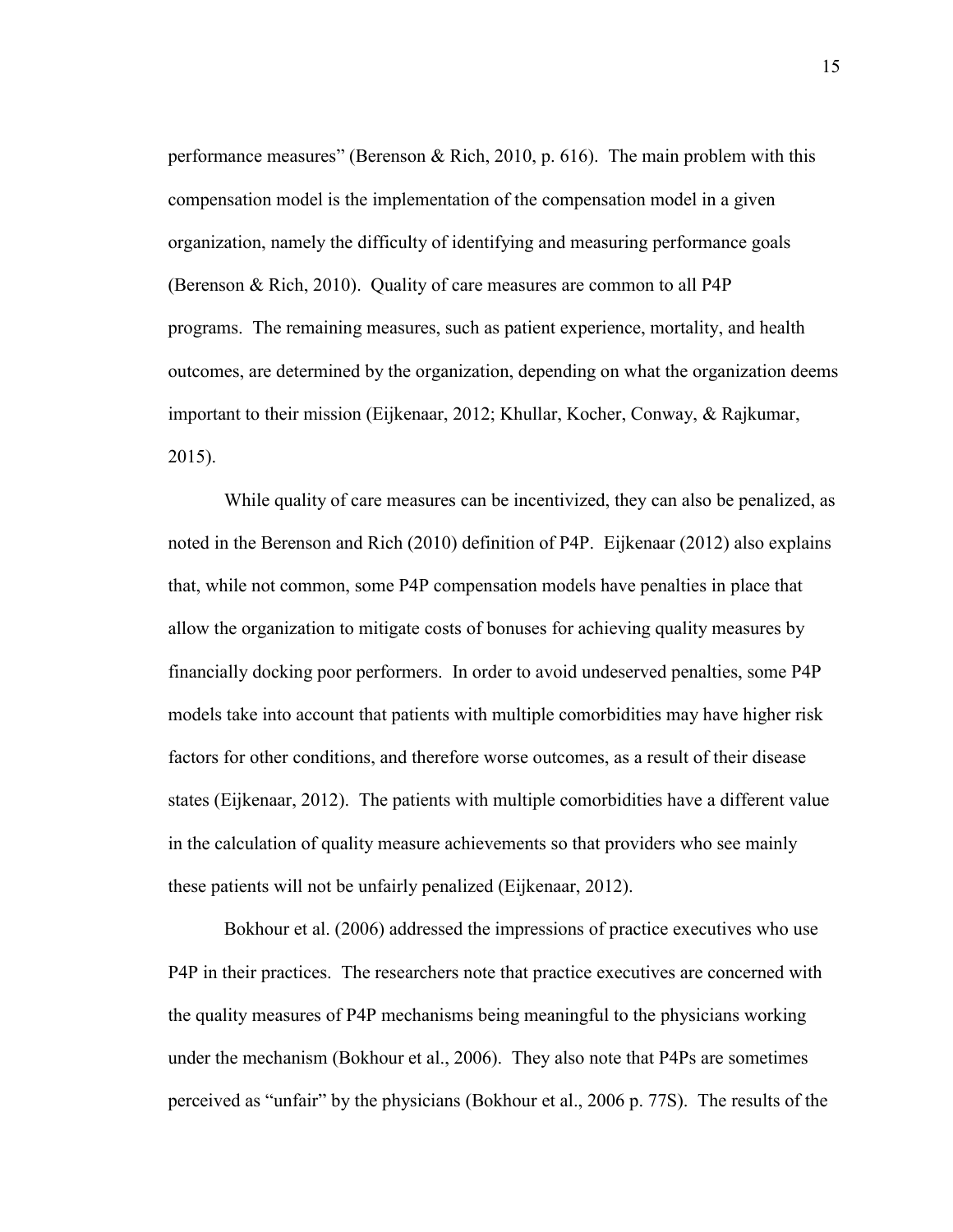performance measures" (Berenson & Rich, 2010, p. 616). The main problem with this compensation model is the implementation of the compensation model in a given organization, namely the difficulty of identifying and measuring performance goals (Berenson & Rich, 2010). Quality of care measures are common to all P4P programs. The remaining measures, such as patient experience, mortality, and health outcomes, are determined by the organization, depending on what the organization deems important to their mission (Eijkenaar, 2012; Khullar, Kocher, Conway, & Rajkumar, 2015).

While quality of care measures can be incentivized, they can also be penalized, as noted in the Berenson and Rich (2010) definition of P4P. Eijkenaar (2012) also explains that, while not common, some P4P compensation models have penalties in place that allow the organization to mitigate costs of bonuses for achieving quality measures by financially docking poor performers. In order to avoid undeserved penalties, some P4P models take into account that patients with multiple comorbidities may have higher risk factors for other conditions, and therefore worse outcomes, as a result of their disease states (Eijkenaar, 2012). The patients with multiple comorbidities have a different value in the calculation of quality measure achievements so that providers who see mainly these patients will not be unfairly penalized (Eijkenaar, 2012).

Bokhour et al. (2006) addressed the impressions of practice executives who use P4P in their practices. The researchers note that practice executives are concerned with the quality measures of P4P mechanisms being meaningful to the physicians working under the mechanism (Bokhour et al., 2006). They also note that P4Ps are sometimes perceived as "unfair" by the physicians (Bokhour et al., 2006 p. 77S). The results of the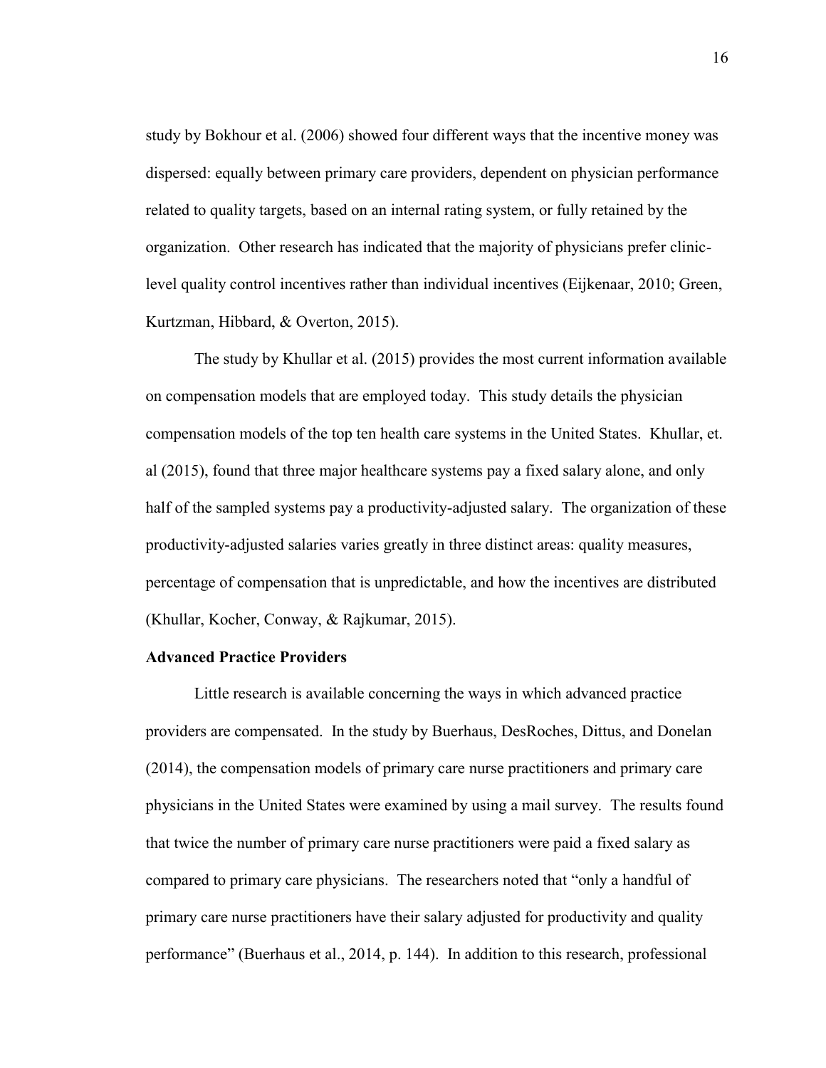study by Bokhour et al. (2006) showed four different ways that the incentive money was dispersed: equally between primary care providers, dependent on physician performance related to quality targets, based on an internal rating system, or fully retained by the organization. Other research has indicated that the majority of physicians prefer clinic-level quality control incentives rather than individual incentives (Eijkenaar, 2010; Green, Kurtzman, Hibbard, & Overton, 2015).

The study by Khullar et al. (2015) provides the most current information available on compensation models that are employed today. This study details the physician compensation models of the top ten health care systems in the United States. Khullar, et. al (2015), found that three major healthcare systems pay a fixed salary alone, and only half of the sampled systems pay a productivity-adjusted salary. The organization of these productivity-adjusted salaries varies greatly in three distinct areas: quality measures, percentage of compensation that is unpredictable, and how the incentives are distributed (Khullar, Kocher, Conway, & Rajkumar, 2015).

**Advanced Practice Providers**

Little research is available concerning the ways in which advanced practice providers are compensated. In the study by Buerhaus, DesRoches, Dittus, and Donelan (2014), the compensation models of primary care nurse practitioners and primary care physicians in the United States were examined by using a mail survey. The results found that twice the number of primary care nurse practitioners were paid a fixed salary as compared to primary care physicians. The researchers noted that "only a handful of primary care nurse practitioners have their salary adjusted for productivity and quality performance" (Buerhaus et al., 2014, p. 144). In addition to this research, professional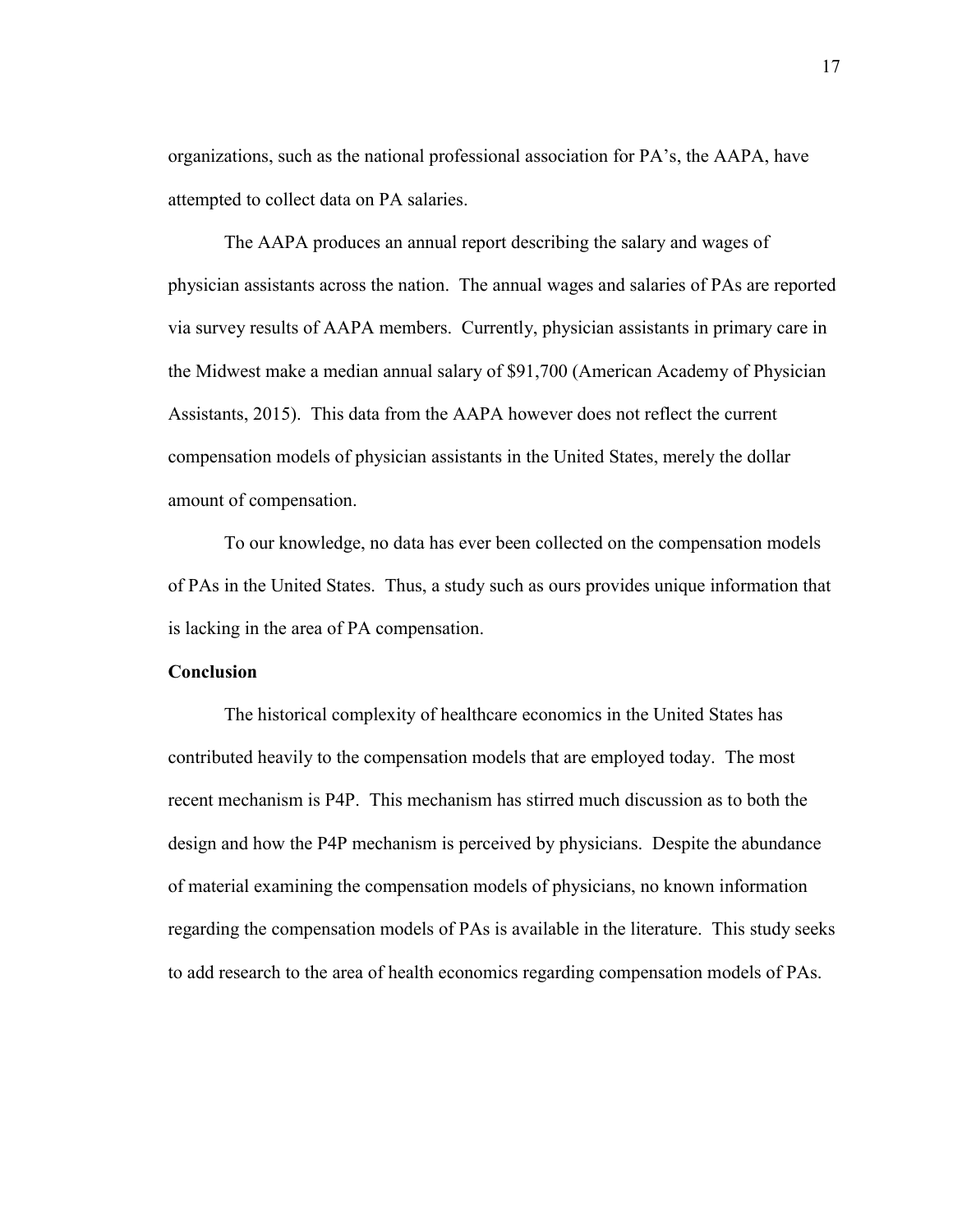organizations, such as the national professional association for PA's, the AAPA, have attempted to collect data on PA salaries.

The AAPA produces an annual report describing the salary and wages of physician assistants across the nation. The annual wages and salaries of PAs are reported via survey results of AAPA members. Currently, physician assistants in primary care in the Midwest make a median annual salary of $91,700 (American Academy of Physician Assistants, 2015). This data from the AAPA however does not reflect the current compensation models of physician assistants in the United States, merely the dollar amount of compensation.

To our knowledge, no data has ever been collected on the compensation models of PAs in the United States. Thus, a study such as ours provides unique information that is lacking in the area of PA compensation.

**Conclusion**

The historical complexity of healthcare economics in the United States has contributed heavily to the compensation models that are employed today. The most recent mechanism is P4P. This mechanism has stirred much discussion as to both the design and how the P4P mechanism is perceived by physicians. Despite the abundance of material examining the compensation models of physicians, no known information regarding the compensation models of PAs is available in the literature. This study seeks to add research to the area of health economics regarding compensation models of PAs.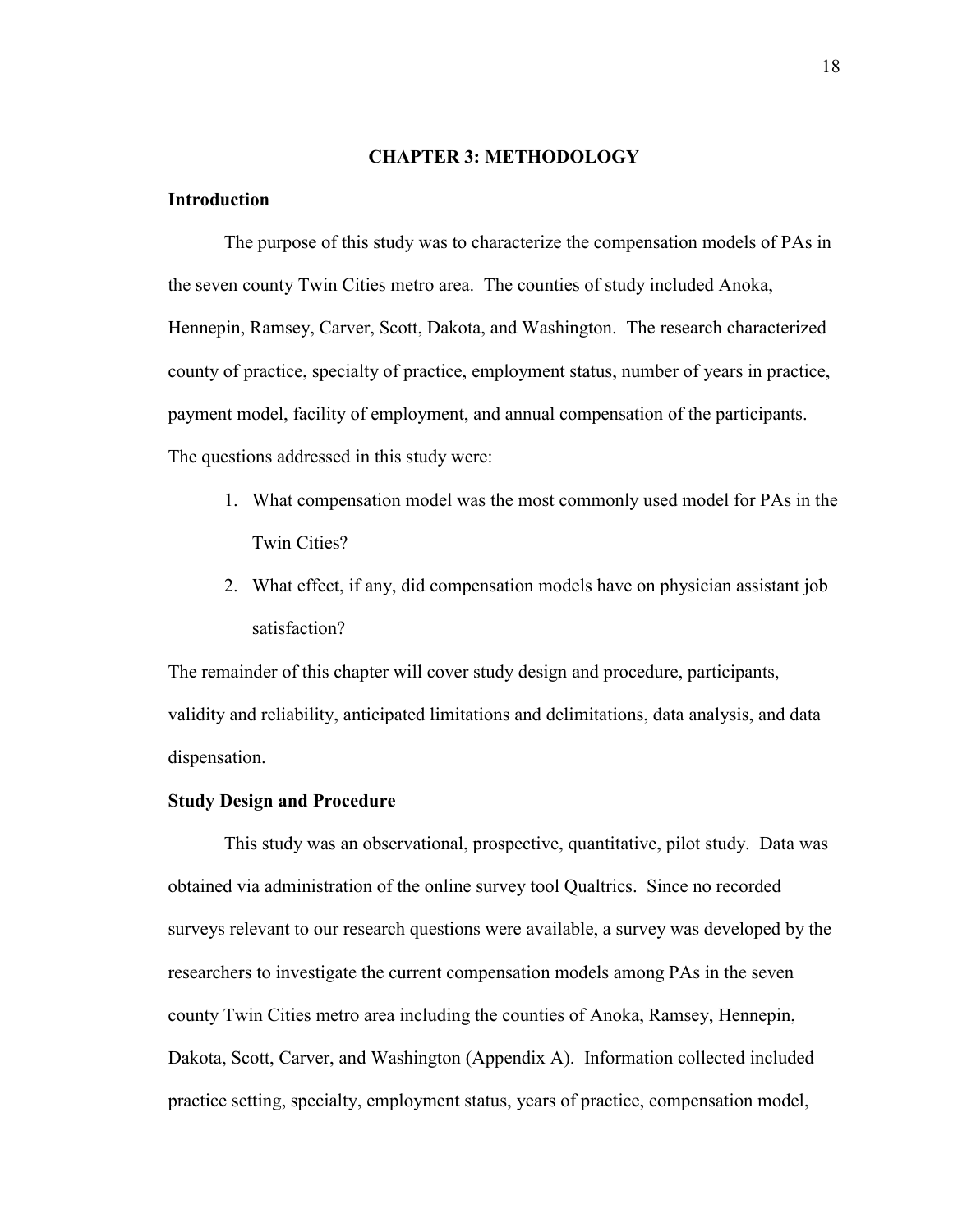## CHAPTER 3: METHODOLOGY

### Introduction

The purpose of this study was to characterize the compensation models of PAs in the seven county Twin Cities metro area. The counties of study included Anoka, Hennepin, Ramsey, Carver, Scott, Dakota, and Washington. The research characterized county of practice, specialty of practice, employment status, number of years in practice, payment model, facility of employment, and annual compensation of the participants. The questions addressed in this study were:

1. What compensation model was the most commonly used model for PAs in the Twin Cities?
2. What effect, if any, did compensation models have on physician assistant job satisfaction?

The remainder of this chapter will cover study design and procedure, participants, validity and reliability, anticipated limitations and delimitations, data analysis, and data dispensation.

### Study Design and Procedure

This study was an observational, prospective, quantitative, pilot study. Data was obtained via administration of the online survey tool Qualtrics. Since no recorded surveys relevant to our research questions were available, a survey was developed by the researchers to investigate the current compensation models among PAs in the seven county Twin Cities metro area including the counties of Anoka, Ramsey, Hennepin, Dakota, Scott, Carver, and Washington (Appendix A). Information collected included practice setting, specialty, employment status, years of practice, compensation model,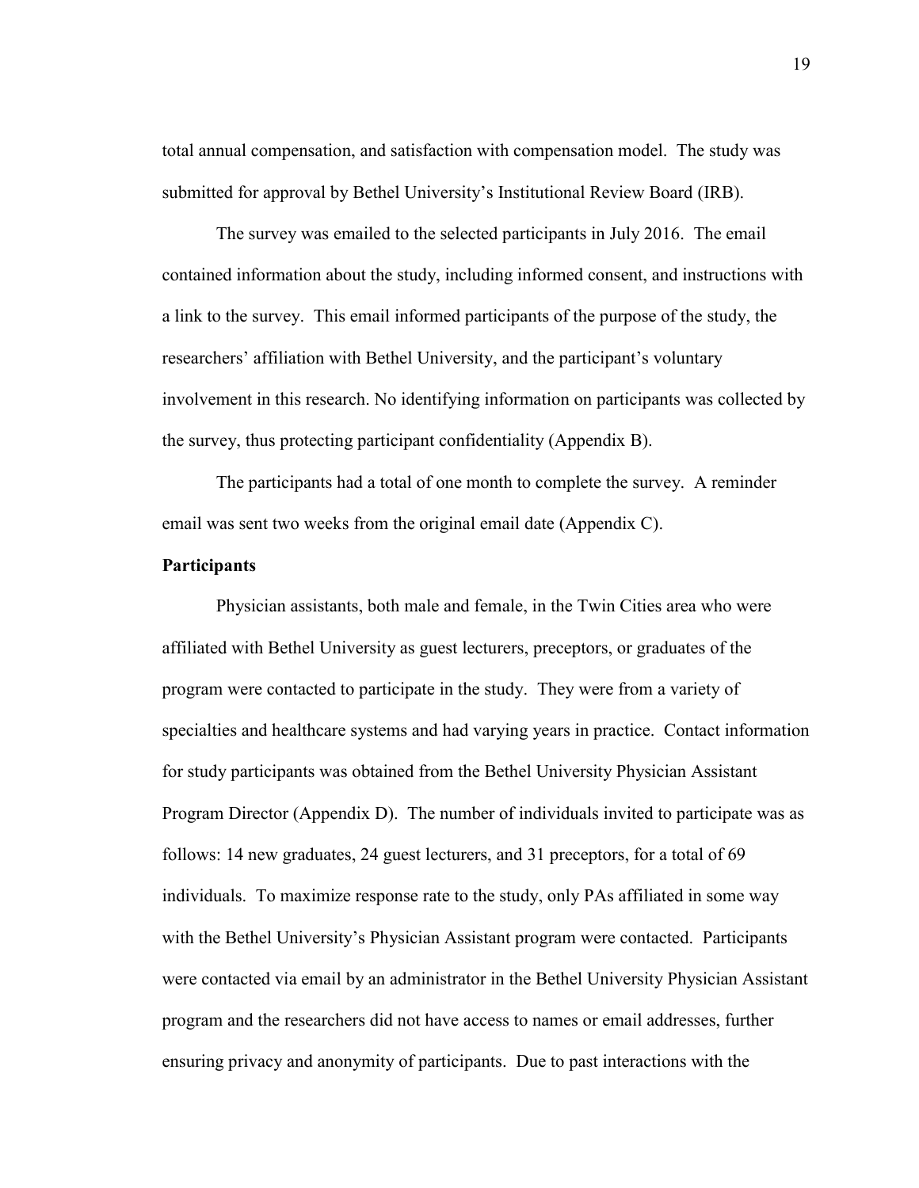total annual compensation, and satisfaction with compensation model. The study was submitted for approval by Bethel University's Institutional Review Board (IRB).

The survey was emailed to the selected participants in July 2016. The email contained information about the study, including informed consent, and instructions with a link to the survey. This email informed participants of the purpose of the study, the researchers' affiliation with Bethel University, and the participant's voluntary involvement in this research. No identifying information on participants was collected by the survey, thus protecting participant confidentiality (Appendix B).

The participants had a total of one month to complete the survey. A reminder email was sent two weeks from the original email date (Appendix C).

**Participants**

Physician assistants, both male and female, in the Twin Cities area who were affiliated with Bethel University as guest lecturers, preceptors, or graduates of the program were contacted to participate in the study. They were from a variety of specialties and healthcare systems and had varying years in practice. Contact information for study participants was obtained from the Bethel University Physician Assistant Program Director (Appendix D). The number of individuals invited to participate was as follows: 14 new graduates, 24 guest lecturers, and 31 preceptors, for a total of 69 individuals. To maximize response rate to the study, only PAs affiliated in some way with the Bethel University's Physician Assistant program were contacted. Participants were contacted via email by an administrator in the Bethel University Physician Assistant program and the researchers did not have access to names or email addresses, further ensuring privacy and anonymity of participants. Due to past interactions with the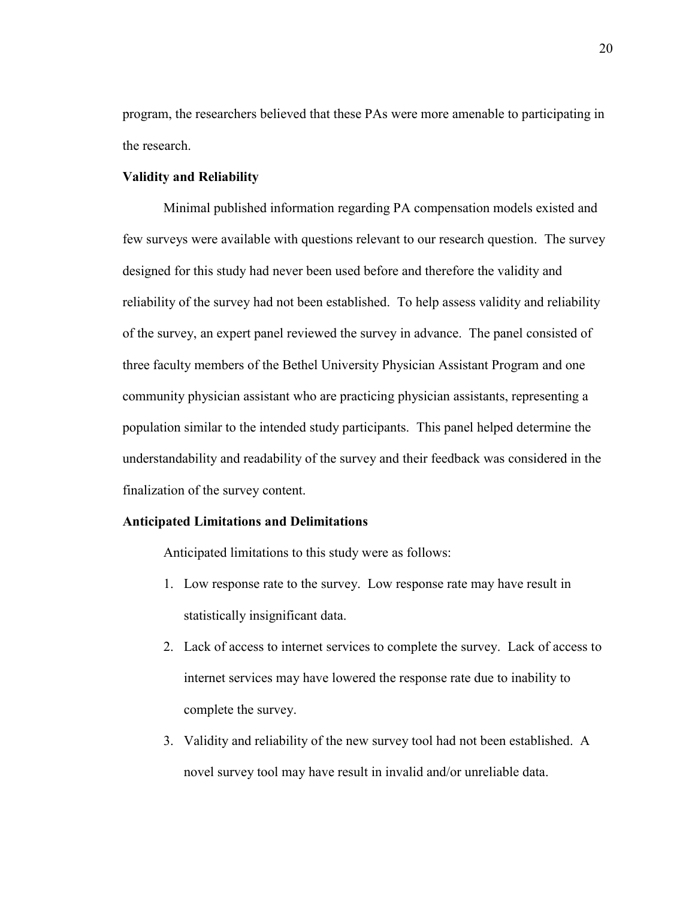program, the researchers believed that these PAs were more amenable to participating in the research.

**Validity and Reliability**

Minimal published information regarding PA compensation models existed and few surveys were available with questions relevant to our research question. The survey designed for this study had never been used before and therefore the validity and reliability of the survey had not been established. To help assess validity and reliability of the survey, an expert panel reviewed the survey in advance. The panel consisted of three faculty members of the Bethel University Physician Assistant Program and one community physician assistant who are practicing physician assistants, representing a population similar to the intended study participants. This panel helped determine the understandability and readability of the survey and their feedback was considered in the finalization of the survey content.

**Anticipated Limitations and Delimitations**

Anticipated limitations to this study were as follows:

1. Low response rate to the survey. Low response rate may have result in statistically insignificant data.
2. Lack of access to internet services to complete the survey. Lack of access to internet services may have lowered the response rate due to inability to complete the survey.
3. Validity and reliability of the new survey tool had not been established. A novel survey tool may have result in invalid and/or unreliable data.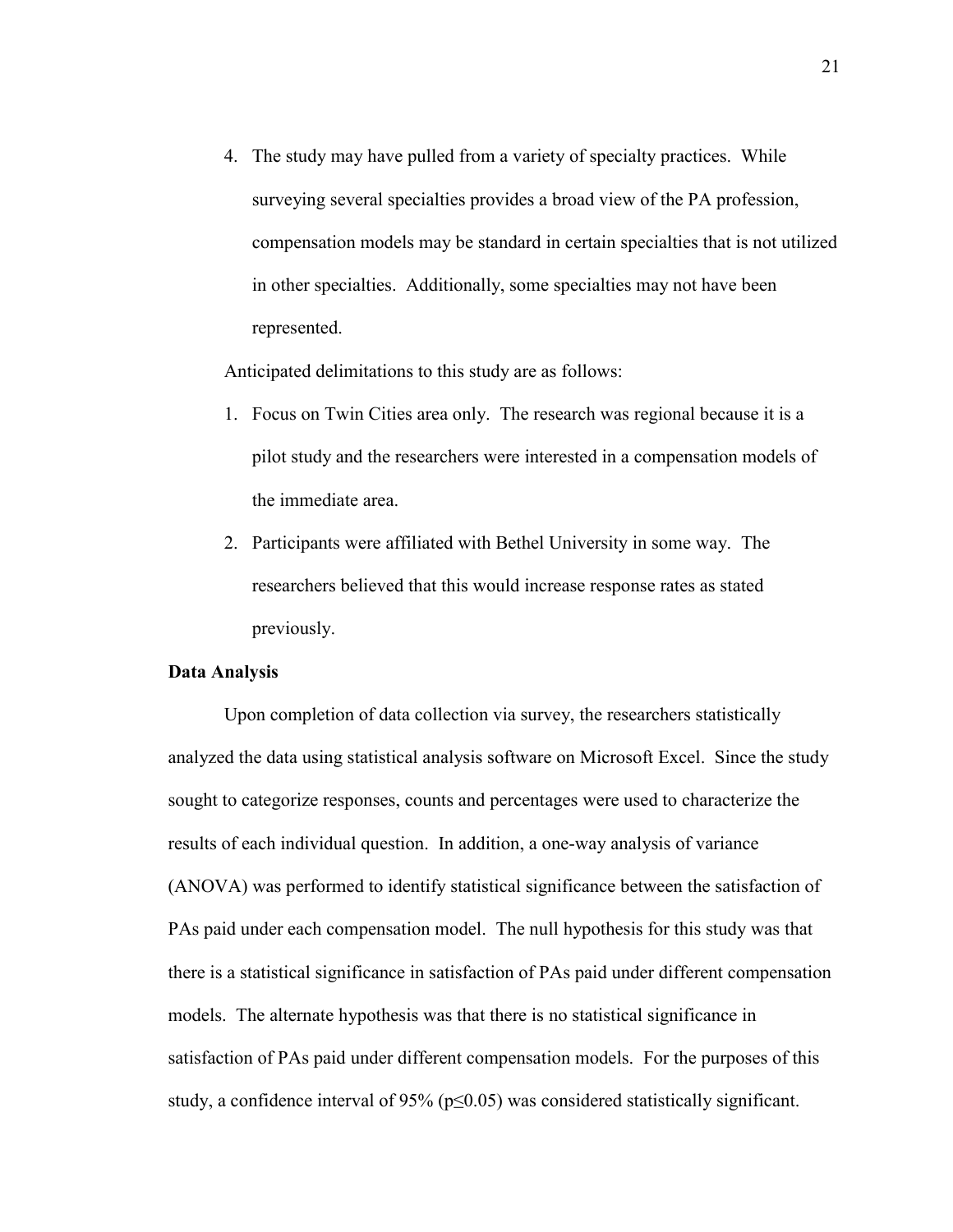4. The study may have pulled from a variety of specialty practices. While surveying several specialties provides a broad view of the PA profession, compensation models may be standard in certain specialties that is not utilized in other specialties. Additionally, some specialties may not have been represented.

Anticipated delimitations to this study are as follows:

1. Focus on Twin Cities area only. The research was regional because it is a pilot study and the researchers were interested in a compensation models of the immediate area.
2. Participants were affiliated with Bethel University in some way. The researchers believed that this would increase response rates as stated previously.

**Data Analysis**

Upon completion of data collection via survey, the researchers statistically analyzed the data using statistical analysis software on Microsoft Excel. Since the study sought to categorize responses, counts and percentages were used to characterize the results of each individual question. In addition, a one-way analysis of variance (ANOVA) was performed to identify statistical significance between the satisfaction of PAs paid under each compensation model. The null hypothesis for this study was that there is a statistical significance in satisfaction of PAs paid under different compensation models. The alternate hypothesis was that there is no statistical significance in satisfaction of PAs paid under different compensation models. For the purposes of this study, a confidence interval of 95% ($p \leq 0.05$) was considered statistically significant.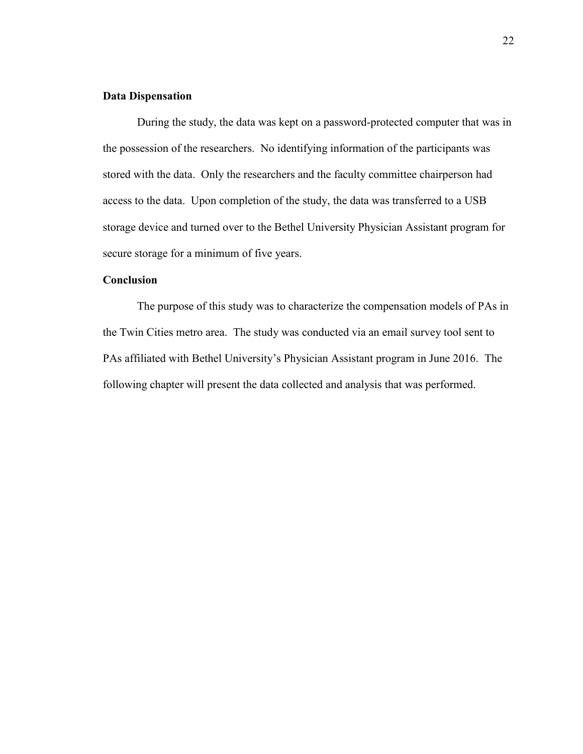## Data Dispensation

During the study, the data was kept on a password-protected computer that was in the possession of the researchers. No identifying information of the participants was stored with the data. Only the researchers and the faculty committee chairperson had access to the data. Upon completion of the study, the data was transferred to a USB storage device and turned over to the Bethel University Physician Assistant program for secure storage for a minimum of five years.

## Conclusion

The purpose of this study was to characterize the compensation models of PAs in the Twin Cities metro area. The study was conducted via an email survey tool sent to PAs affiliated with Bethel University's Physician Assistant program in June 2016. The following chapter will present the data collected and analysis that was performed.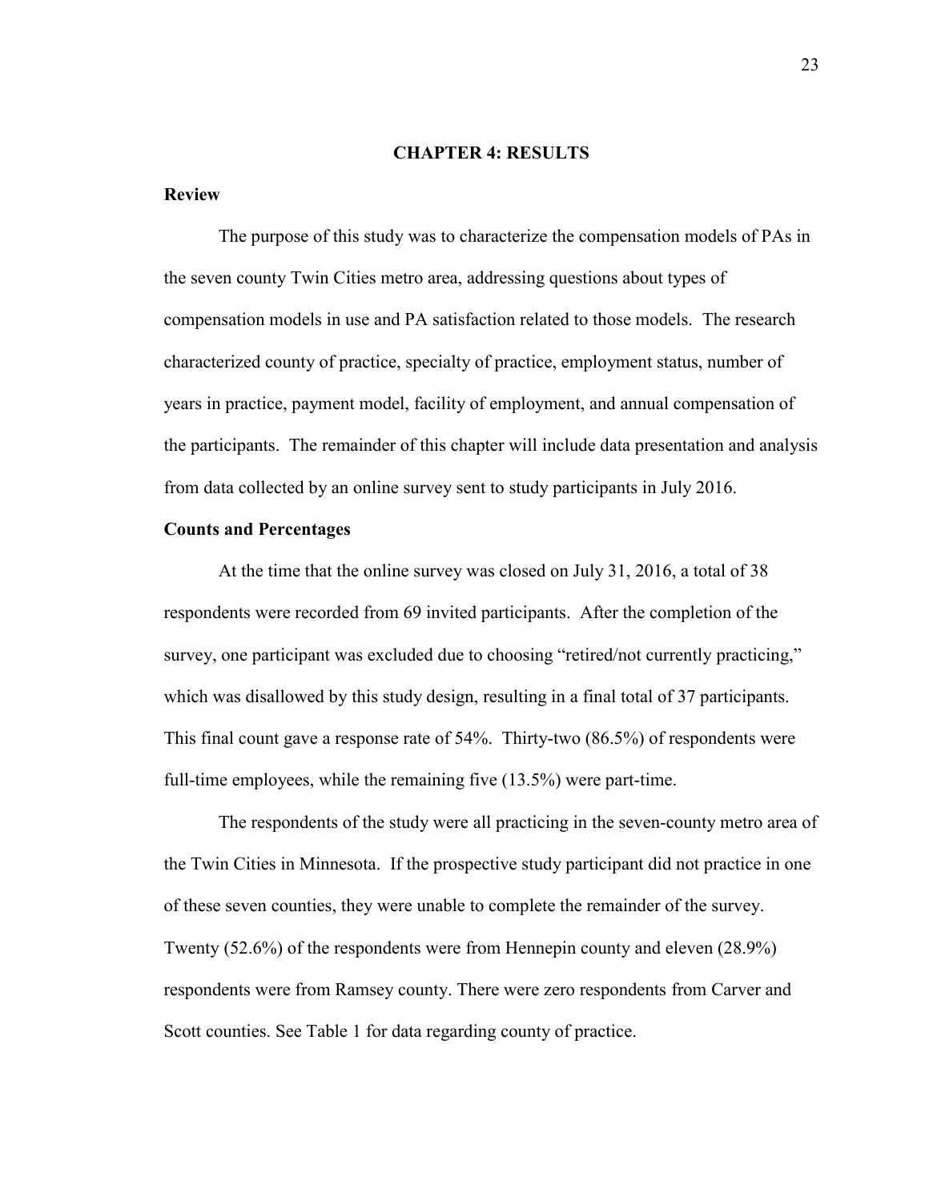# CHAPTER 4: RESULTS

## Review

The purpose of this study was to characterize the compensation models of PAs in the seven county Twin Cities metro area, addressing questions about types of compensation models in use and PA satisfaction related to those models. The research characterized county of practice, specialty of practice, employment status, number of years in practice, payment model, facility of employment, and annual compensation of the participants. The remainder of this chapter will include data presentation and analysis from data collected by an online survey sent to study participants in July 2016.

## Counts and Percentages

At the time that the online survey was closed on July 31, 2016, a total of 38 respondents were recorded from 69 invited participants. After the completion of the survey, one participant was excluded due to choosing "retired/not currently practicing," which was disallowed by this study design, resulting in a final total of 37 participants. This final count gave a response rate of 54%. Thirty-two (86.5%) of respondents were full-time employees, while the remaining five (13.5%) were part-time.

The respondents of the study were all practicing in the seven-county metro area of the Twin Cities in Minnesota. If the prospective study participant did not practice in one of these seven counties, they were unable to complete the remainder of the survey. Twenty (52.6%) of the respondents were from Hennepin county and eleven (28.9%) respondents were from Ramsey county. There were zero respondents from Carver and Scott counties. See Table 1 for data regarding county of practice.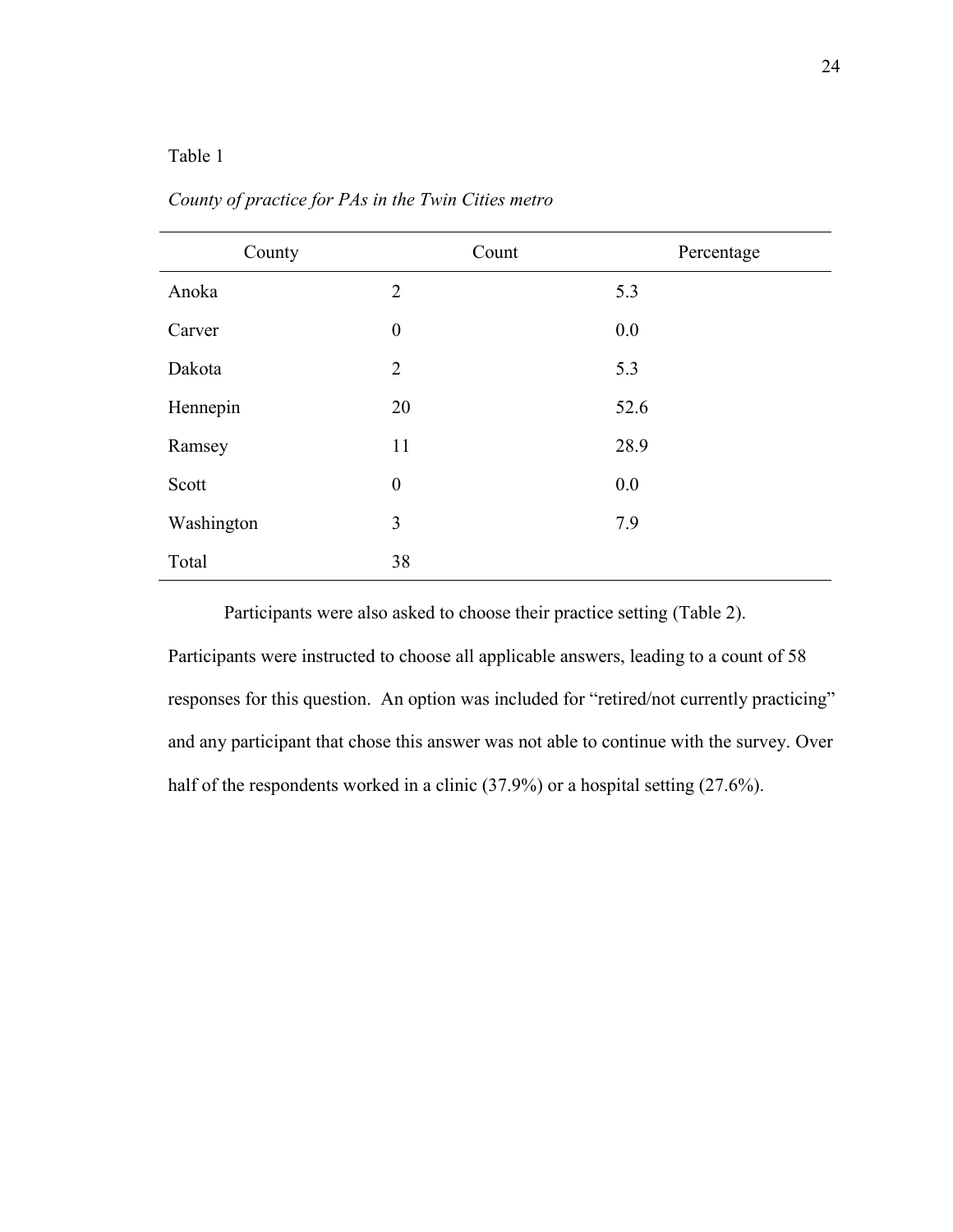Table 1

*County of practice for PAs in the Twin Cities metro*

| County | Count | Percentage |
|---|---|---|
| Anoka | 2 | 5.3 |
| Carver | 0 | 0.0 |
| Dakota | 2 | 5.3 |
| Hennepin | 20 | 52.6 |
| Ramsey | 11 | 28.9 |
| Scott | 0 | 0.0 |
| Washington | 3 | 7.9 |
| Total | 38 | |

Participants were also asked to choose their practice setting (Table 2). Participants were instructed to choose all applicable answers, leading to a count of 58 responses for this question. An option was included for "retired/not currently practicing" and any participant that chose this answer was not able to continue with the survey. Over half of the respondents worked in a clinic (37.9%) or a hospital setting (27.6%).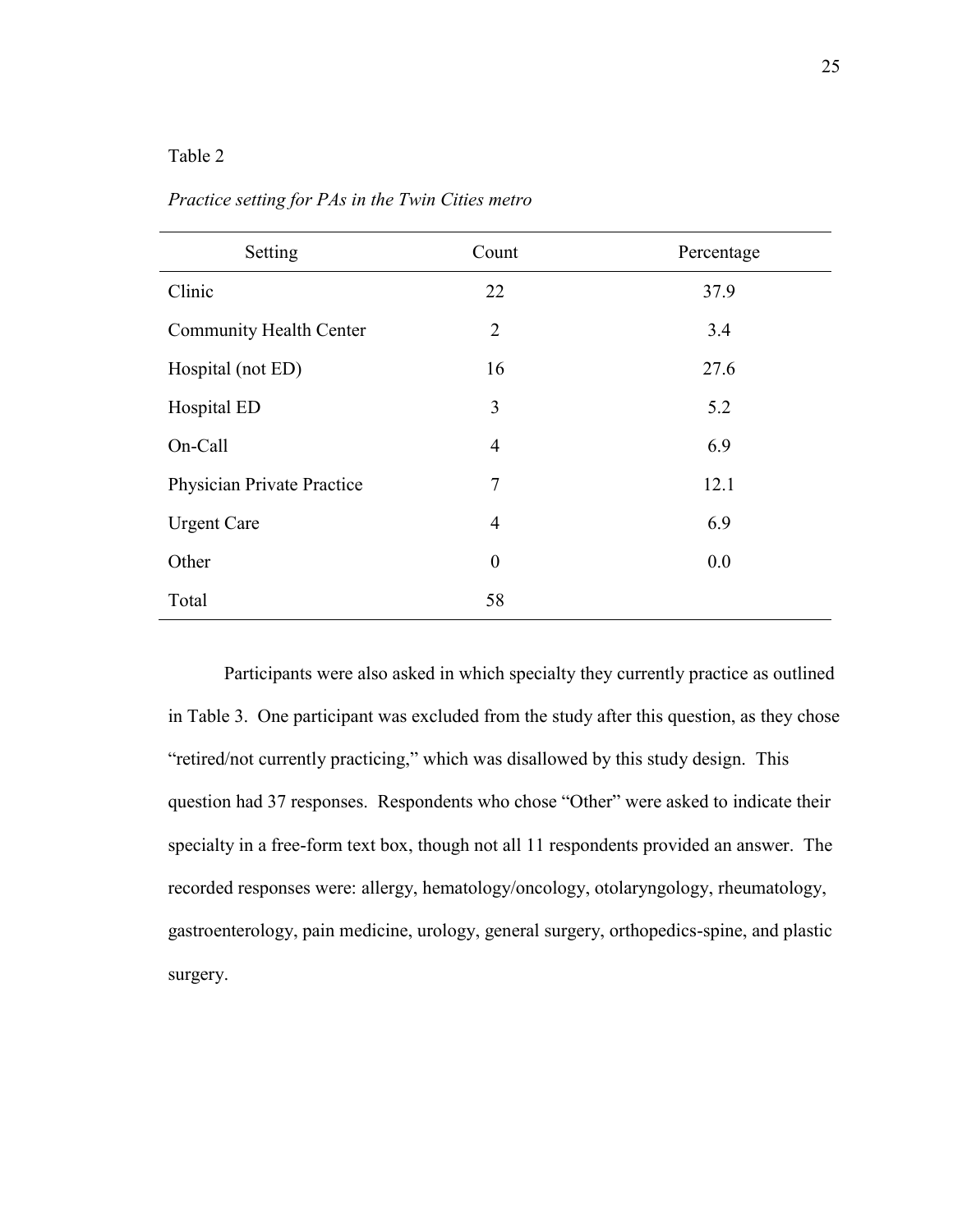Table 2

*Practice setting for PAs in the Twin Cities metro*

| Setting | Count | Percentage |
| --- | --- | --- |
| Clinic | 22 | 37.9 |
| Community Health Center | 2 | 3.4 |
| Hospital (not ED) | 16 | 27.6 |
| Hospital ED | 3 | 5.2 |
| On-Call | 4 | 6.9 |
| Physician Private Practice | 7 | 12.1 |
| Urgent Care | 4 | 6.9 |
| Other | 0 | 0.0 |
| Total | 58 | |

Participants were also asked in which specialty they currently practice as outlined in Table 3. One participant was excluded from the study after this question, as they chose “retired/not currently practicing,” which was disallowed by this study design. This question had 37 responses. Respondents who chose “Other” were asked to indicate their specialty in a free-form text box, though not all 11 respondents provided an answer. The recorded responses were: allergy, hematology/oncology, otolaryngology, rheumatology, gastroenterology, pain medicine, urology, general surgery, orthopedics-spine, and plastic surgery.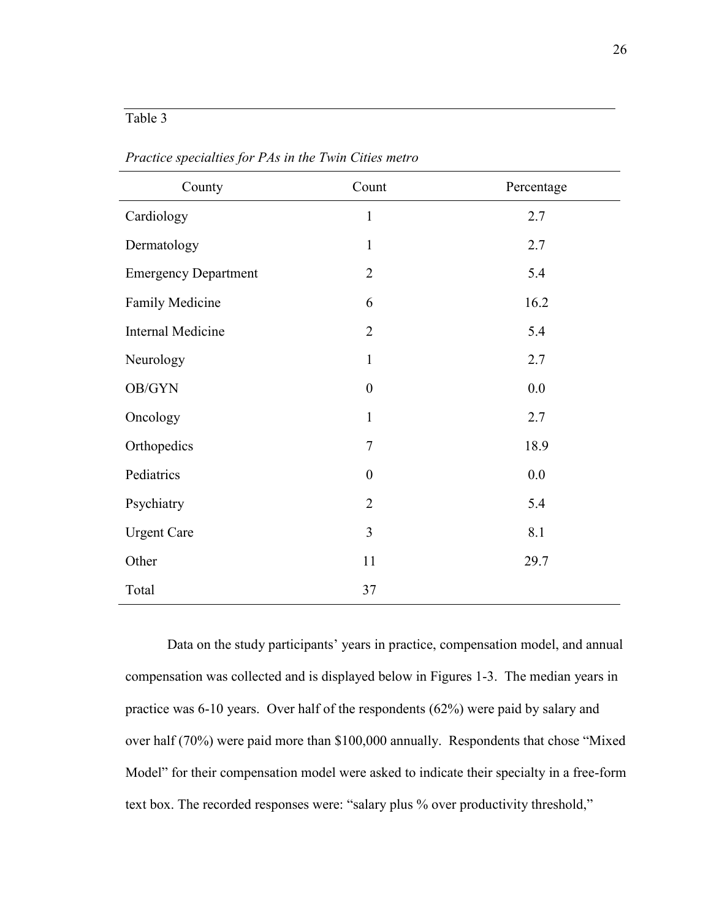Table 3

*Practice specialties for PAs in the Twin Cities metro*

| County | Count | Percentage |
|---|---|---|
| Cardiology | 1 | 2.7 |
| Dermatology | 1 | 2.7 |
| Emergency Department | 2 | 5.4 |
| Family Medicine | 6 | 16.2 |
| Internal Medicine | 2 | 5.4 |
| Neurology | 1 | 2.7 |
| OB/GYN | 0 | 0.0 |
| Oncology | 1 | 2.7 |
| Orthopedics | 7 | 18.9 |
| Pediatrics | 0 | 0.0 |
| Psychiatry | 2 | 5.4 |
| Urgent Care | 3 | 8.1 |
| Other | 11 | 29.7 |
| Total | 37 | |

Data on the study participants' years in practice, compensation model, and annual compensation was collected and is displayed below in Figures 1-3. The median years in practice was 6-10 years. Over half of the respondents (62%) were paid by salary and over half (70%) were paid more than $100,000 annually. Respondents that chose "Mixed Model" for their compensation model were asked to indicate their specialty in a free-form text box. The recorded responses were: "salary plus % over productivity threshold,"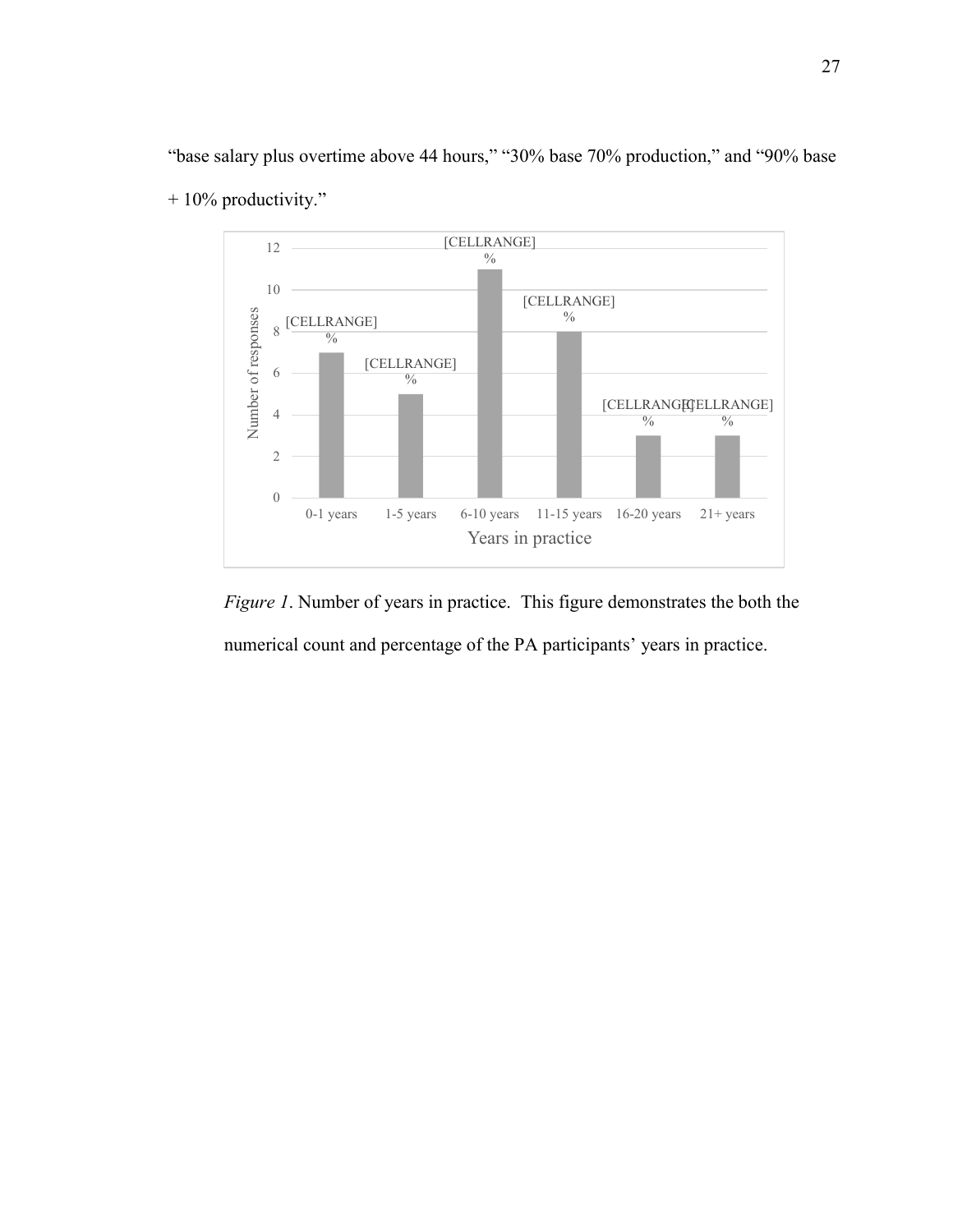"base salary plus overtime above 44 hours," "30% base 70% production," and "90% base + 10% productivity."

*Figure 1*. Number of years in practice. This figure demonstrates the both the numerical count and percentage of the PA participants' years in practice.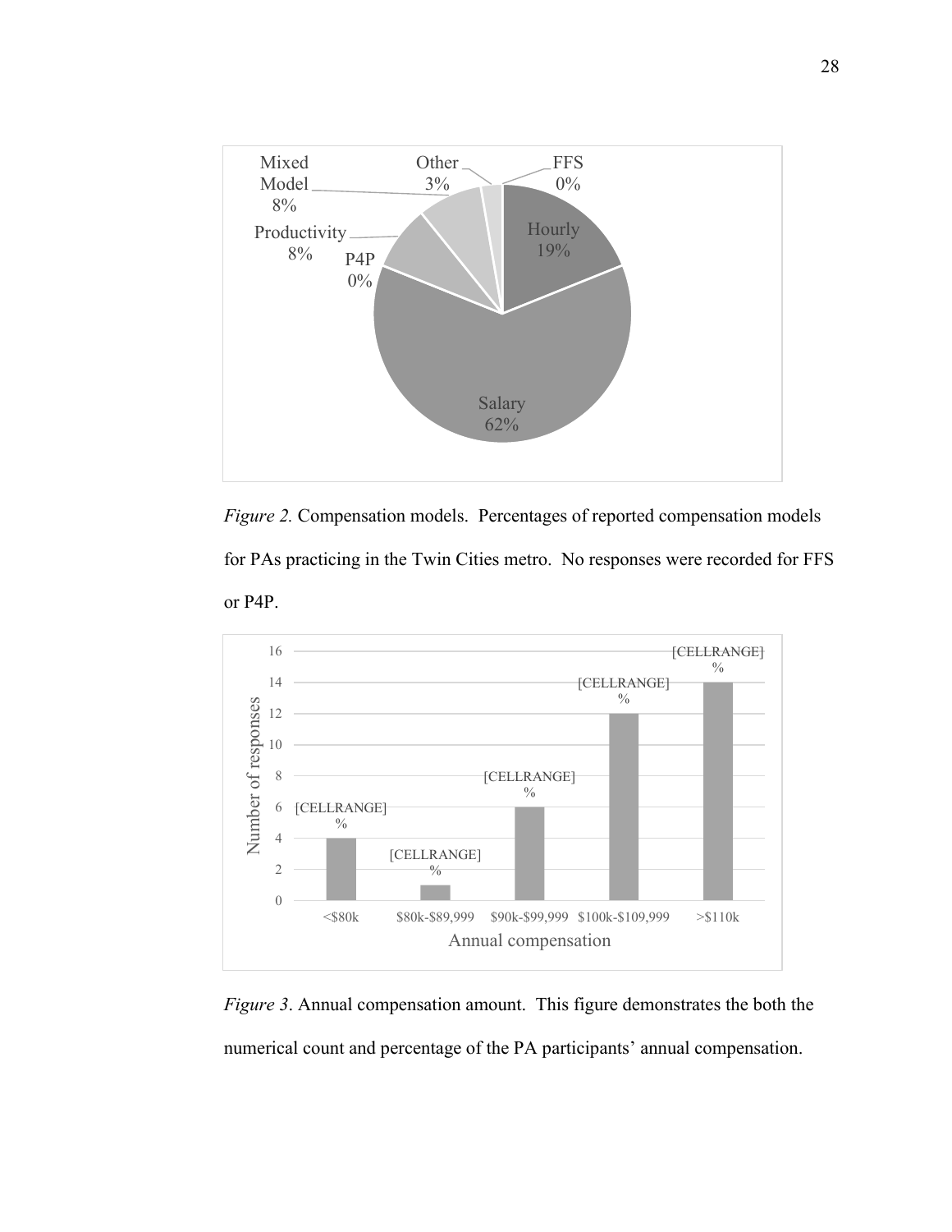*Figure 2.* Compensation models. Percentages of reported compensation models for PAs practicing in the Twin Cities metro. No responses were recorded for FFS or P4P.

*Figure 3*. Annual compensation amount. This figure demonstrates the both the numerical count and percentage of the PA participants' annual compensation.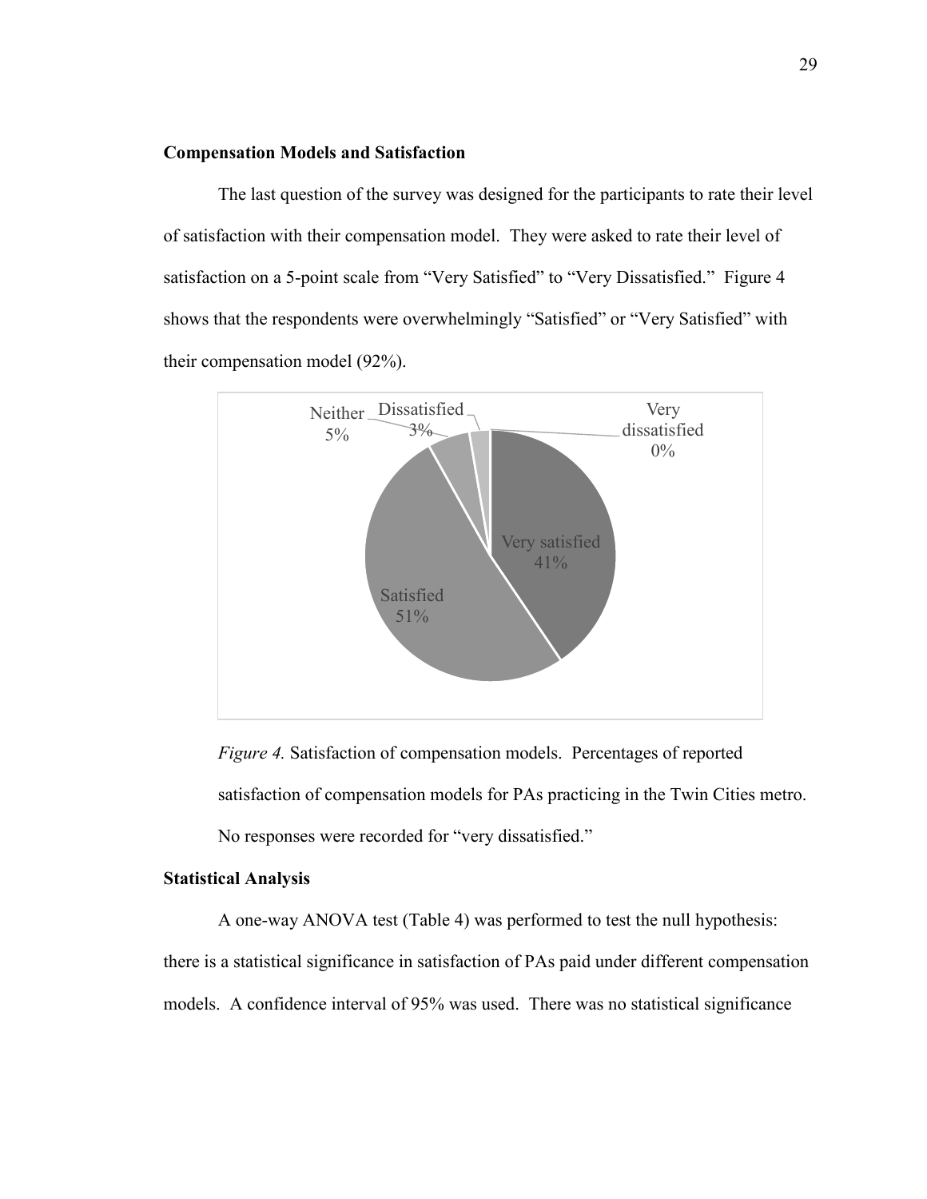### Compensation Models and Satisfaction

The last question of the survey was designed for the participants to rate their level of satisfaction with their compensation model. They were asked to rate their level of satisfaction on a 5-point scale from "Very Satisfied" to "Very Dissatisfied." Figure 4 shows that the respondents were overwhelmingly "Satisfied" or "Very Satisfied" with their compensation model (92%).

*Figure 4.* Satisfaction of compensation models. Percentages of reported satisfaction of compensation models for PAs practicing in the Twin Cities metro. No responses were recorded for "very dissatisfied."

### Statistical Analysis

A one-way ANOVA test (Table 4) was performed to test the null hypothesis: there is a statistical significance in satisfaction of PAs paid under different compensation models. A confidence interval of 95% was used. There was no statistical significance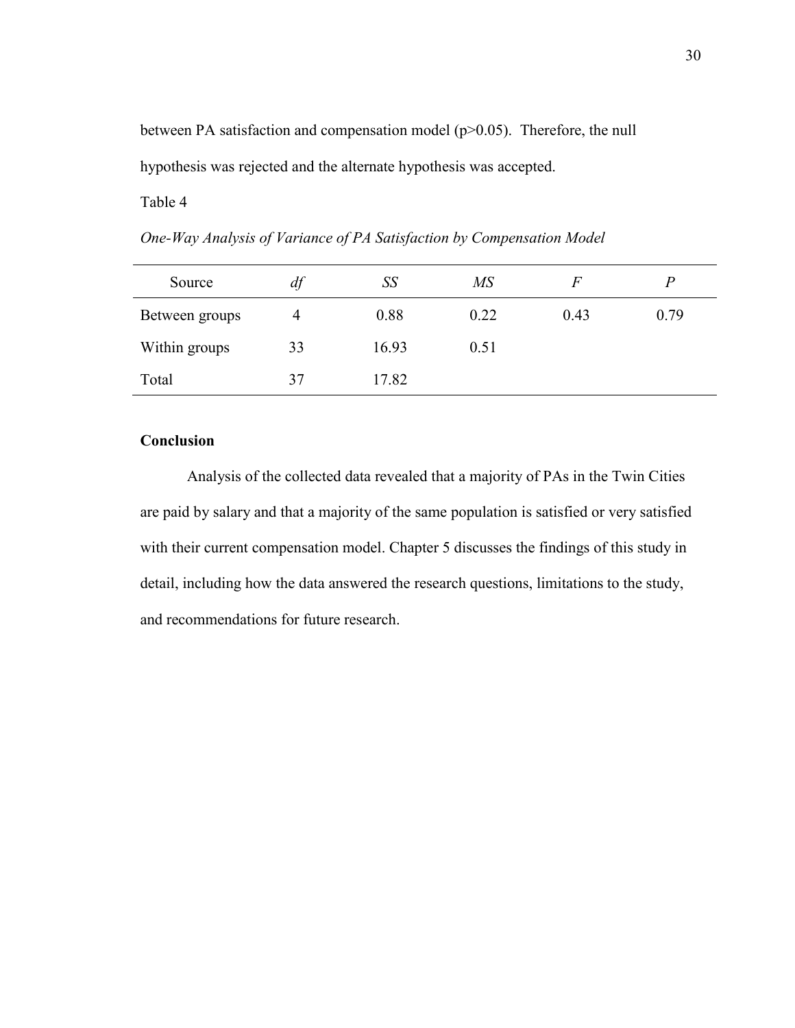between PA satisfaction and compensation model ($p>0.05$). Therefore, the null hypothesis was rejected and the alternate hypothesis was accepted.

Table 4

*One-Way Analysis of Variance of PA Satisfaction by Compensation Model*

| Source | *df* | *SS* | *MS* | *F* | *P* |
|---|---|---|---|---|---|
| Between groups | 4 | 0.88 | 0.22 | 0.43 | 0.79 |
| Within groups | 33 | 16.93 | 0.51 | | |
| Total | 37 | 17.82 | | | |

**Conclusion**

Analysis of the collected data revealed that a majority of PAs in the Twin Cities are paid by salary and that a majority of the same population is satisfied or very satisfied with their current compensation model. Chapter 5 discusses the findings of this study in detail, including how the data answered the research questions, limitations to the study, and recommendations for future research.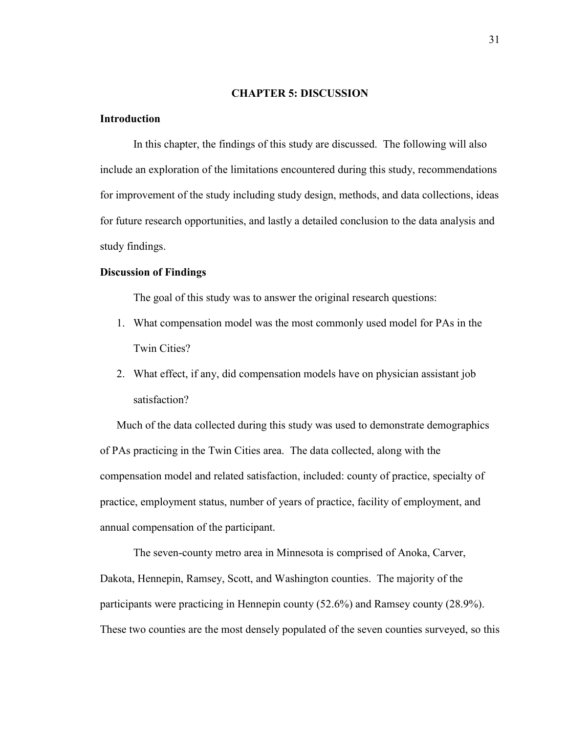## CHAPTER 5: DISCUSSION

### Introduction

In this chapter, the findings of this study are discussed. The following will also include an exploration of the limitations encountered during this study, recommendations for improvement of the study including study design, methods, and data collections, ideas for future research opportunities, and lastly a detailed conclusion to the data analysis and study findings.

### Discussion of Findings

The goal of this study was to answer the original research questions:

1. What compensation model was the most commonly used model for PAs in the Twin Cities?
2. What effect, if any, did compensation models have on physician assistant job satisfaction?

Much of the data collected during this study was used to demonstrate demographics of PAs practicing in the Twin Cities area. The data collected, along with the compensation model and related satisfaction, included: county of practice, specialty of practice, employment status, number of years of practice, facility of employment, and annual compensation of the participant.

The seven-county metro area in Minnesota is comprised of Anoka, Carver, Dakota, Hennepin, Ramsey, Scott, and Washington counties. The majority of the participants were practicing in Hennepin county (52.6%) and Ramsey county (28.9%). These two counties are the most densely populated of the seven counties surveyed, so this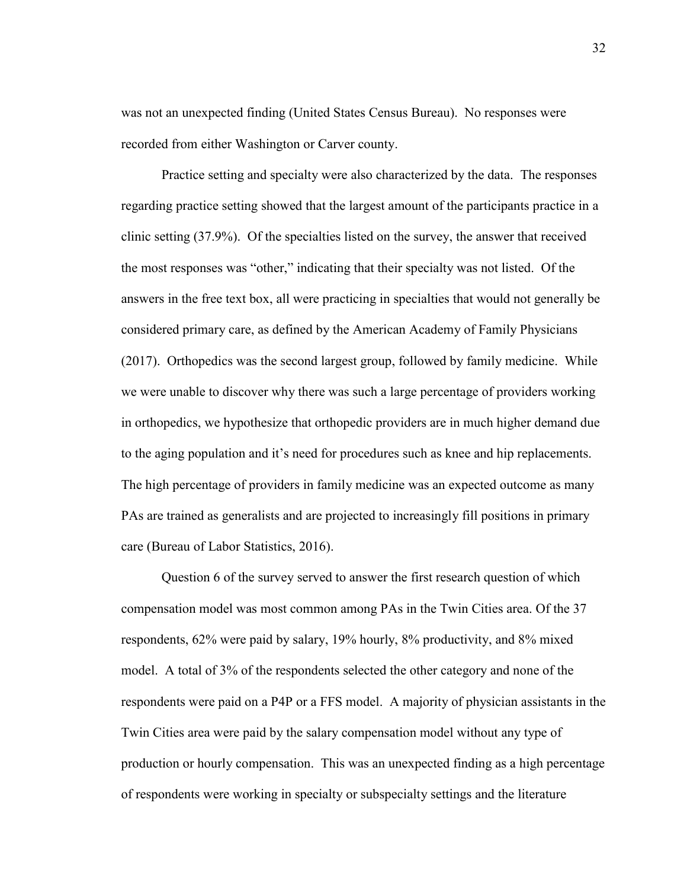was not an unexpected finding (United States Census Bureau). No responses were recorded from either Washington or Carver county.

Practice setting and specialty were also characterized by the data. The responses regarding practice setting showed that the largest amount of the participants practice in a clinic setting (37.9%). Of the specialties listed on the survey, the answer that received the most responses was "other," indicating that their specialty was not listed. Of the answers in the free text box, all were practicing in specialties that would not generally be considered primary care, as defined by the American Academy of Family Physicians (2017). Orthopedics was the second largest group, followed by family medicine. While we were unable to discover why there was such a large percentage of providers working in orthopedics, we hypothesize that orthopedic providers are in much higher demand due to the aging population and it's need for procedures such as knee and hip replacements. The high percentage of providers in family medicine was an expected outcome as many PAs are trained as generalists and are projected to increasingly fill positions in primary care (Bureau of Labor Statistics, 2016).

Question 6 of the survey served to answer the first research question of which compensation model was most common among PAs in the Twin Cities area. Of the 37 respondents, 62% were paid by salary, 19% hourly, 8% productivity, and 8% mixed model. A total of 3% of the respondents selected the other category and none of the respondents were paid on a P4P or a FFS model. A majority of physician assistants in the Twin Cities area were paid by the salary compensation model without any type of production or hourly compensation. This was an unexpected finding as a high percentage of respondents were working in specialty or subspecialty settings and the literature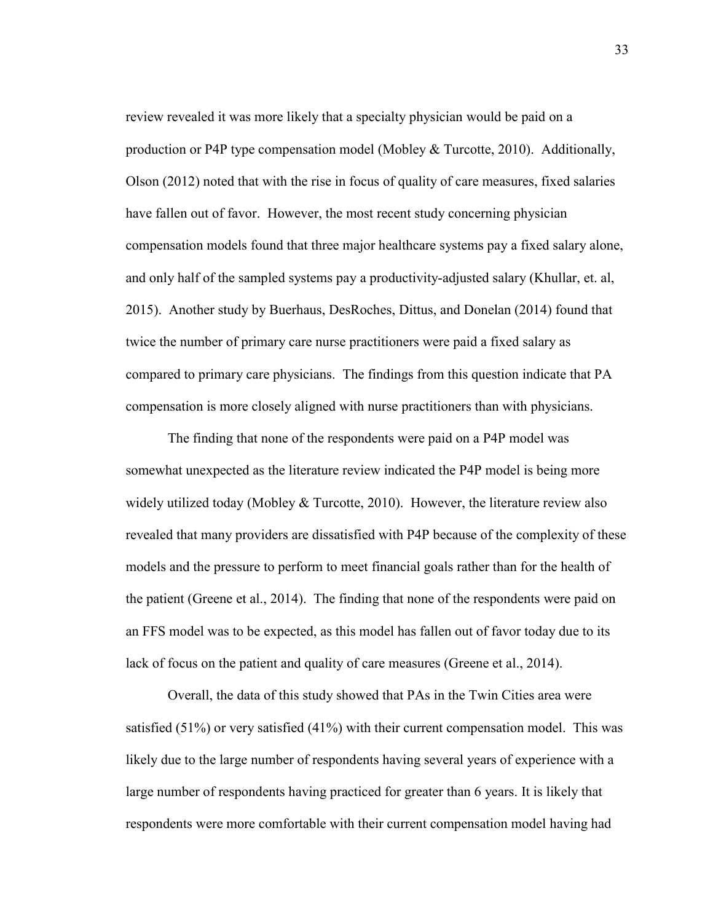review revealed it was more likely that a specialty physician would be paid on a production or P4P type compensation model (Mobley & Turcotte, 2010). Additionally, Olson (2012) noted that with the rise in focus of quality of care measures, fixed salaries have fallen out of favor. However, the most recent study concerning physician compensation models found that three major healthcare systems pay a fixed salary alone, and only half of the sampled systems pay a productivity-adjusted salary (Khullar, et. al, 2015). Another study by Buerhaus, DesRoches, Dittus, and Donelan (2014) found that twice the number of primary care nurse practitioners were paid a fixed salary as compared to primary care physicians. The findings from this question indicate that PA compensation is more closely aligned with nurse practitioners than with physicians.

The finding that none of the respondents were paid on a P4P model was somewhat unexpected as the literature review indicated the P4P model is being more widely utilized today (Mobley & Turcotte, 2010). However, the literature review also revealed that many providers are dissatisfied with P4P because of the complexity of these models and the pressure to perform to meet financial goals rather than for the health of the patient (Greene et al., 2014). The finding that none of the respondents were paid on an FFS model was to be expected, as this model has fallen out of favor today due to its lack of focus on the patient and quality of care measures (Greene et al., 2014).

Overall, the data of this study showed that PAs in the Twin Cities area were satisfied (51%) or very satisfied (41%) with their current compensation model. This was likely due to the large number of respondents having several years of experience with a large number of respondents having practiced for greater than 6 years. It is likely that respondents were more comfortable with their current compensation model having had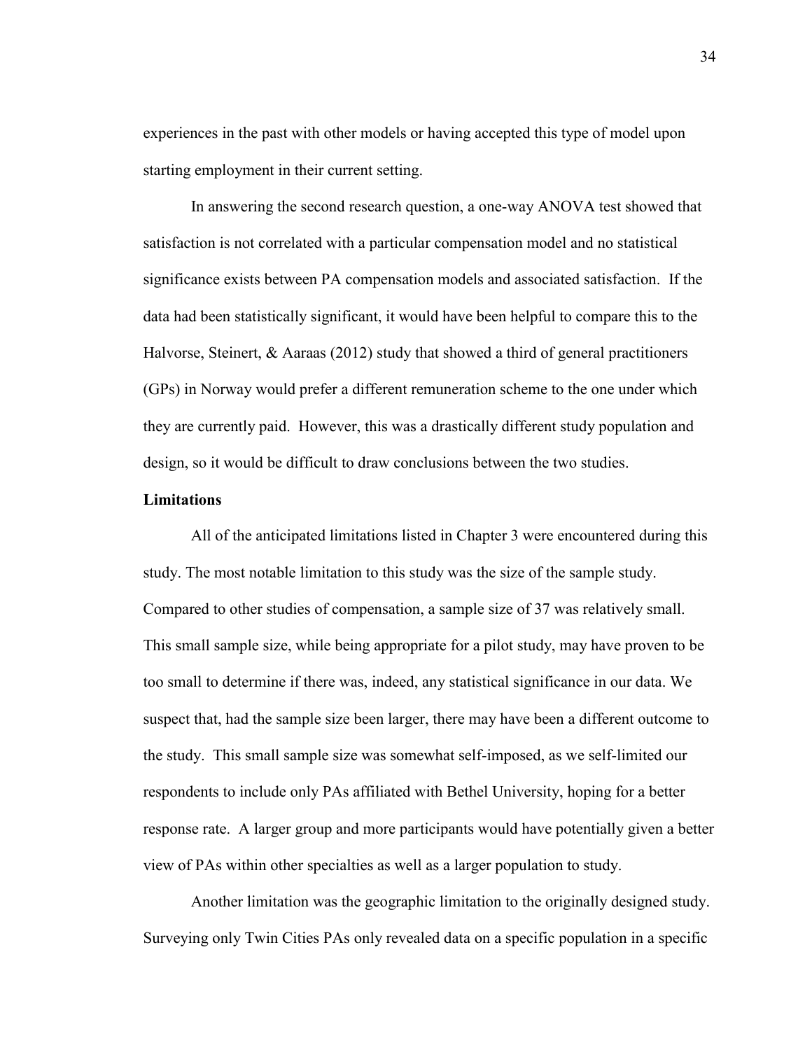experiences in the past with other models or having accepted this type of model upon starting employment in their current setting.

In answering the second research question, a one-way ANOVA test showed that satisfaction is not correlated with a particular compensation model and no statistical significance exists between PA compensation models and associated satisfaction. If the data had been statistically significant, it would have been helpful to compare this to the Halvorse, Steinert, & Aaraas (2012) study that showed a third of general practitioners (GPs) in Norway would prefer a different remuneration scheme to the one under which they are currently paid. However, this was a drastically different study population and design, so it would be difficult to draw conclusions between the two studies.

**Limitations**

All of the anticipated limitations listed in Chapter 3 were encountered during this study. The most notable limitation to this study was the size of the sample study. Compared to other studies of compensation, a sample size of 37 was relatively small. This small sample size, while being appropriate for a pilot study, may have proven to be too small to determine if there was, indeed, any statistical significance in our data. We suspect that, had the sample size been larger, there may have been a different outcome to the study. This small sample size was somewhat self-imposed, as we self-limited our respondents to include only PAs affiliated with Bethel University, hoping for a better response rate. A larger group and more participants would have potentially given a better view of PAs within other specialties as well as a larger population to study.

Another limitation was the geographic limitation to the originally designed study. Surveying only Twin Cities PAs only revealed data on a specific population in a specific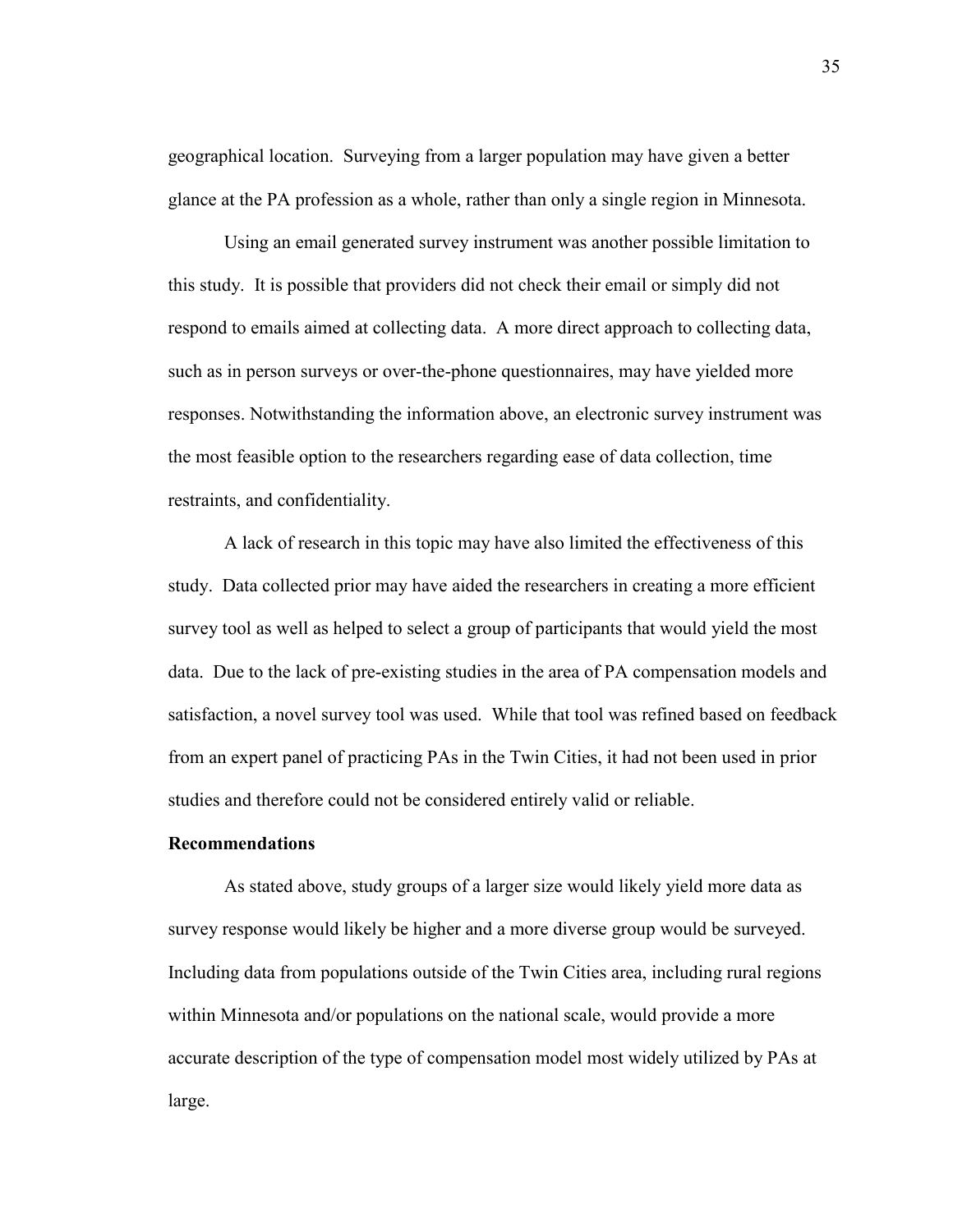geographical location. Surveying from a larger population may have given a better glance at the PA profession as a whole, rather than only a single region in Minnesota.

Using an email generated survey instrument was another possible limitation to this study. It is possible that providers did not check their email or simply did not respond to emails aimed at collecting data. A more direct approach to collecting data, such as in person surveys or over-the-phone questionnaires, may have yielded more responses. Notwithstanding the information above, an electronic survey instrument was the most feasible option to the researchers regarding ease of data collection, time restraints, and confidentiality.

A lack of research in this topic may have also limited the effectiveness of this study. Data collected prior may have aided the researchers in creating a more efficient survey tool as well as helped to select a group of participants that would yield the most data. Due to the lack of pre-existing studies in the area of PA compensation models and satisfaction, a novel survey tool was used. While that tool was refined based on feedback from an expert panel of practicing PAs in the Twin Cities, it had not been used in prior studies and therefore could not be considered entirely valid or reliable.

**Recommendations**

As stated above, study groups of a larger size would likely yield more data as survey response would likely be higher and a more diverse group would be surveyed. Including data from populations outside of the Twin Cities area, including rural regions within Minnesota and/or populations on the national scale, would provide a more accurate description of the type of compensation model most widely utilized by PAs at large.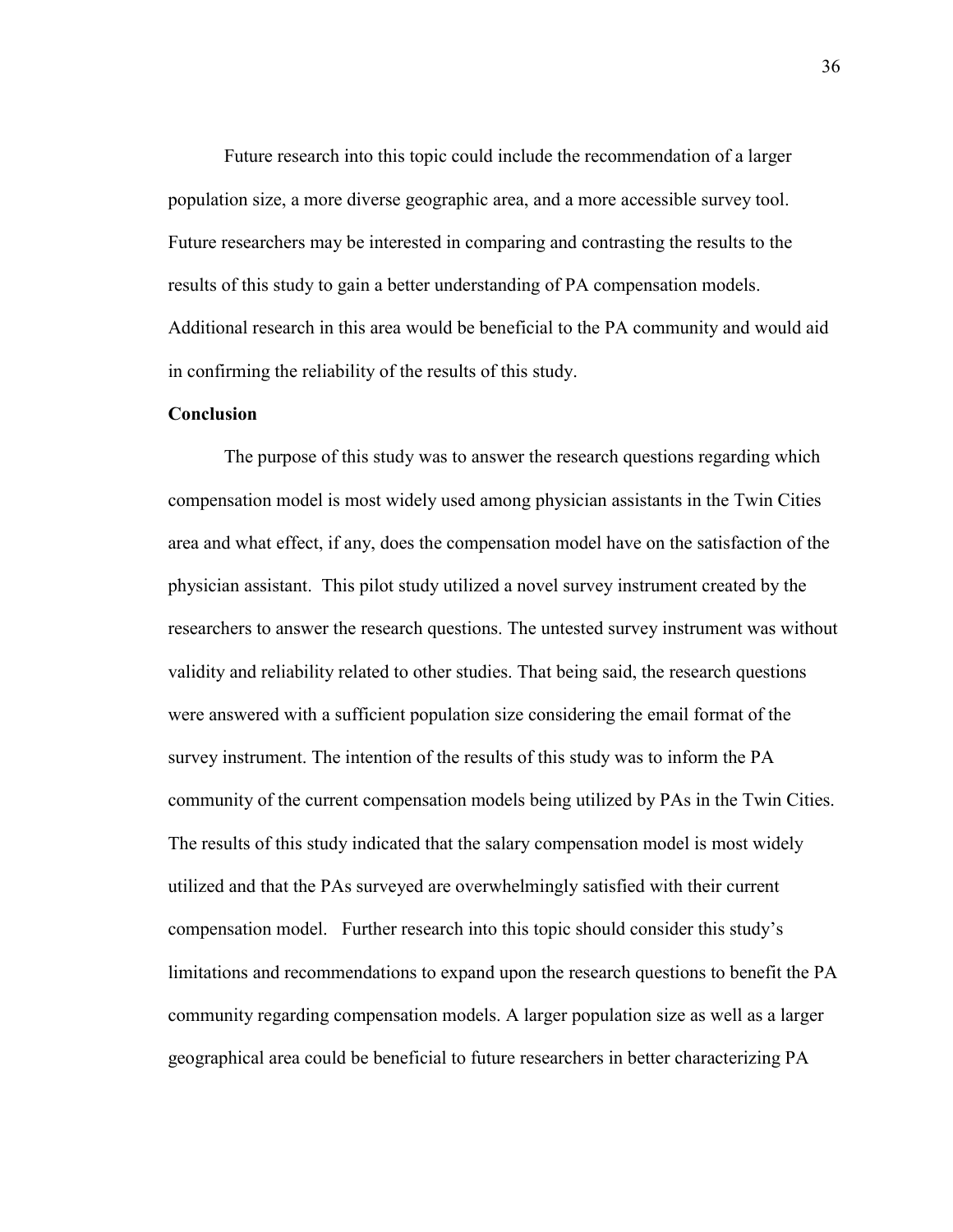Future research into this topic could include the recommendation of a larger population size, a more diverse geographic area, and a more accessible survey tool. Future researchers may be interested in comparing and contrasting the results to the results of this study to gain a better understanding of PA compensation models. Additional research in this area would be beneficial to the PA community and would aid in confirming the reliability of the results of this study.

**Conclusion**

The purpose of this study was to answer the research questions regarding which compensation model is most widely used among physician assistants in the Twin Cities area and what effect, if any, does the compensation model have on the satisfaction of the physician assistant. This pilot study utilized a novel survey instrument created by the researchers to answer the research questions. The untested survey instrument was without validity and reliability related to other studies. That being said, the research questions were answered with a sufficient population size considering the email format of the survey instrument. The intention of the results of this study was to inform the PA community of the current compensation models being utilized by PAs in the Twin Cities. The results of this study indicated that the salary compensation model is most widely utilized and that the PAs surveyed are overwhelmingly satisfied with their current compensation model. Further research into this topic should consider this study's limitations and recommendations to expand upon the research questions to benefit the PA community regarding compensation models. A larger population size as well as a larger geographical area could be beneficial to future researchers in better characterizing PA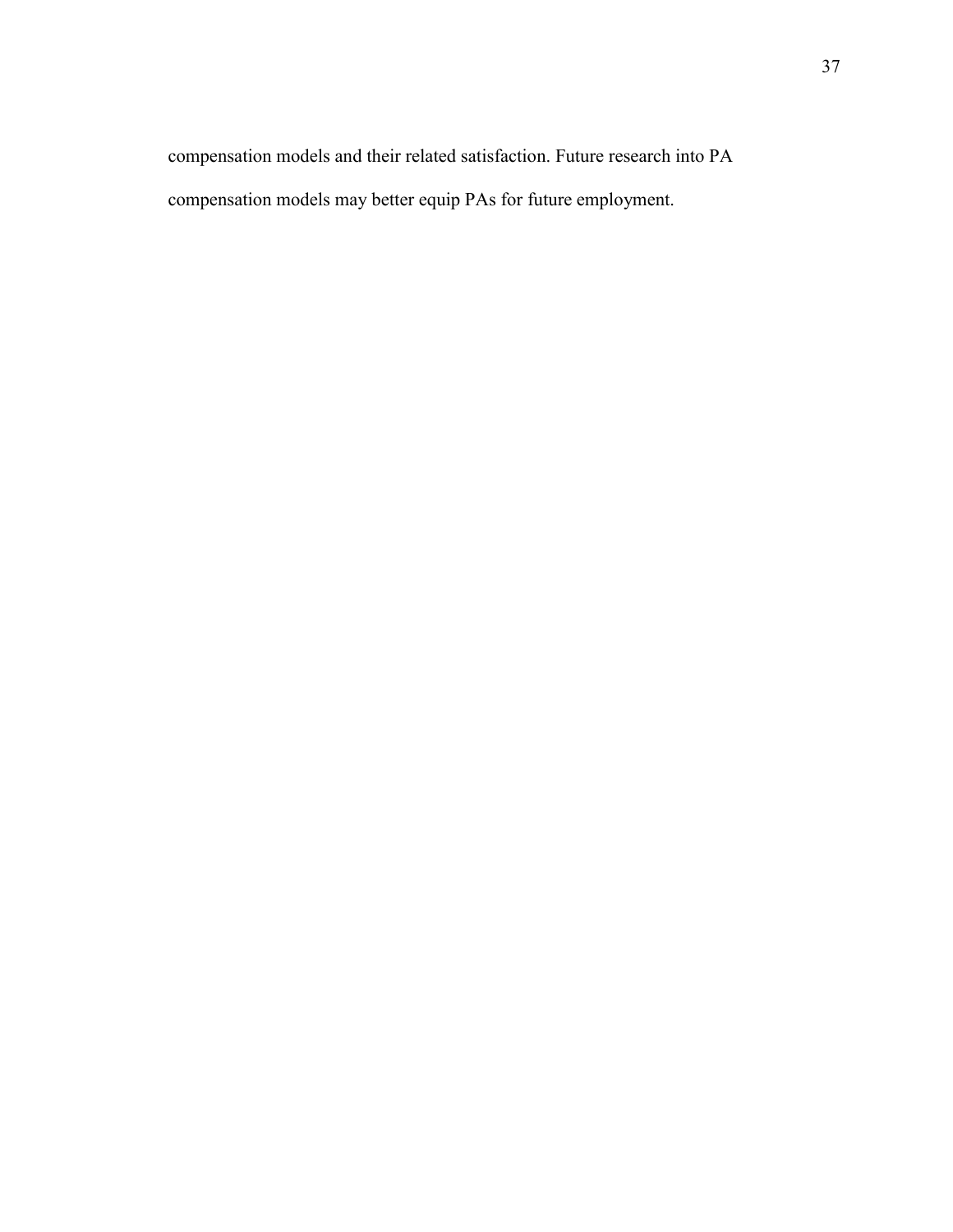compensation models and their related satisfaction. Future research into PA compensation models may better equip PAs for future employment.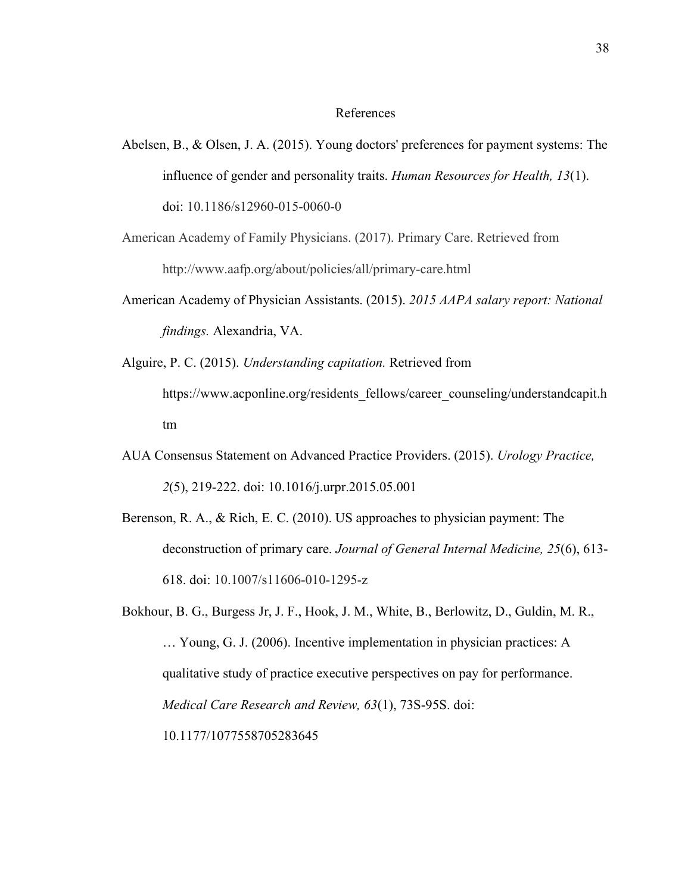# References

Abelsen, B., & Olsen, J. A. (2015). Young doctors' preferences for payment systems: The influence of gender and personality traits. *Human Resources for Health, 13*(1). doi: 10.1186/s12960-015-0060-0

American Academy of Family Physicians. (2017). Primary Care. Retrieved from http://www.aafp.org/about/policies/all/primary-care.html

American Academy of Physician Assistants. (2015). *2015 AAPA salary report: National findings.* Alexandria, VA.

Alguire, P. C. (2015). *Understanding capitation.* Retrieved from https://www.acponline.org/residents_fellows/career_counseling/understandcapit.htm

AUA Consensus Statement on Advanced Practice Providers. (2015). *Urology Practice, 2*(5), 219-222. doi: 10.1016/j.urpr.2015.05.001

Berenson, R. A., & Rich, E. C. (2010). US approaches to physician payment: The deconstruction of primary care. *Journal of General Internal Medicine, 25*(6), 613-618. doi: 10.1007/s11606-010-1295-z

Bokhour, B. G., Burgess Jr, J. F., Hook, J. M., White, B., Berlowitz, D., Guldin, M. R., … Young, G. J. (2006). Incentive implementation in physician practices: A qualitative study of practice executive perspectives on pay for performance. *Medical Care Research and Review, 63*(1), 73S-95S. doi: 10.1177/1077558705283645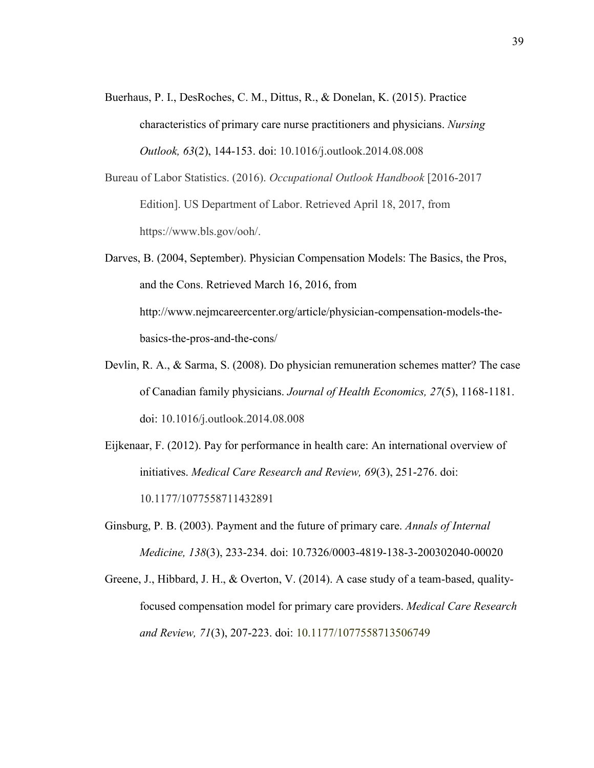Buerhaus, P. I., DesRoches, C. M., Dittus, R., & Donelan, K. (2015). Practice characteristics of primary care nurse practitioners and physicians. *Nursing Outlook, 63*(2), 144-153. doi: 10.1016/j.outlook.2014.08.008

Bureau of Labor Statistics. (2016). *Occupational Outlook Handbook* [2016-2017 Edition]. US Department of Labor. Retrieved April 18, 2017, from https://www.bls.gov/ooh/.

Darves, B. (2004, September). Physician Compensation Models: The Basics, the Pros, and the Cons. Retrieved March 16, 2016, from http://www.nejmcareercenter.org/article/physician-compensation-models-the-basics-the-pros-and-the-cons/

Devlin, R. A., & Sarma, S. (2008). Do physician remuneration schemes matter? The case of Canadian family physicians. *Journal of Health Economics, 27*(5), 1168-1181. doi: 10.1016/j.outlook.2014.08.008

Eijkenaar, F. (2012). Pay for performance in health care: An international overview of initiatives. *Medical Care Research and Review, 69*(3), 251-276. doi: 10.1177/1077558711432891

Ginsburg, P. B. (2003). Payment and the future of primary care. *Annals of Internal Medicine, 138*(3), 233-234. doi: 10.7326/0003-4819-138-3-200302040-00020

Greene, J., Hibbard, J. H., & Overton, V. (2014). A case study of a team-based, quality-focused compensation model for primary care providers. *Medical Care Research and Review, 71*(3), 207-223. doi: 10.1177/1077558713506749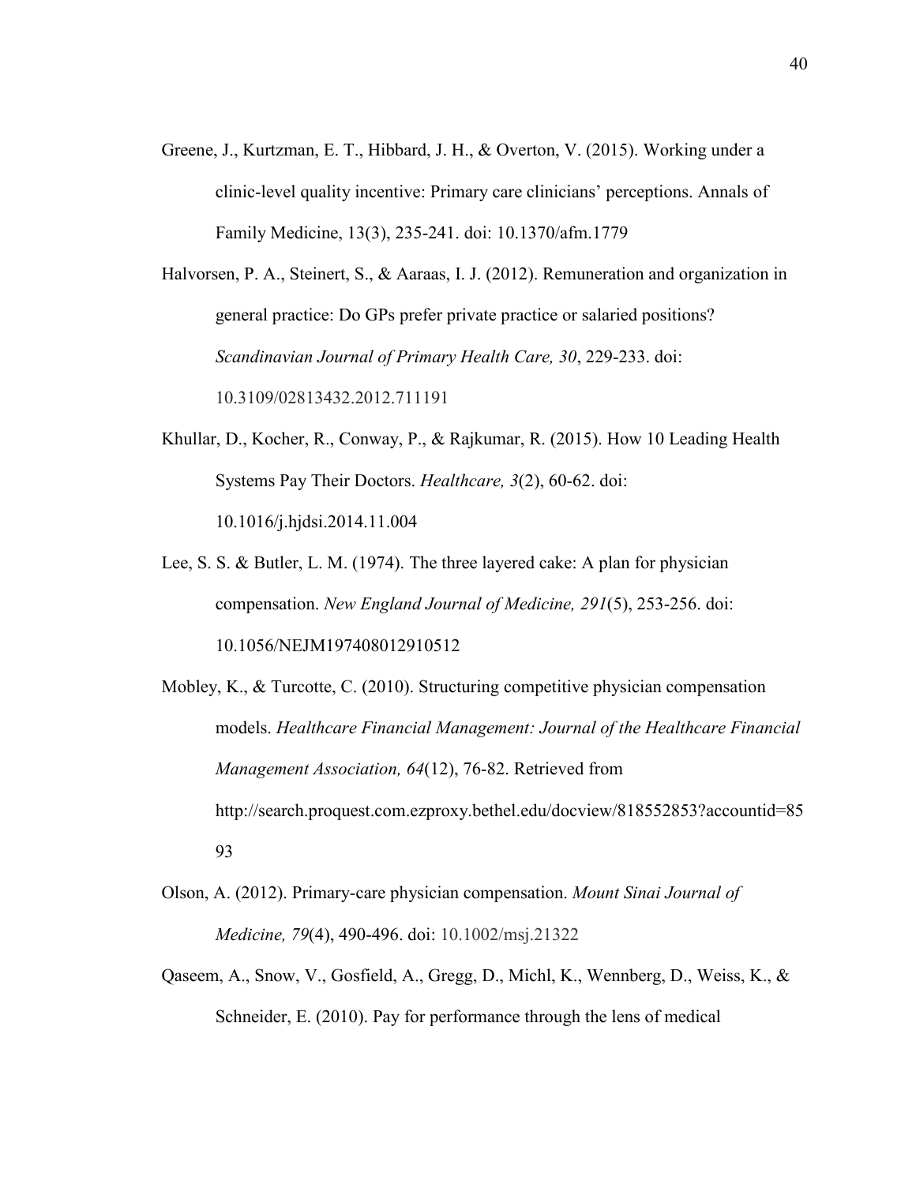Greene, J., Kurtzman, E. T., Hibbard, J. H., & Overton, V. (2015). Working under a clinic-level quality incentive: Primary care clinicians' perceptions. Annals of Family Medicine, 13(3), 235-241. doi: 10.1370/afm.1779

Halvorsen, P. A., Steinert, S., & Aaraas, I. J. (2012). Remuneration and organization in general practice: Do GPs prefer private practice or salaried positions? *Scandinavian Journal of Primary Health Care, 30*, 229-233. doi: 10.3109/02813432.2012.711191

Khullar, D., Kocher, R., Conway, P., & Rajkumar, R. (2015). How 10 Leading Health Systems Pay Their Doctors. *Healthcare, 3*(2), 60-62. doi: 10.1016/j.hjdsi.2014.11.004

Lee, S. S. & Butler, L. M. (1974). The three layered cake: A plan for physician compensation. *New England Journal of Medicine, 291*(5), 253-256. doi: 10.1056/NEJM197408012910512

Mobley, K., & Turcotte, C. (2010). Structuring competitive physician compensation models. *Healthcare Financial Management: Journal of the Healthcare Financial Management Association, 64*(12), 76-82. Retrieved from http://search.proquest.com.ezproxy.bethel.edu/docview/818552853?accountid=8593

Olson, A. (2012). Primary-care physician compensation. *Mount Sinai Journal of Medicine, 79*(4), 490-496. doi: 10.1002/msj.21322

Qaseem, A., Snow, V., Gosfield, A., Gregg, D., Michl, K., Wennberg, D., Weiss, K., & Schneider, E. (2010). Pay for performance through the lens of medical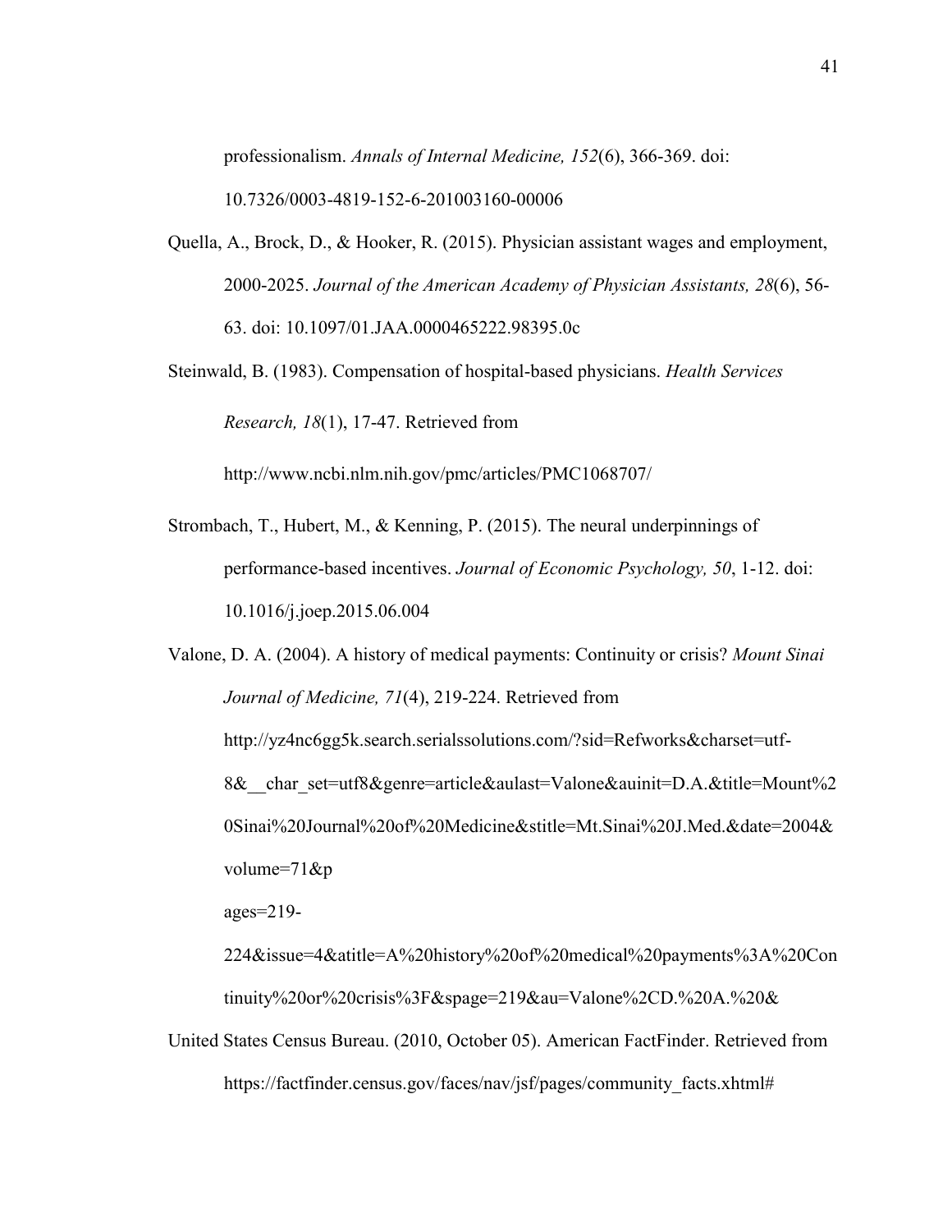professionalism. *Annals of Internal Medicine, 152*(6), 366-369. doi: 10.7326/0003-4819-152-6-201003160-00006

Quella, A., Brock, D., & Hooker, R. (2015). Physician assistant wages and employment, 2000-2025. *Journal of the American Academy of Physician Assistants, 28*(6), 56-63. doi: 10.1097/01.JAA.0000465222.98395.0c

Steinwald, B. (1983). Compensation of hospital-based physicians. *Health Services Research, 18*(1), 17-47. Retrieved from http://www.ncbi.nlm.nih.gov/pmc/articles/PMC1068707/

Strombach, T., Hubert, M., & Kenning, P. (2015). The neural underpinnings of performance-based incentives. *Journal of Economic Psychology, 50*, 1-12. doi: 10.1016/j.joep.2015.06.004

Valone, D. A. (2004). A history of medical payments: Continuity or crisis? *Mount Sinai Journal of Medicine, 71*(4), 219-224. Retrieved from http://yz4nc6gg5k.search.serialssolutions.com/?sid=Refworks&charset=utf-8&__char_set=utf8&genre=article&aulast=Valone&auinit=D.A.&title=Mount%20Sinai%20Journal%20of%20Medicine&stitle=Mt.Sinai%20J.Med.&date=2004&volume=71&pages=219-224&issue=4&atitle=A%20history%20of%20medical%20payments%3A%20Continuity%20or%20crisis%3F&spage=219&au=Valone%2CD.%20A.%20&

United States Census Bureau. (2010, October 05). American FactFinder. Retrieved from https://factfinder.census.gov/faces/nav/jsf/pages/community_facts.xhtml#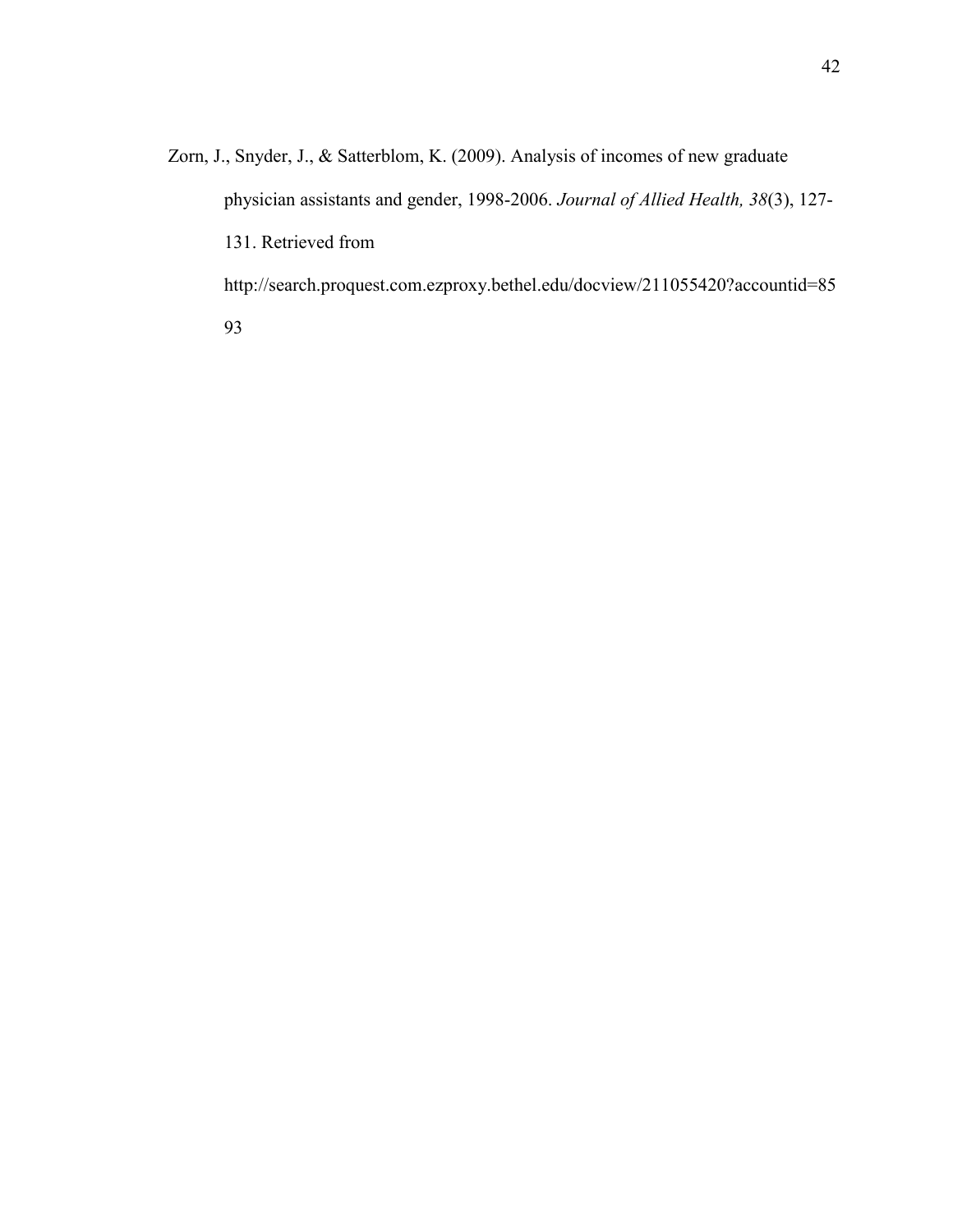Zorn, J., Snyder, J., & Satterblom, K. (2009). Analysis of incomes of new graduate physician assistants and gender, 1998-2006. *Journal of Allied Health, 38*(3), 127-131. Retrieved from http://search.proquest.com.ezproxy.bethel.edu/docview/211055420?accountid=8593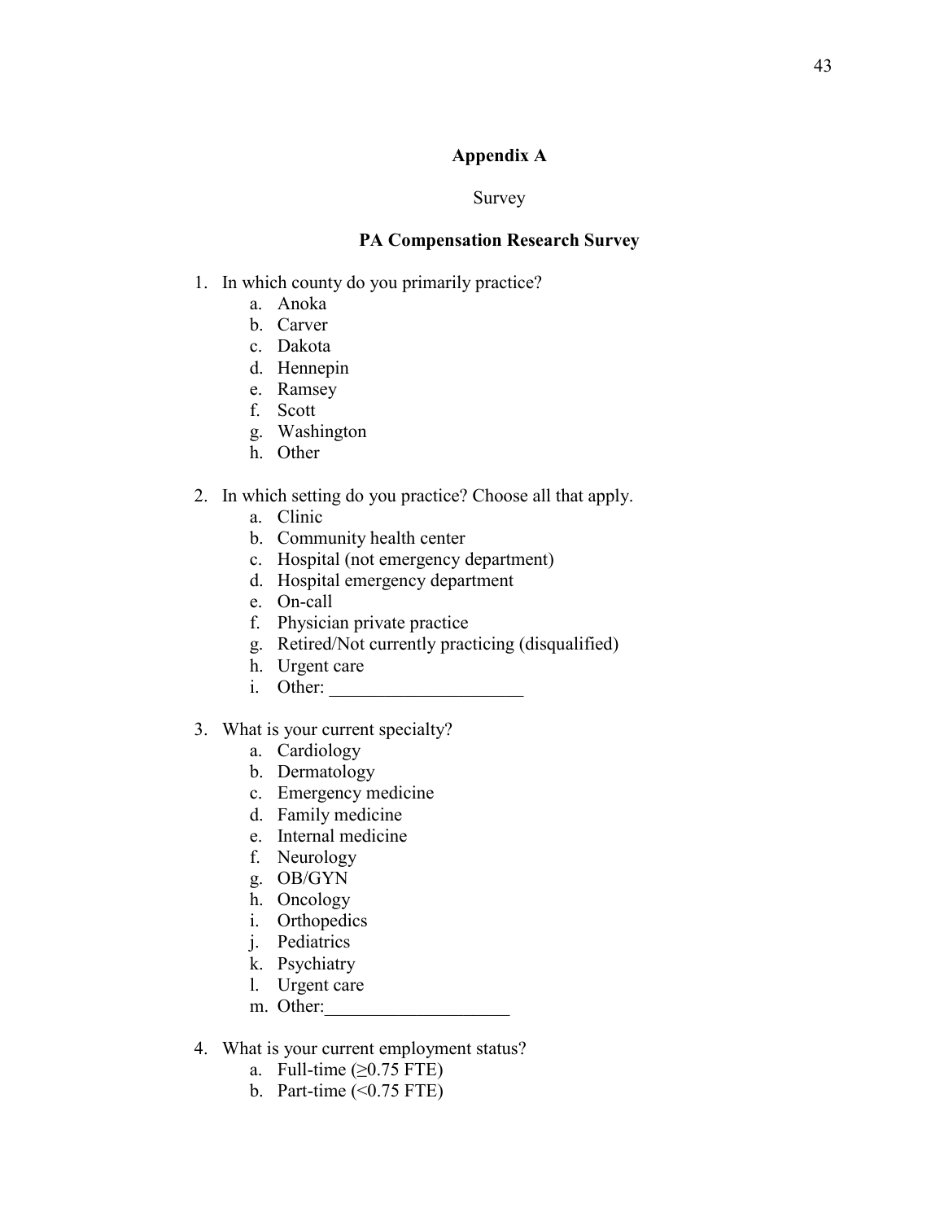# Appendix A

Survey

## PA Compensation Research Survey

1. In which county do you primarily practice?
   a. Anoka
   b. Carver
   c. Dakota
   d. Hennepin
   e. Ramsey
   f. Scott
   g. Washington
   h. Other

2. In which setting do you practice? Choose all that apply.
   a. Clinic
   b. Community health center
   c. Hospital (not emergency department)
   d. Hospital emergency department
   e. On-call
   f. Physician private practice
   g. Retired/Not currently practicing (disqualified)
   h. Urgent care
   i. Other: ____________________

3. What is your current specialty?
   a. Cardiology
   b. Dermatology
   c. Emergency medicine
   d. Family medicine
   e. Internal medicine
   f. Neurology
   g. OB/GYN
   h. Oncology
   i. Orthopedics
   j. Pediatrics
   k. Psychiatry
   l. Urgent care
   m. Other:____________________

4. What is your current employment status?
   a. Full-time (≥0.75 FTE)
   b. Part-time (<0.75 FTE)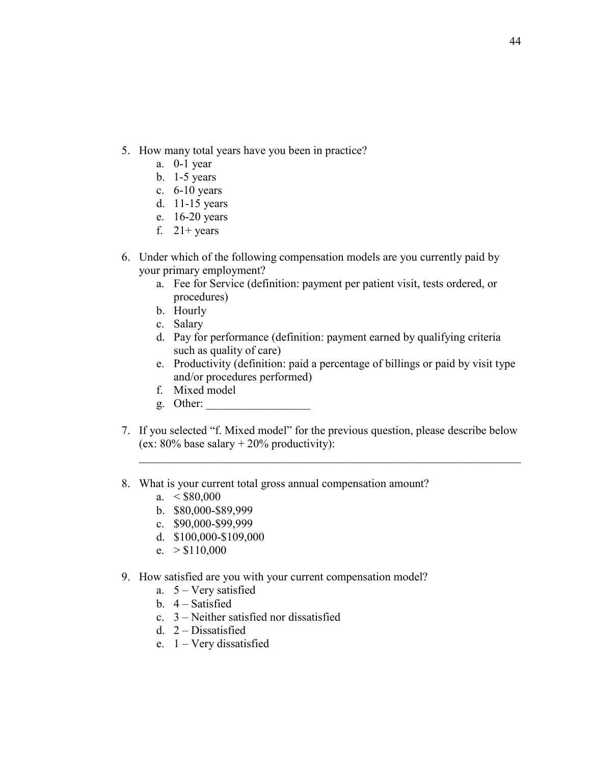5. How many total years have you been in practice?
    a. 0-1 year
    b. 1-5 years
    c. 6-10 years
    d. 11-15 years
    e. 16-20 years
    f. 21+ years

6. Under which of the following compensation models are you currently paid by your primary employment?
    a. Fee for Service (definition: payment per patient visit, tests ordered, or procedures)
    b. Hourly
    c. Salary
    d. Pay for performance (definition: payment earned by qualifying criteria such as quality of care)
    e. Productivity (definition: paid a percentage of billings or paid by visit type and/or procedures performed)
    f. Mixed model
    g. Other: __________________

7. If you selected "f. Mixed model" for the previous question, please describe below (ex: 80% base salary + 20% productivity):

    ______________________________________________________________________

8. What is your current total gross annual compensation amount?
    a. < $80,000
    b. $80,000-$89,999
    c. $90,000-$99,999
    d. $100,000-$109,000
    e. > $110,000

9. How satisfied are you with your current compensation model?
    a. 5 – Very satisfied
    b. 4 – Satisfied
    c. 3 – Neither satisfied nor dissatisfied
    d. 2 – Dissatisfied
    e. 1 – Very dissatisfied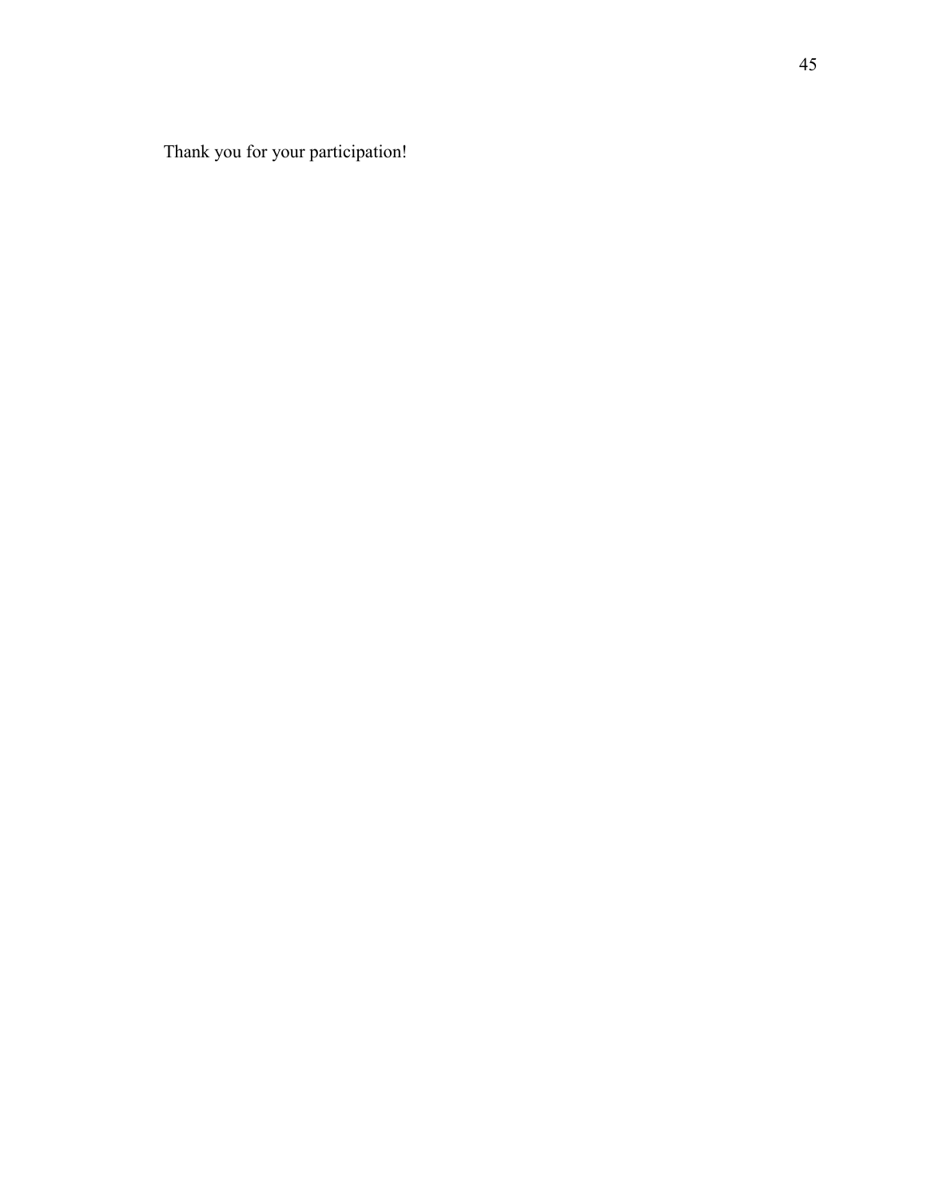Thank you for your participation!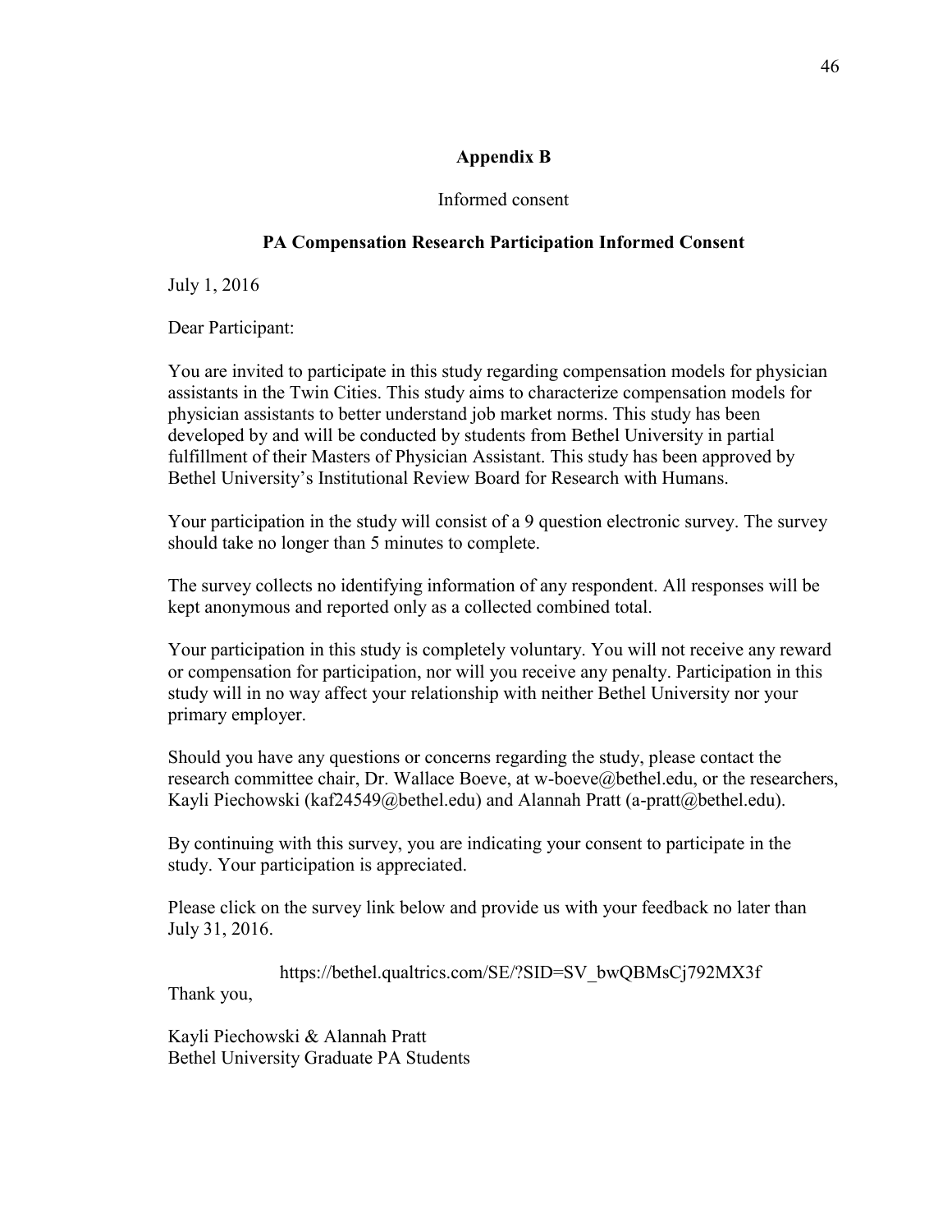## Appendix B

Informed consent

### PA Compensation Research Participation Informed Consent

July 1, 2016

Dear Participant:

You are invited to participate in this study regarding compensation models for physician assistants in the Twin Cities. This study aims to characterize compensation models for physician assistants to better understand job market norms. This study has been developed by and will be conducted by students from Bethel University in partial fulfillment of their Masters of Physician Assistant. This study has been approved by Bethel University's Institutional Review Board for Research with Humans.

Your participation in the study will consist of a 9 question electronic survey. The survey should take no longer than 5 minutes to complete.

The survey collects no identifying information of any respondent. All responses will be kept anonymous and reported only as a collected combined total.

Your participation in this study is completely voluntary. You will not receive any reward or compensation for participation, nor will you receive any penalty. Participation in this study will in no way affect your relationship with neither Bethel University nor your primary employer.

Should you have any questions or concerns regarding the study, please contact the research committee chair, Dr. Wallace Boeve, at w-boeve@bethel.edu, or the researchers, Kayli Piechowski (kaf24549@bethel.edu) and Alannah Pratt (a-pratt@bethel.edu).

By continuing with this survey, you are indicating your consent to participate in the study. Your participation is appreciated.

Please click on the survey link below and provide us with your feedback no later than July 31, 2016.

https://bethel.qualtrics.com/SE/?SID=SV_bwQBMsCj792MX3f

Thank you,

Kayli Piechowski & Alannah Pratt
Bethel University Graduate PA Students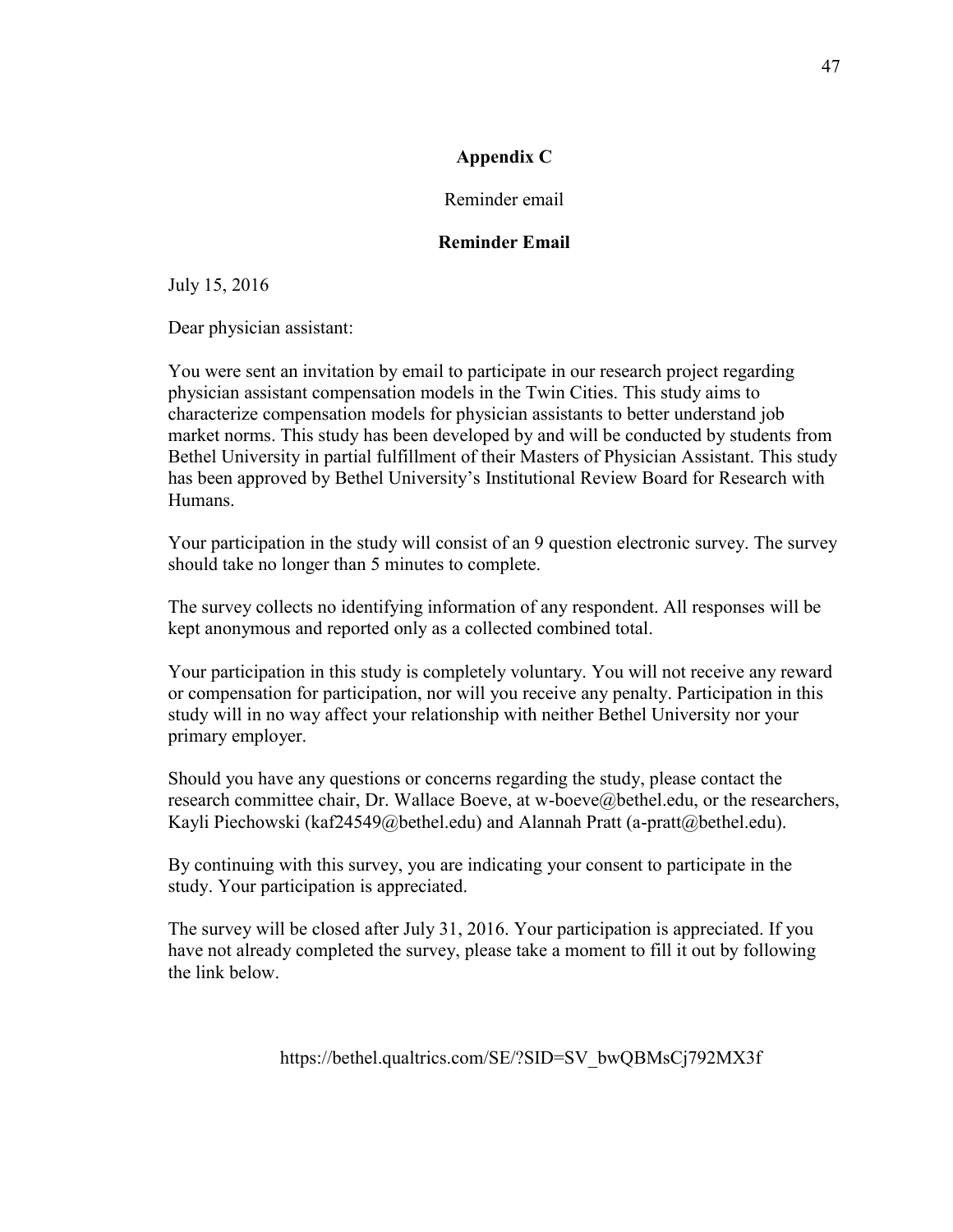# Appendix C

Reminder email

**Reminder Email**

July 15, 2016

Dear physician assistant:

You were sent an invitation by email to participate in our research project regarding physician assistant compensation models in the Twin Cities. This study aims to characterize compensation models for physician assistants to better understand job market norms. This study has been developed by and will be conducted by students from Bethel University in partial fulfillment of their Masters of Physician Assistant. This study has been approved by Bethel University's Institutional Review Board for Research with Humans.

Your participation in the study will consist of an 9 question electronic survey. The survey should take no longer than 5 minutes to complete.

The survey collects no identifying information of any respondent. All responses will be kept anonymous and reported only as a collected combined total.

Your participation in this study is completely voluntary. You will not receive any reward or compensation for participation, nor will you receive any penalty. Participation in this study will in no way affect your relationship with neither Bethel University nor your primary employer.

Should you have any questions or concerns regarding the study, please contact the research committee chair, Dr. Wallace Boeve, at w-boeve@bethel.edu, or the researchers, Kayli Piechowski (kaf24549@bethel.edu) and Alannah Pratt (a-pratt@bethel.edu).

By continuing with this survey, you are indicating your consent to participate in the study. Your participation is appreciated.

The survey will be closed after July 31, 2016. Your participation is appreciated. If you have not already completed the survey, please take a moment to fill it out by following the link below.

https://bethel.qualtrics.com/SE/?SID=SV_bwQBMsCj792MX3f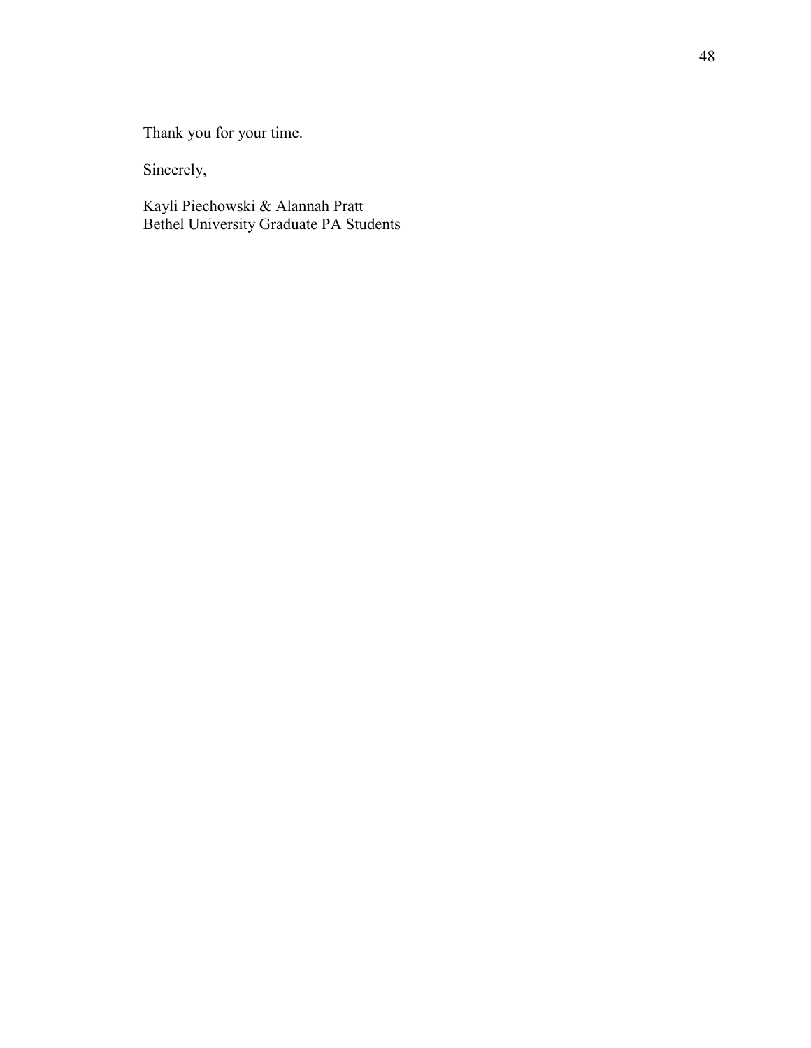Thank you for your time.

Sincerely,

Kayli Piechowski & Alannah Pratt
Bethel University Graduate PA Students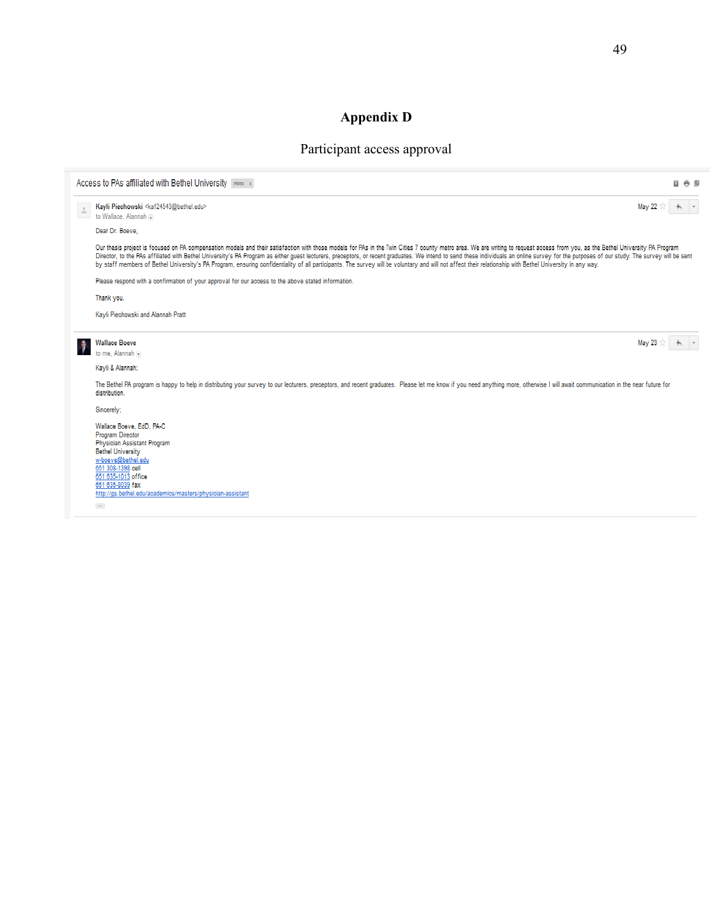# Appendix D

## Participant access approval

Access to PAs affiliated with Bethel University Inbox x

**Kayli Piechowski** <kaf24543@bethel.edu>
to Wallace, Alannah

May 22

Dear Dr. Boeve,

Our thesis project is focused on PA compensation models and their satisfaction with those models for PAs in the Twin Cities 7 county metro area. We are writing to request access from you, as the Bethel University PA Program Director, to the PAs affiliated with Bethel University's PA Program as either guest lecturers, preceptors, or recent graduates. We intend to send these individuals an online survey for the purposes of our study. The survey will be sent by staff members of Bethel University's PA Program, ensuring confidentiality of all participants. The survey will be voluntary and will not affect their relationship with Bethel University in any way.

Please respond with a confirmation of your approval for our access to the above stated information.

Thank you.

Kayli Piechowski and Alannah Pratt

**Wallace Boeve**
to me, Alannah

May 23

Kayli & Alannah;

The Bethel PA program is happy to help in distributing your survey to our lecturers, preceptors, and recent graduates. Please let me know if you need anything more, otherwise I will await communication in the near future for distribution.

Sincerely;

Wallace Boeve, EdD, PA-C
Program Director
Physician Assistant Program
Bethel University
w-boeve@bethel.edu
651 308-1398 cell
651 635-1013 office
651 635-8039 fax
http://gs.bethel.edu/academics/masters/physician-assistant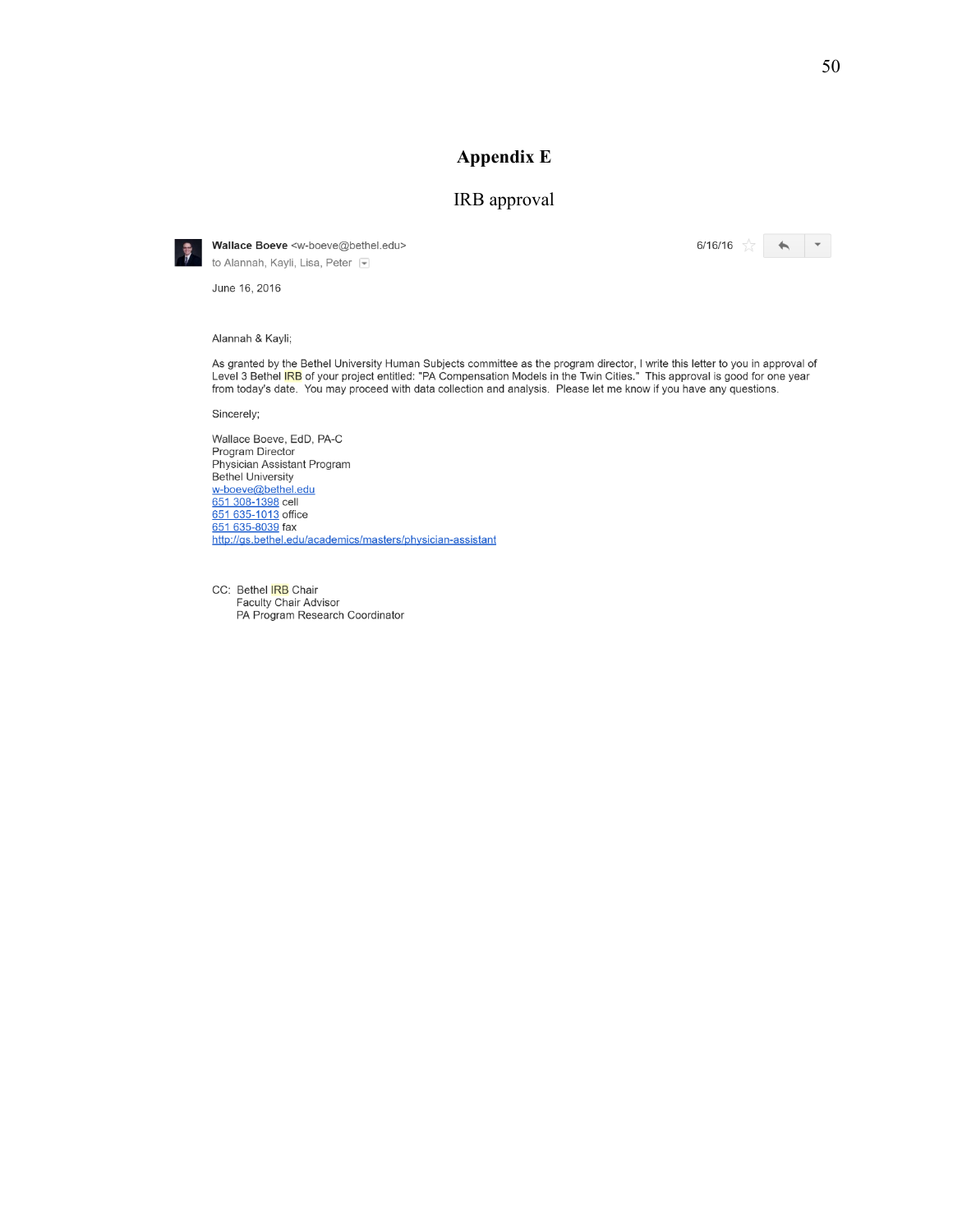# Appendix E

## IRB approval

**Wallace Boeve** <w-boeve@bethel.edu>
to Alannah, Kayli, Lisa, Peter

6/16/16

June 16, 2016

Alannah & Kayli;

As granted by the Bethel University Human Subjects committee as the program director, I write this letter to you in approval of Level 3 Bethel IRB of your project entitled: "PA Compensation Models in the Twin Cities." This approval is good for one year from today's date. You may proceed with data collection and analysis. Please let me know if you have any questions.

Sincerely;

Wallace Boeve, EdD, PA-C
Program Director
Physician Assistant Program
Bethel University
w-boeve@bethel.edu
651 308-1398 cell
651 635-1013 office
651 635-8039 fax
http://gs.bethel.edu/academics/masters/physician-assistant

CC: Bethel IRB Chair
Faculty Chair Advisor
PA Program Research Coordinator